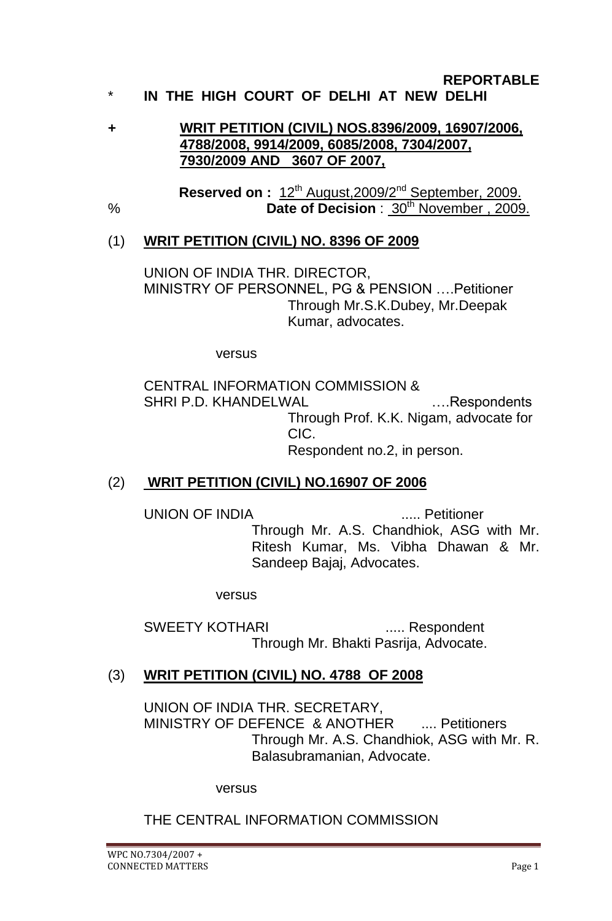**REPORTABLE**

\* **IN THE HIGH COURT OF DELHI AT NEW DELHI**

\+ **WRIT PETITION (CIVIL) NOS.8396/2009, 16907/2006, 4788/2008, 9914/2009, 6085/2008, 7304/2007, 7930/2009 AND 3607 OF 2007,**

**Reserved on :** 12th August,2009/2nd September, 2009.

% **Date of Decision** : 30th November , 2009.

(1) **WRIT PETITION (CIVIL) NO. 8396 OF 2009**

UNION OF INDIA THR. DIRECTOR,
MINISTRY OF PERSONNEL, PG & PENSION ….Petitioner
Through Mr.S.K.Dubey, Mr.Deepak Kumar, advocates.

versus

CENTRAL INFORMATION COMMISSION &
SHRI P.D. KHANDELWAL ….Respondents
Through Prof. K.K. Nigam, advocate for CIC.
Respondent no.2, in person.

(2) **WRIT PETITION (CIVIL) NO.16907 OF 2006**

UNION OF INDIA ..... Petitioner
Through Mr. A.S. Chandhiok, ASG with Mr. Ritesh Kumar, Ms. Vibha Dhawan & Mr. Sandeep Bajaj, Advocates.

versus

SWEETY KOTHARI ..... Respondent
Through Mr. Bhakti Pasrija, Advocate.

(3) **WRIT PETITION (CIVIL) NO. 4788 OF 2008**

UNION OF INDIA THR. SECRETARY,
MINISTRY OF DEFENCE & ANOTHER .... Petitioners
Through Mr. A.S. Chandhiok, ASG with Mr. R. Balasubramanian, Advocate.

versus

THE CENTRAL INFORMATION COMMISSION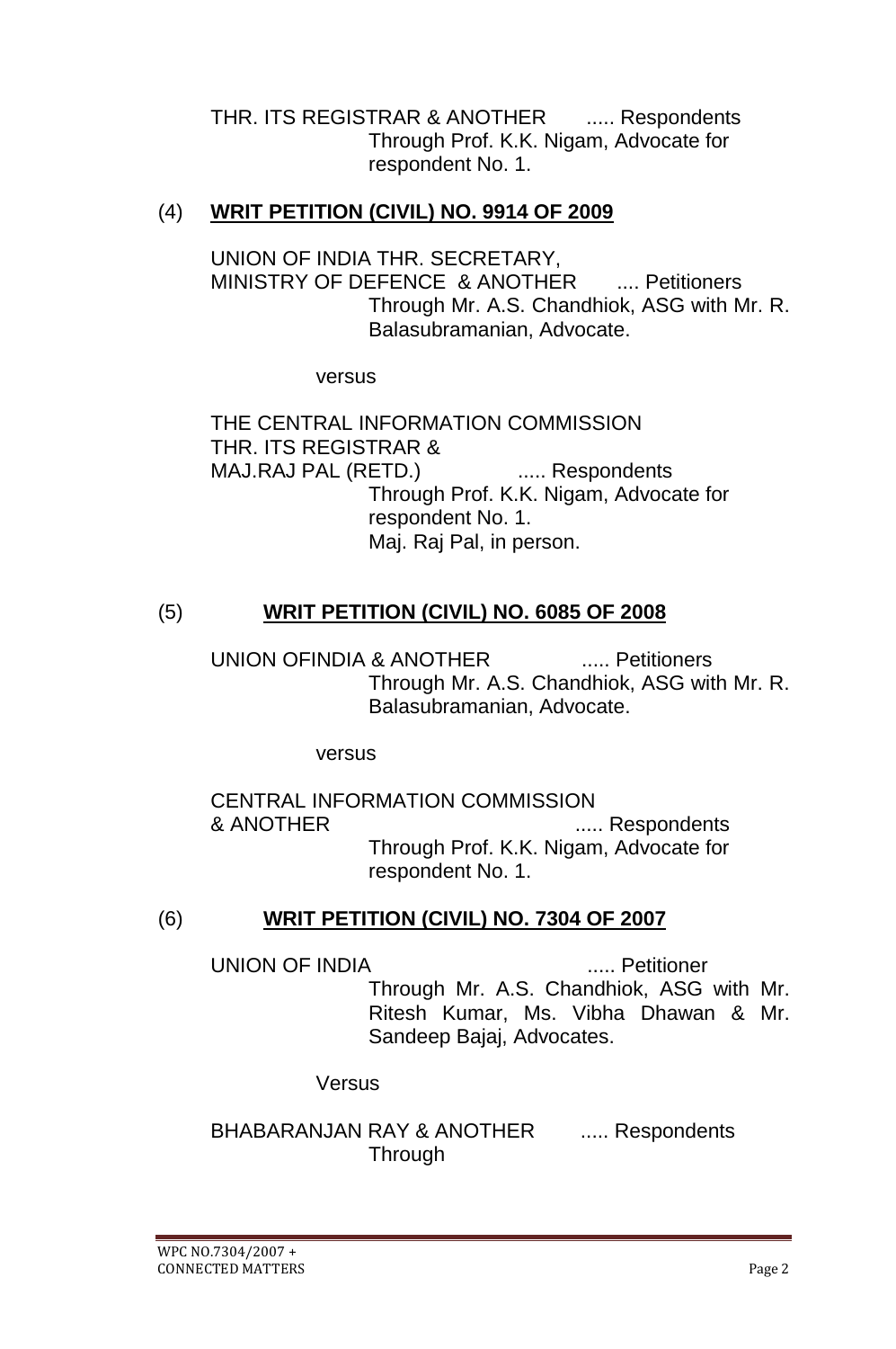THR. ITS REGISTRAR & ANOTHER ..... Respondents
Through Prof. K.K. Nigam, Advocate for respondent No. 1.

(4) **WRIT PETITION (CIVIL) NO. 9914 OF 2009**

UNION OF INDIA THR. SECRETARY, MINISTRY OF DEFENCE & ANOTHER .... Petitioners
Through Mr. A.S. Chandhiok, ASG with Mr. R. Balasubramanian, Advocate.

versus

THE CENTRAL INFORMATION COMMISSION THR. ITS REGISTRAR & MAJ.RAJ PAL (RETD.) ..... Respondents
Through Prof. K.K. Nigam, Advocate for respondent No. 1.
Maj. Raj Pal, in person.

(5) **WRIT PETITION (CIVIL) NO. 6085 OF 2008**

UNION OFINDIA & ANOTHER ..... Petitioners
Through Mr. A.S. Chandhiok, ASG with Mr. R. Balasubramanian, Advocate.

versus

CENTRAL INFORMATION COMMISSION & ANOTHER ..... Respondents
Through Prof. K.K. Nigam, Advocate for respondent No. 1.

(6) **WRIT PETITION (CIVIL) NO. 7304 OF 2007**

UNION OF INDIA ..... Petitioner
Through Mr. A.S. Chandhiok, ASG with Mr. Ritesh Kumar, Ms. Vibha Dhawan & Mr. Sandeep Bajaj, Advocates.

Versus

BHABARANJAN RAY & ANOTHER ..... Respondents
Through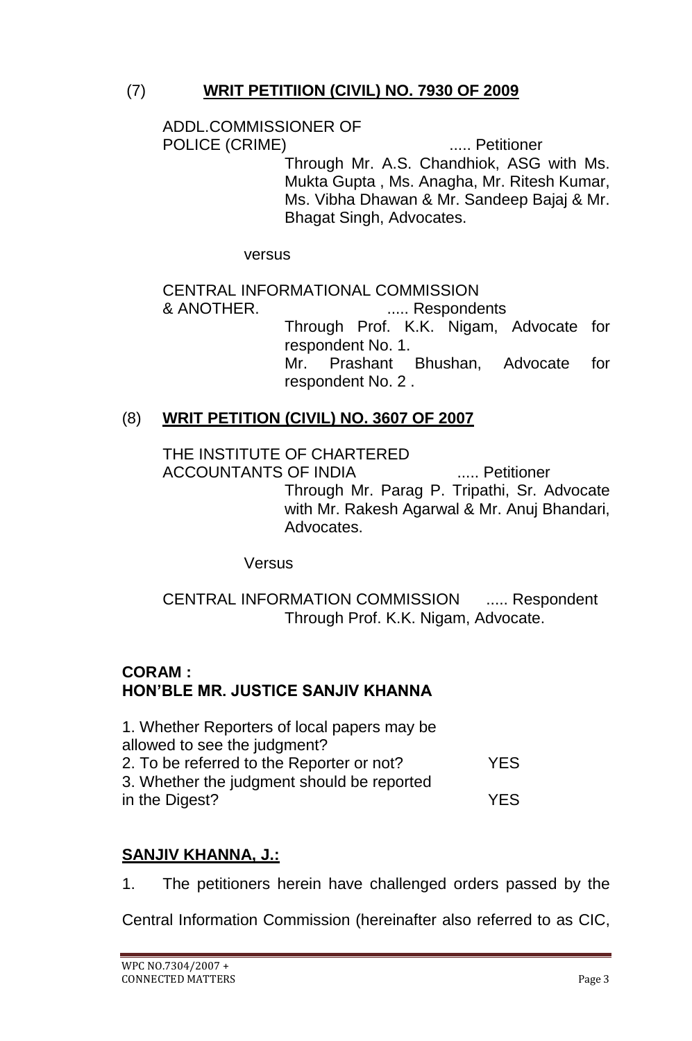(7) **WRIT PETITIION (CIVIL) NO. 7930 OF 2009**

ADDL.COMMISSIONER OF POLICE (CRIME) ..... Petitioner

Through Mr. A.S. Chandhiok, ASG with Ms. Mukta Gupta , Ms. Anagha, Mr. Ritesh Kumar, Ms. Vibha Dhawan & Mr. Sandeep Bajaj & Mr. Bhagat Singh, Advocates.

versus

CENTRAL INFORMATIONAL COMMISSION & ANOTHER. ..... Respondents

Through Prof. K.K. Nigam, Advocate for respondent No. 1.
Mr. Prashant Bhushan, Advocate for respondent No. 2 .

(8) **WRIT PETITION (CIVIL) NO. 3607 OF 2007**

THE INSTITUTE OF CHARTERED ACCOUNTANTS OF INDIA ..... Petitioner

Through Mr. Parag P. Tripathi, Sr. Advocate with Mr. Rakesh Agarwal & Mr. Anuj Bhandari, Advocates.

Versus

CENTRAL INFORMATION COMMISSION ..... Respondent

Through Prof. K.K. Nigam, Advocate.

**CORAM :**
**HON'BLE MR. JUSTICE SANJIV KHANNA**

| | |
|---|---|
| 1. Whether Reporters of local papers may be allowed to see the judgment? | |
| 2. To be referred to the Reporter or not? | YES |
| 3. Whether the judgment should be reported in the Digest? | YES |

**SANJIV KHANNA, J.:**

1. The petitioners herein have challenged orders passed by the Central Information Commission (hereinafter also referred to as CIC,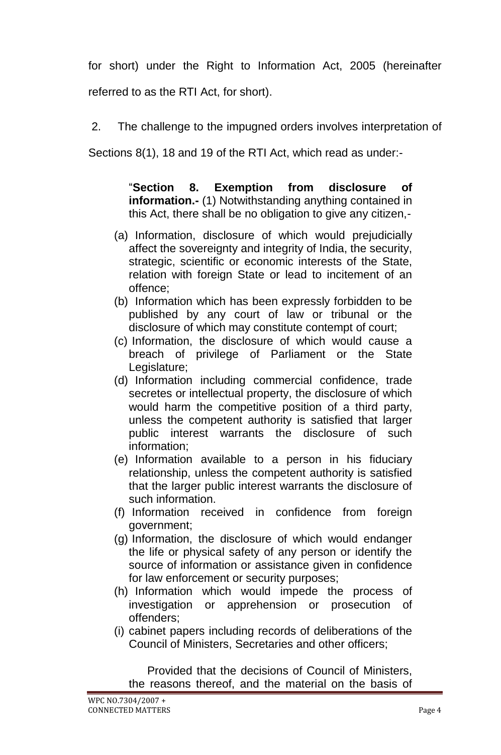for short) under the Right to Information Act, 2005 (hereinafter referred to as the RTI Act, for short).

2. The challenge to the impugned orders involves interpretation of Sections 8(1), 18 and 19 of the RTI Act, which read as under:-

> "**Section 8. Exemption from disclosure of information.-** (1) Notwithstanding anything contained in this Act, there shall be no obligation to give any citizen,-
>
> (a) Information, disclosure of which would prejudicially affect the sovereignty and integrity of India, the security, strategic, scientific or economic interests of the State, relation with foreign State or lead to incitement of an offence;
>
> (b) Information which has been expressly forbidden to be published by any court of law or tribunal or the disclosure of which may constitute contempt of court;
>
> (c) Information, the disclosure of which would cause a breach of privilege of Parliament or the State Legislature;
>
> (d) Information including commercial confidence, trade secretes or intellectual property, the disclosure of which would harm the competitive position of a third party, unless the competent authority is satisfied that larger public interest warrants the disclosure of such information;
>
> (e) Information available to a person in his fiduciary relationship, unless the competent authority is satisfied that the larger public interest warrants the disclosure of such information.
>
> (f) Information received in confidence from foreign government;
>
> (g) Information, the disclosure of which would endanger the life or physical safety of any person or identify the source of information or assistance given in confidence for law enforcement or security purposes;
>
> (h) Information which would impede the process of investigation or apprehension or prosecution of offenders;
>
> (i) cabinet papers including records of deliberations of the Council of Ministers, Secretaries and other officers;
>
> Provided that the decisions of Council of Ministers, the reasons thereof, and the material on the basis of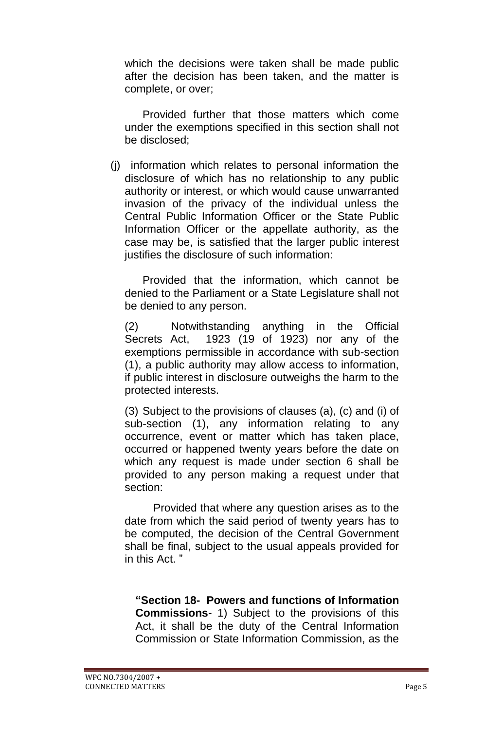which the decisions were taken shall be made public after the decision has been taken, and the matter is complete, or over;

Provided further that those matters which come under the exemptions specified in this section shall not be disclosed;

(j) information which relates to personal information the disclosure of which has no relationship to any public authority or interest, or which would cause unwarranted invasion of the privacy of the individual unless the Central Public Information Officer or the State Public Information Officer or the appellate authority, as the case may be, is satisfied that the larger public interest justifies the disclosure of such information:

Provided that the information, which cannot be denied to the Parliament or a State Legislature shall not be denied to any person.

(2) Notwithstanding anything in the Official Secrets Act, 1923 (19 of 1923) nor any of the exemptions permissible in accordance with sub-section (1), a public authority may allow access to information, if public interest in disclosure outweighs the harm to the protected interests.

(3) Subject to the provisions of clauses (a), (c) and (i) of sub-section (1), any information relating to any occurrence, event or matter which has taken place, occurred or happened twenty years before the date on which any request is made under section 6 shall be provided to any person making a request under that section:

Provided that where any question arises as to the date from which the said period of twenty years has to be computed, the decision of the Central Government shall be final, subject to the usual appeals provided for in this Act. "

**"Section 18- Powers and functions of Information Commissions**- 1) Subject to the provisions of this Act, it shall be the duty of the Central Information Commission or State Information Commission, as the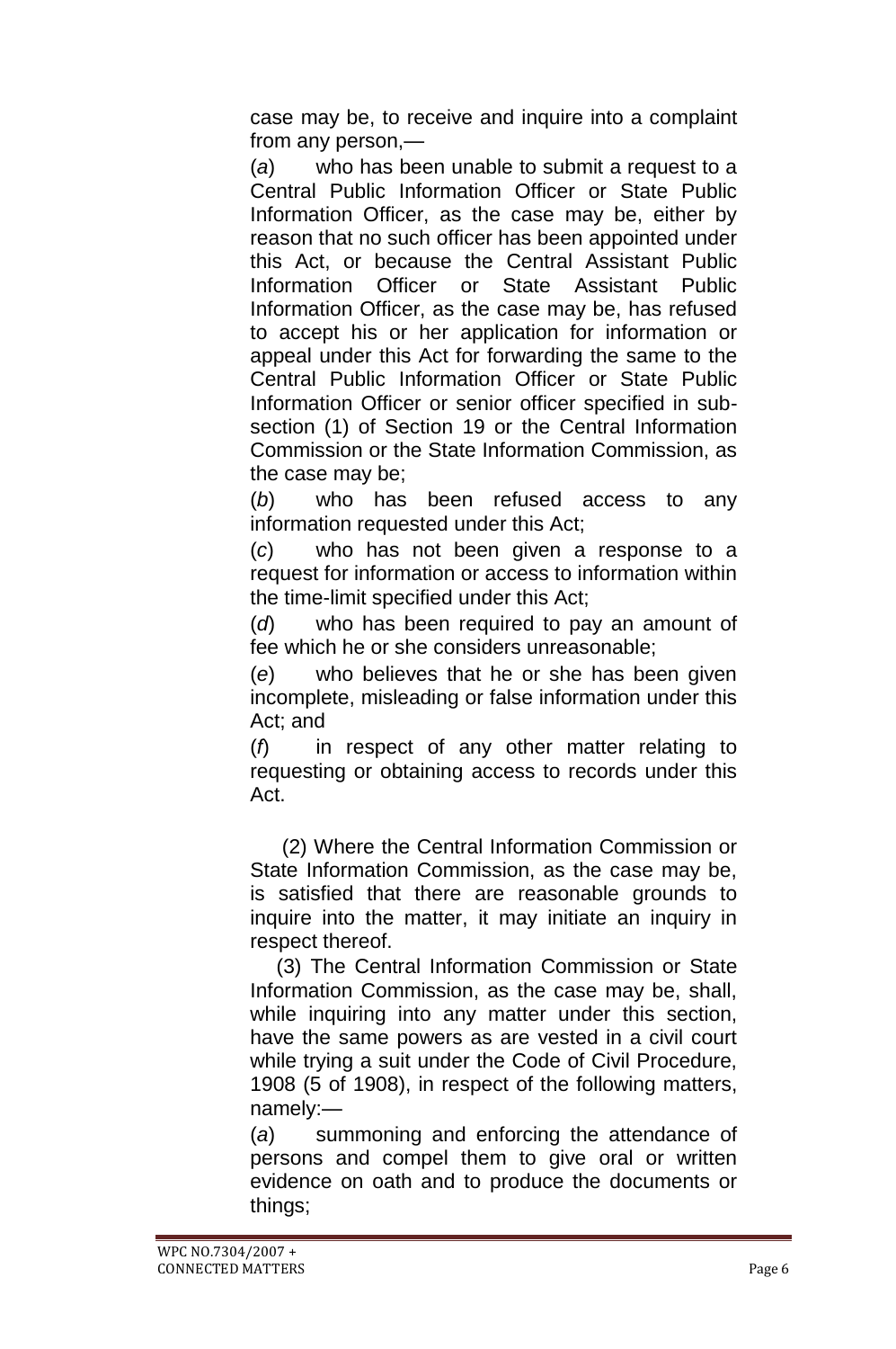case may be, to receive and inquire into a complaint from any person,—

(*a*) who has been unable to submit a request to a Central Public Information Officer or State Public Information Officer, as the case may be, either by reason that no such officer has been appointed under this Act, or because the Central Assistant Public Information Officer or State Assistant Public Information Officer, as the case may be, has refused to accept his or her application for information or appeal under this Act for forwarding the same to the Central Public Information Officer or State Public Information Officer or senior officer specified in sub-section (1) of Section 19 or the Central Information Commission or the State Information Commission, as the case may be;

(*b*) who has been refused access to any information requested under this Act;

(*c*) who has not been given a response to a request for information or access to information within the time-limit specified under this Act;

(*d*) who has been required to pay an amount of fee which he or she considers unreasonable;

(*e*) who believes that he or she has been given incomplete, misleading or false information under this Act; and

(*f*) in respect of any other matter relating to requesting or obtaining access to records under this Act.

(2) Where the Central Information Commission or State Information Commission, as the case may be, is satisfied that there are reasonable grounds to inquire into the matter, it may initiate an inquiry in respect thereof.

(3) The Central Information Commission or State Information Commission, as the case may be, shall, while inquiring into any matter under this section, have the same powers as are vested in a civil court while trying a suit under the Code of Civil Procedure, 1908 (5 of 1908), in respect of the following matters, namely:—

(*a*) summoning and enforcing the attendance of persons and compel them to give oral or written evidence on oath and to produce the documents or things;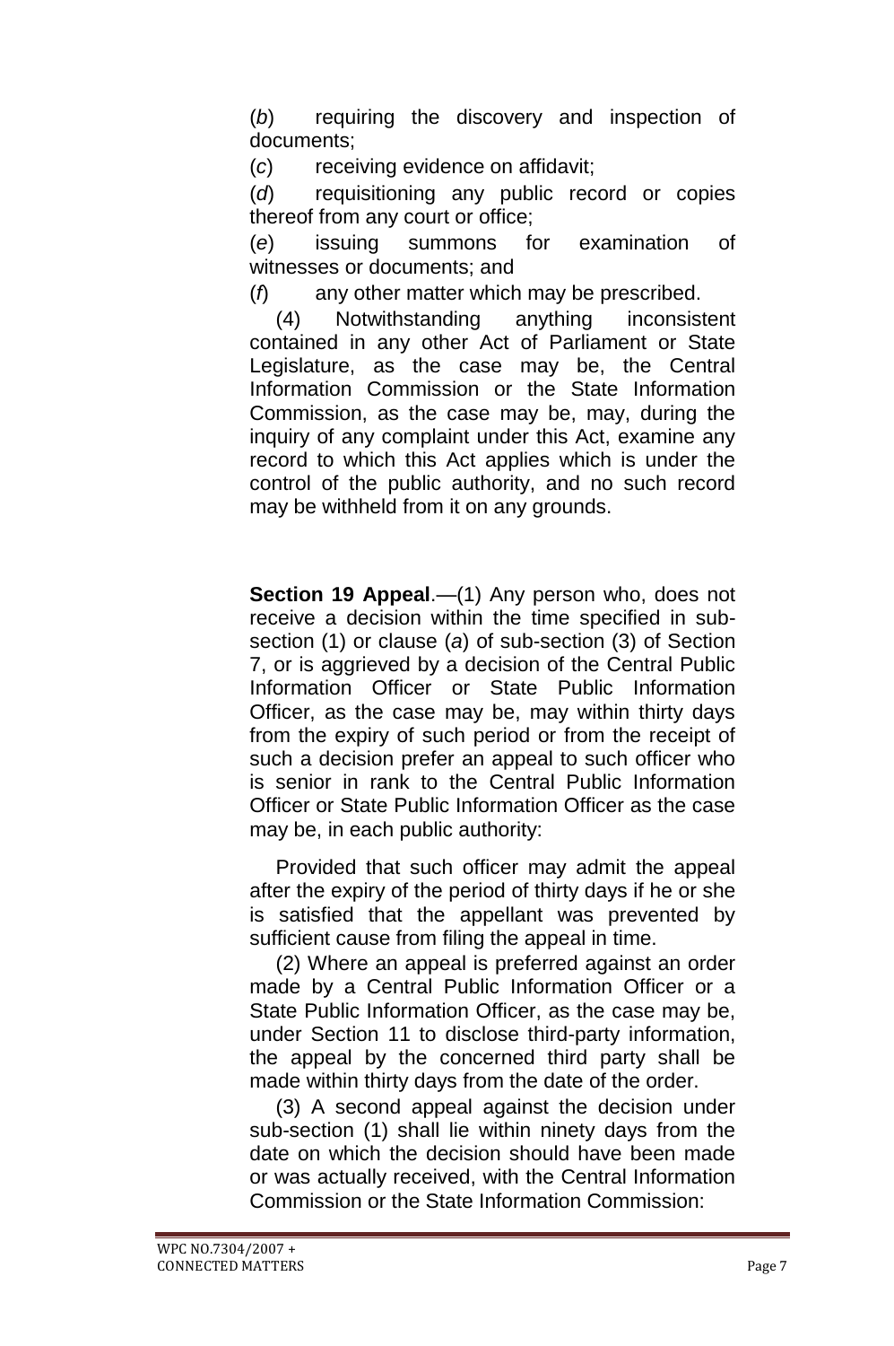(*b*) requiring the discovery and inspection of documents;

(*c*) receiving evidence on affidavit;

(*d*) requisitioning any public record or copies thereof from any court or office;

(*e*) issuing summons for examination of witnesses or documents; and

(*f*) any other matter which may be prescribed.

(4) Notwithstanding anything inconsistent contained in any other Act of Parliament or State Legislature, as the case may be, the Central Information Commission or the State Information Commission, as the case may be, may, during the inquiry of any complaint under this Act, examine any record to which this Act applies which is under the control of the public authority, and no such record may be withheld from it on any grounds.

**Section 19 Appeal**.—(1) Any person who, does not receive a decision within the time specified in sub-section (1) or clause (*a*) of sub-section (3) of Section 7, or is aggrieved by a decision of the Central Public Information Officer or State Public Information Officer, as the case may be, may within thirty days from the expiry of such period or from the receipt of such a decision prefer an appeal to such officer who is senior in rank to the Central Public Information Officer or State Public Information Officer as the case may be, in each public authority:

Provided that such officer may admit the appeal after the expiry of the period of thirty days if he or she is satisfied that the appellant was prevented by sufficient cause from filing the appeal in time.

(2) Where an appeal is preferred against an order made by a Central Public Information Officer or a State Public Information Officer, as the case may be, under Section 11 to disclose third-party information, the appeal by the concerned third party shall be made within thirty days from the date of the order.

(3) A second appeal against the decision under sub-section (1) shall lie within ninety days from the date on which the decision should have been made or was actually received, with the Central Information Commission or the State Information Commission: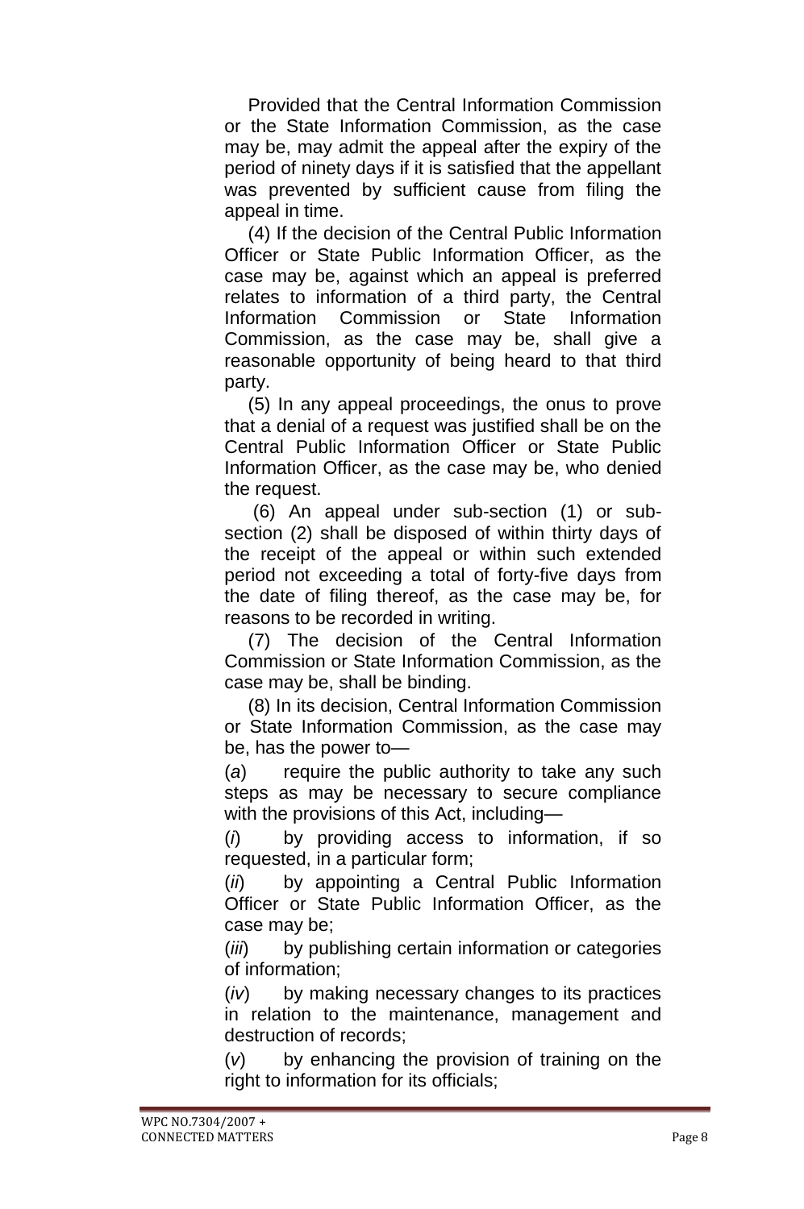Provided that the Central Information Commission or the State Information Commission, as the case may be, may admit the appeal after the expiry of the period of ninety days if it is satisfied that the appellant was prevented by sufficient cause from filing the appeal in time.

(4) If the decision of the Central Public Information Officer or State Public Information Officer, as the case may be, against which an appeal is preferred relates to information of a third party, the Central Information Commission or State Information Commission, as the case may be, shall give a reasonable opportunity of being heard to that third party.

(5) In any appeal proceedings, the onus to prove that a denial of a request was justified shall be on the Central Public Information Officer or State Public Information Officer, as the case may be, who denied the request.

(6) An appeal under sub-section (1) or sub-section (2) shall be disposed of within thirty days of the receipt of the appeal or within such extended period not exceeding a total of forty-five days from the date of filing thereof, as the case may be, for reasons to be recorded in writing.

(7) The decision of the Central Information Commission or State Information Commission, as the case may be, shall be binding.

(8) In its decision, Central Information Commission or State Information Commission, as the case may be, has the power to—

(*a*) require the public authority to take any such steps as may be necessary to secure compliance with the provisions of this Act, including—

(*i*) by providing access to information, if so requested, in a particular form;

(*ii*) by appointing a Central Public Information Officer or State Public Information Officer, as the case may be;

(*iii*) by publishing certain information or categories of information;

(*iv*) by making necessary changes to its practices in relation to the maintenance, management and destruction of records;

(*v*) by enhancing the provision of training on the right to information for its officials;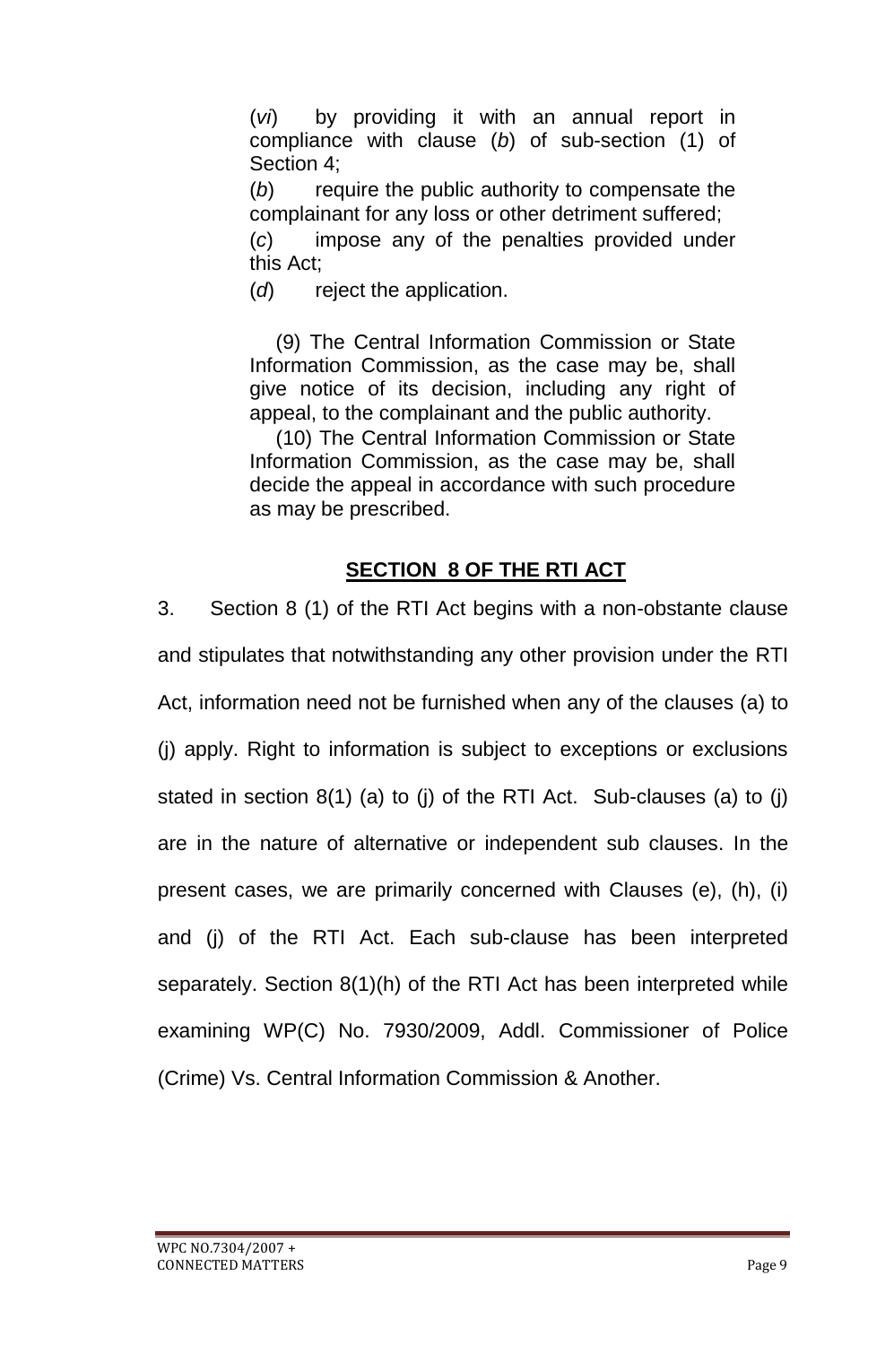(*vi*) by providing it with an annual report in compliance with clause (*b*) of sub-section (1) of Section 4;

(*b*) require the public authority to compensate the complainant for any loss or other detriment suffered;

(*c*) impose any of the penalties provided under this Act;

(*d*) reject the application.

(9) The Central Information Commission or State Information Commission, as the case may be, shall give notice of its decision, including any right of appeal, to the complainant and the public authority.

(10) The Central Information Commission or State Information Commission, as the case may be, shall decide the appeal in accordance with such procedure as may be prescribed.

## SECTION 8 OF THE RTI ACT

3. Section 8 (1) of the RTI Act begins with a non-obstante clause and stipulates that notwithstanding any other provision under the RTI Act, information need not be furnished when any of the clauses (a) to (j) apply. Right to information is subject to exceptions or exclusions stated in section 8(1) (a) to (j) of the RTI Act. Sub-clauses (a) to (j) are in the nature of alternative or independent sub clauses. In the present cases, we are primarily concerned with Clauses (e), (h), (i) and (j) of the RTI Act. Each sub-clause has been interpreted separately. Section 8(1)(h) of the RTI Act has been interpreted while examining WP(C) No. 7930/2009, Addl. Commissioner of Police (Crime) Vs. Central Information Commission & Another.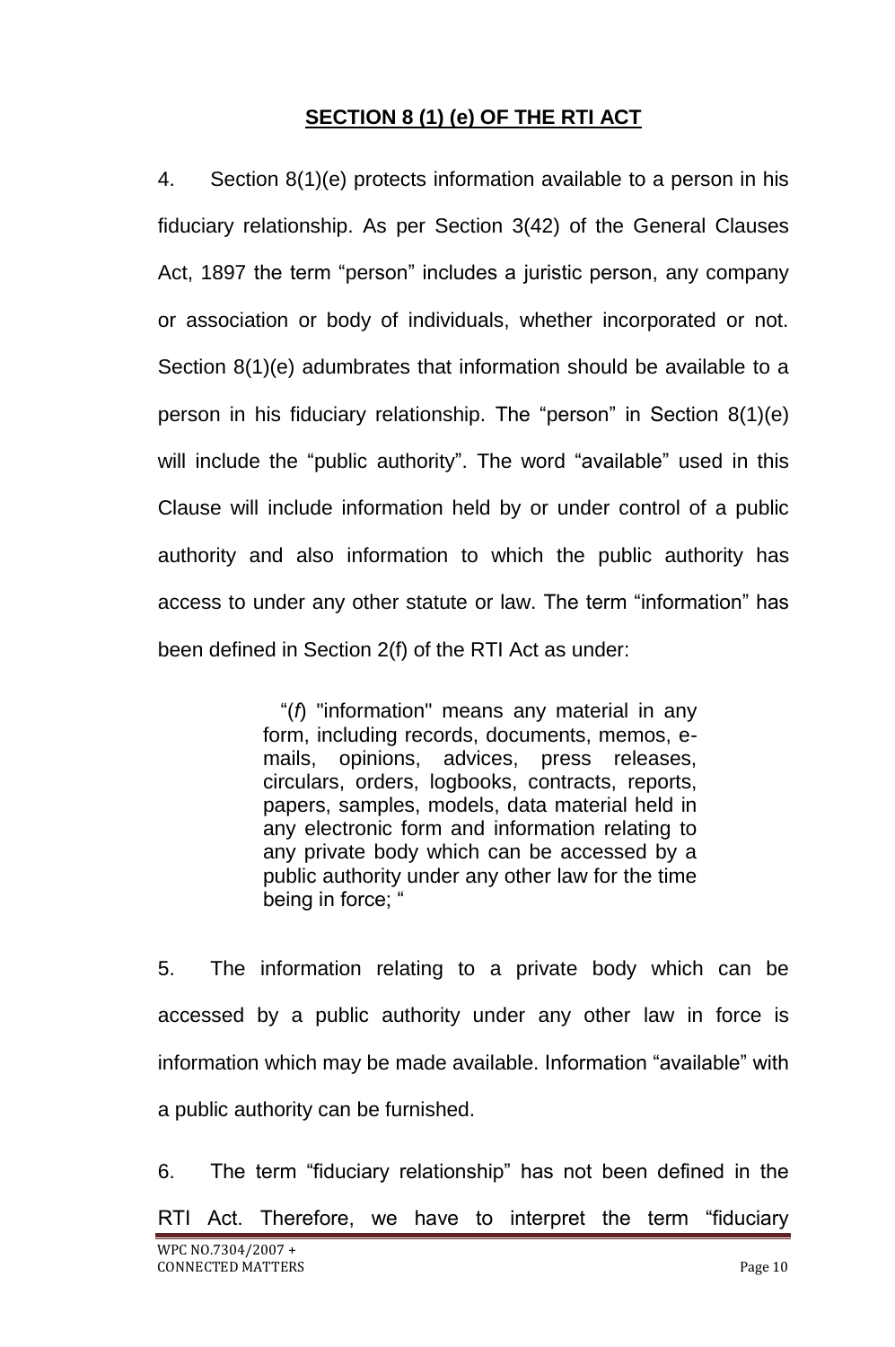## SECTION 8 (1) (e) OF THE RTI ACT

4. Section 8(1)(e) protects information available to a person in his fiduciary relationship. As per Section 3(42) of the General Clauses Act, 1897 the term "person" includes a juristic person, any company or association or body of individuals, whether incorporated or not. Section 8(1)(e) adumbrates that information should be available to a person in his fiduciary relationship. The "person" in Section 8(1)(e) will include the "public authority". The word "available" used in this Clause will include information held by or under control of a public authority and also information to which the public authority has access to under any other statute or law. The term "information" has been defined in Section 2(f) of the RTI Act as under:

> "(*f*) "information" means any material in any form, including records, documents, memos, e-mails, opinions, advices, press releases, circulars, orders, logbooks, contracts, reports, papers, samples, models, data material held in any electronic form and information relating to any private body which can be accessed by a public authority under any other law for the time being in force; "

5. The information relating to a private body which can be accessed by a public authority under any other law in force is information which may be made available. Information "available" with a public authority can be furnished.

6. The term "fiduciary relationship" has not been defined in the RTI Act. Therefore, we have to interpret the term "fiduciary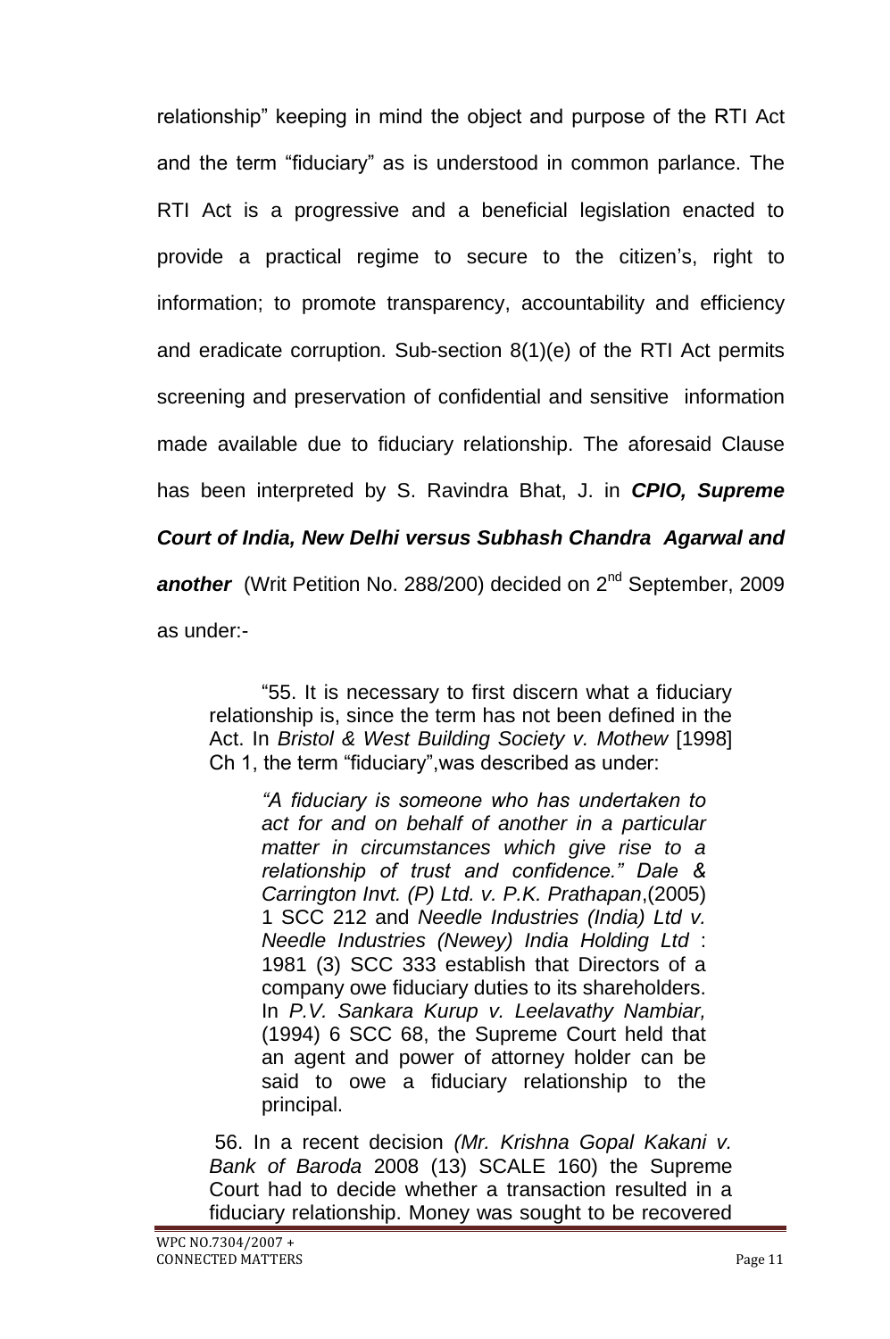relationship" keeping in mind the object and purpose of the RTI Act and the term "fiduciary" as is understood in common parlance. The RTI Act is a progressive and a beneficial legislation enacted to provide a practical regime to secure to the citizen's, right to information; to promote transparency, accountability and efficiency and eradicate corruption. Sub-section 8(1)(e) of the RTI Act permits screening and preservation of confidential and sensitive information made available due to fiduciary relationship. The aforesaid Clause has been interpreted by S. Ravindra Bhat, J. in ***CPIO, Supreme Court of India, New Delhi versus Subhash Chandra Agarwal and another*** (Writ Petition No. 288/200) decided on 2[nd] September, 2009 as under:-

> "55. It is necessary to first discern what a fiduciary relationship is, since the term has not been defined in the Act. In *Bristol & West Building Society v. Mothew* [1998] Ch 1, the term "fiduciary",was described as under:
>
> > *"A fiduciary is someone who has undertaken to act for and on behalf of another in a particular matter in circumstances which give rise to a relationship of trust and confidence." Dale & Carrington Invt. (P) Ltd. v. P.K. Prathapan*,(2005) 1 SCC 212 and *Needle Industries (India) Ltd v. Needle Industries (Newey) India Holding Ltd* : 1981 (3) SCC 333 establish that Directors of a company owe fiduciary duties to its shareholders. In *P.V. Sankara Kurup v. Leelavathy Nambiar,* (1994) 6 SCC 68, the Supreme Court held that an agent and power of attorney holder can be said to owe a fiduciary relationship to the principal.
>
> 56. In a recent decision *(Mr. Krishna Gopal Kakani v. Bank of Baroda* 2008 (13) SCALE 160) the Supreme Court had to decide whether a transaction resulted in a fiduciary relationship. Money was sought to be recovered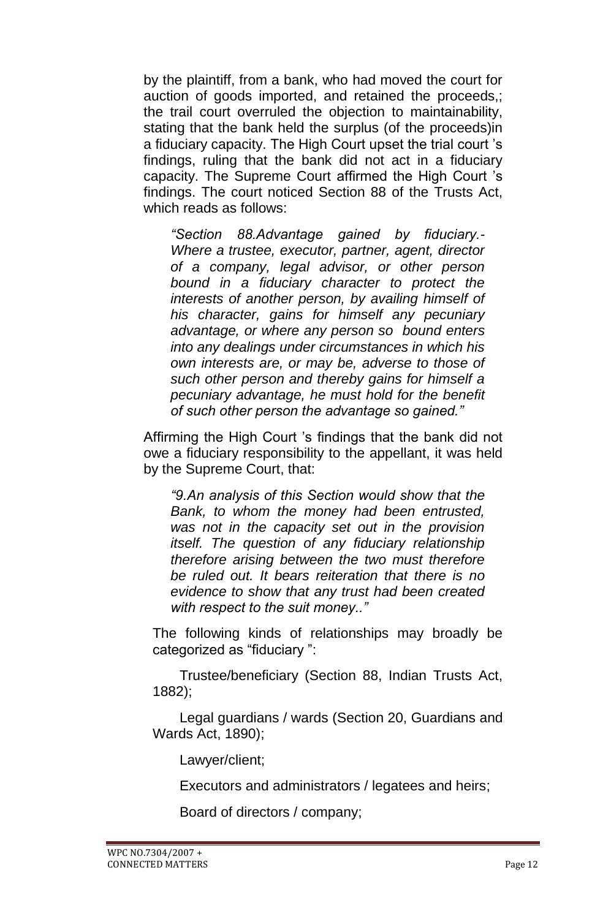by the plaintiff, from a bank, who had moved the court for auction of goods imported, and retained the proceeds,; the trail court overruled the objection to maintainability, stating that the bank held the surplus (of the proceeds)in a fiduciary capacity. The High Court upset the trial court 's findings, ruling that the bank did not act in a fiduciary capacity. The Supreme Court affirmed the High Court 's findings. The court noticed Section 88 of the Trusts Act, which reads as follows:

> *"Section 88.Advantage gained by fiduciary.- Where a trustee, executor, partner, agent, director of a company, legal advisor, or other person bound in a fiduciary character to protect the interests of another person, by availing himself of his character, gains for himself any pecuniary advantage, or where any person so bound enters into any dealings under circumstances in which his own interests are, or may be, adverse to those of such other person and thereby gains for himself a pecuniary advantage, he must hold for the benefit of such other person the advantage so gained."*

Affirming the High Court 's findings that the bank did not owe a fiduciary responsibility to the appellant, it was held by the Supreme Court, that:

> *"9.An analysis of this Section would show that the Bank, to whom the money had been entrusted, was not in the capacity set out in the provision itself. The question of any fiduciary relationship therefore arising between the two must therefore be ruled out. It bears reiteration that there is no evidence to show that any trust had been created with respect to the suit money.."*

The following kinds of relationships may broadly be categorized as "fiduciary ":

Trustee/beneficiary (Section 88, Indian Trusts Act, 1882);

Legal guardians / wards (Section 20, Guardians and Wards Act, 1890);

Lawyer/client;

Executors and administrators / legatees and heirs;

Board of directors / company;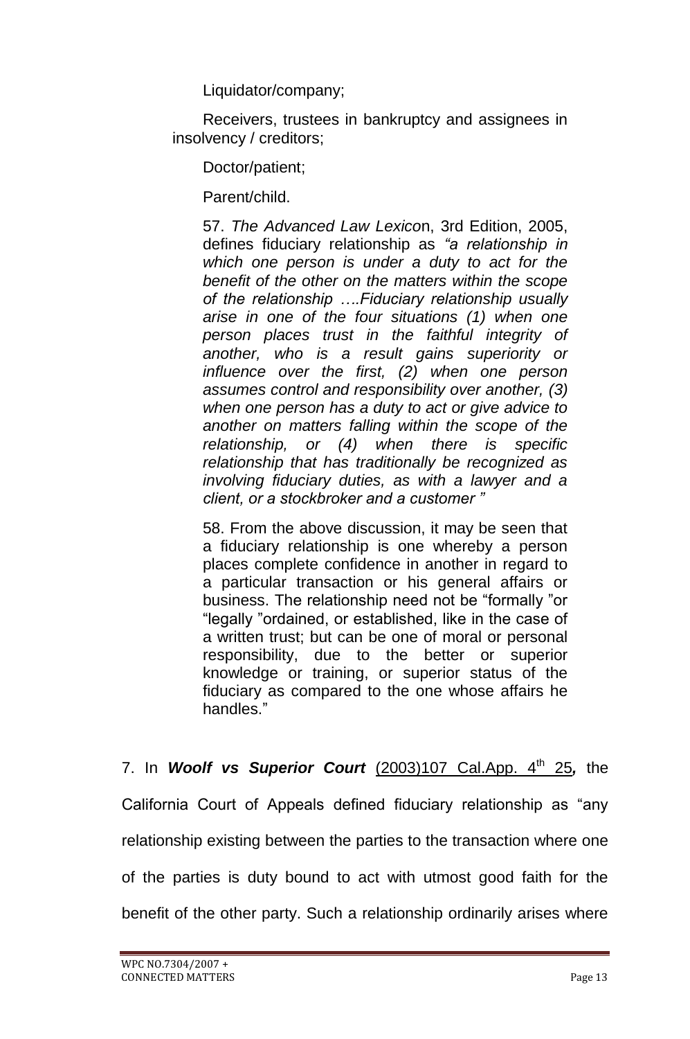Liquidator/company;

Receivers, trustees in bankruptcy and assignees in insolvency / creditors;

Doctor/patient;

Parent/child.

57. *The Advanced Law Lexico*n, 3rd Edition, 2005, defines fiduciary relationship as *"a relationship in which one person is under a duty to act for the benefit of the other on the matters within the scope of the relationship ….Fiduciary relationship usually arise in one of the four situations (1) when one person places trust in the faithful integrity of another, who is a result gains superiority or influence over the first, (2) when one person assumes control and responsibility over another, (3) when one person has a duty to act or give advice to another on matters falling within the scope of the relationship, or (4) when there is specific relationship that has traditionally be recognized as involving fiduciary duties, as with a lawyer and a client, or a stockbroker and a customer "*

58. From the above discussion, it may be seen that a fiduciary relationship is one whereby a person places complete confidence in another in regard to a particular transaction or his general affairs or business. The relationship need not be "formally "or "legally "ordained, or established, like in the case of a written trust; but can be one of moral or personal responsibility, due to the better or superior knowledge or training, or superior status of the fiduciary as compared to the one whose affairs he handles."

7. In ***Woolf vs Superior Court*** (2003)107 Cal.App. 4th 25***,*** the California Court of Appeals defined fiduciary relationship as "any relationship existing between the parties to the transaction where one of the parties is duty bound to act with utmost good faith for the benefit of the other party. Such a relationship ordinarily arises where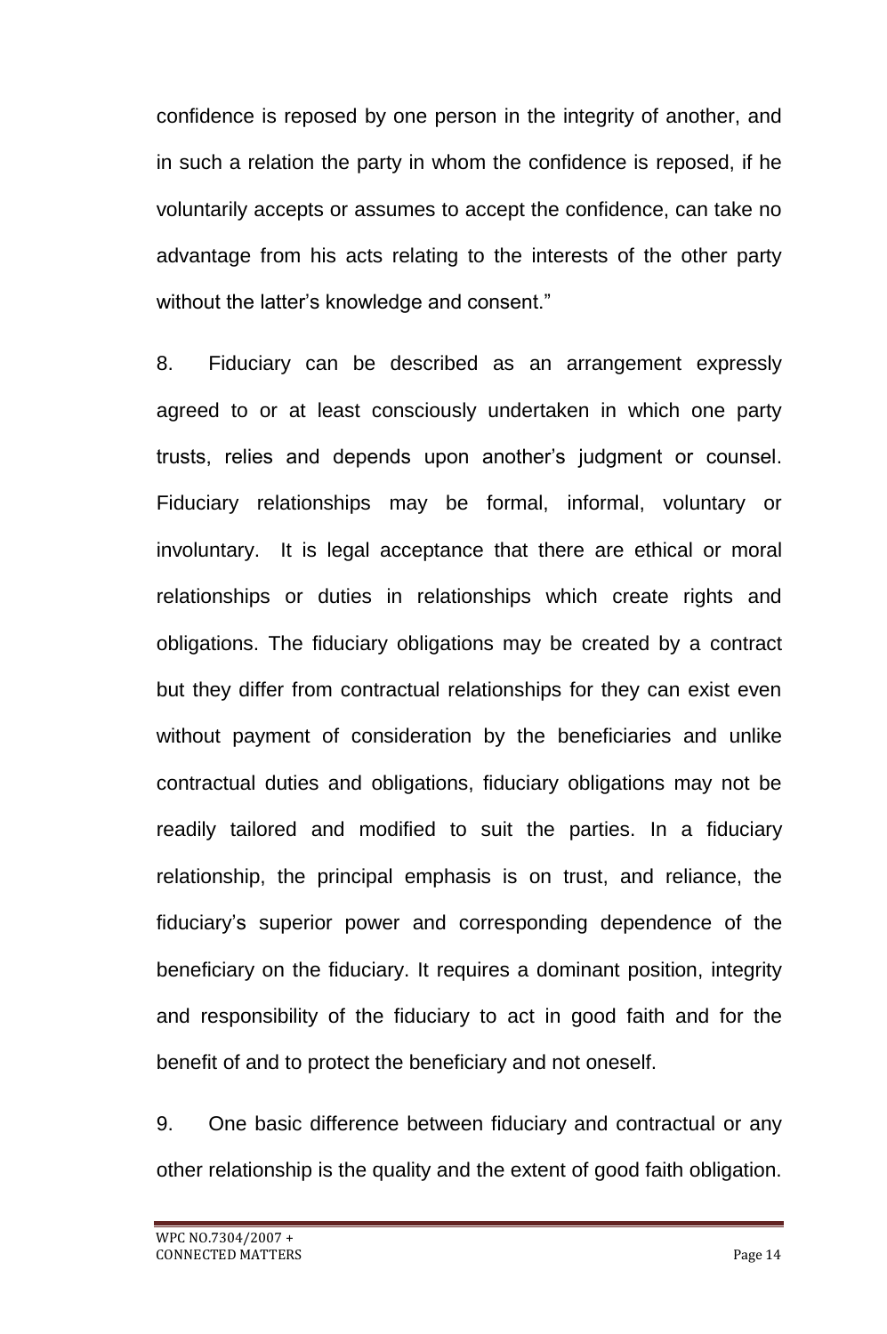confidence is reposed by one person in the integrity of another, and in such a relation the party in whom the confidence is reposed, if he voluntarily accepts or assumes to accept the confidence, can take no advantage from his acts relating to the interests of the other party without the latter's knowledge and consent."

8. Fiduciary can be described as an arrangement expressly agreed to or at least consciously undertaken in which one party trusts, relies and depends upon another's judgment or counsel. Fiduciary relationships may be formal, informal, voluntary or involuntary. It is legal acceptance that there are ethical or moral relationships or duties in relationships which create rights and obligations. The fiduciary obligations may be created by a contract but they differ from contractual relationships for they can exist even without payment of consideration by the beneficiaries and unlike contractual duties and obligations, fiduciary obligations may not be readily tailored and modified to suit the parties. In a fiduciary relationship, the principal emphasis is on trust, and reliance, the fiduciary's superior power and corresponding dependence of the beneficiary on the fiduciary. It requires a dominant position, integrity and responsibility of the fiduciary to act in good faith and for the benefit of and to protect the beneficiary and not oneself.

9. One basic difference between fiduciary and contractual or any other relationship is the quality and the extent of good faith obligation.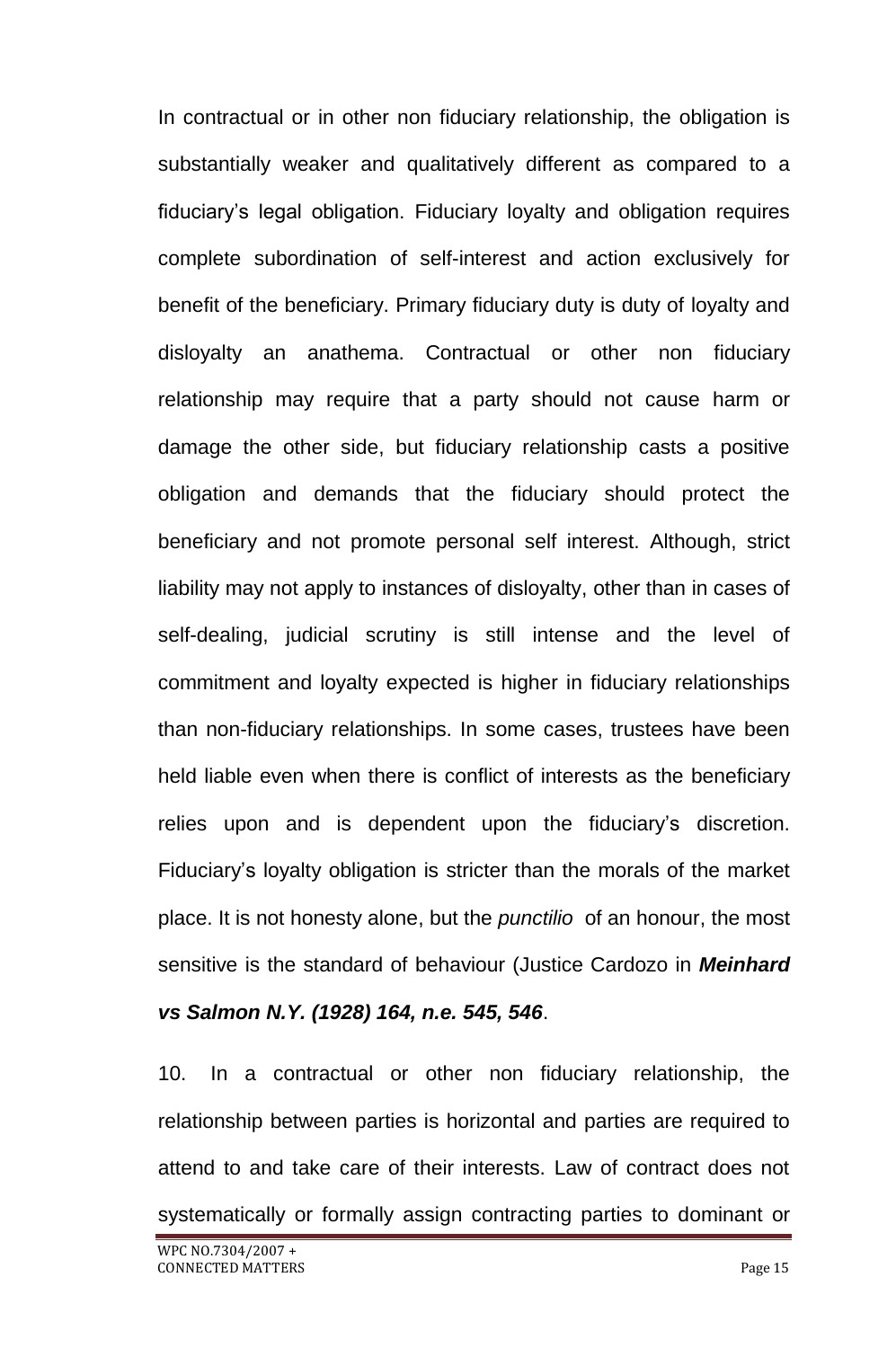In contractual or in other non fiduciary relationship, the obligation is substantially weaker and qualitatively different as compared to a fiduciary's legal obligation. Fiduciary loyalty and obligation requires complete subordination of self-interest and action exclusively for benefit of the beneficiary. Primary fiduciary duty is duty of loyalty and disloyalty an anathema. Contractual or other non fiduciary relationship may require that a party should not cause harm or damage the other side, but fiduciary relationship casts a positive obligation and demands that the fiduciary should protect the beneficiary and not promote personal self interest. Although, strict liability may not apply to instances of disloyalty, other than in cases of self-dealing, judicial scrutiny is still intense and the level of commitment and loyalty expected is higher in fiduciary relationships than non-fiduciary relationships. In some cases, trustees have been held liable even when there is conflict of interests as the beneficiary relies upon and is dependent upon the fiduciary's discretion. Fiduciary's loyalty obligation is stricter than the morals of the market place. It is not honesty alone, but the *punctilio* of an honour, the most sensitive is the standard of behaviour (Justice Cardozo in ***Meinhard vs Salmon N.Y. (1928) 164, n.e. 545, 546***.

10. In a contractual or other non fiduciary relationship, the relationship between parties is horizontal and parties are required to attend to and take care of their interests. Law of contract does not systematically or formally assign contracting parties to dominant or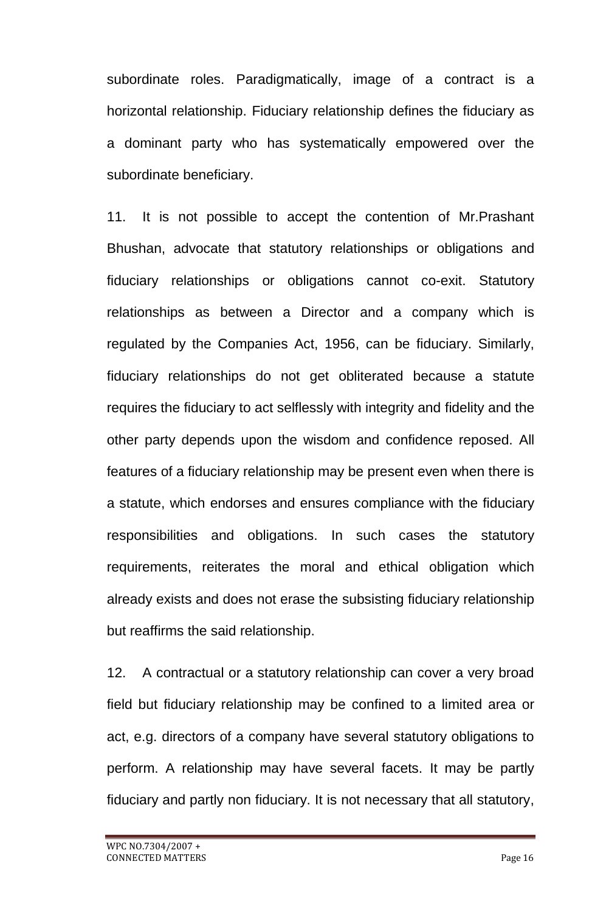subordinate roles. Paradigmatically, image of a contract is a horizontal relationship. Fiduciary relationship defines the fiduciary as a dominant party who has systematically empowered over the subordinate beneficiary.

11. It is not possible to accept the contention of Mr.Prashant Bhushan, advocate that statutory relationships or obligations and fiduciary relationships or obligations cannot co-exit. Statutory relationships as between a Director and a company which is regulated by the Companies Act, 1956, can be fiduciary. Similarly, fiduciary relationships do not get obliterated because a statute requires the fiduciary to act selflessly with integrity and fidelity and the other party depends upon the wisdom and confidence reposed. All features of a fiduciary relationship may be present even when there is a statute, which endorses and ensures compliance with the fiduciary responsibilities and obligations. In such cases the statutory requirements, reiterates the moral and ethical obligation which already exists and does not erase the subsisting fiduciary relationship but reaffirms the said relationship.

12. A contractual or a statutory relationship can cover a very broad field but fiduciary relationship may be confined to a limited area or act, e.g. directors of a company have several statutory obligations to perform. A relationship may have several facets. It may be partly fiduciary and partly non fiduciary. It is not necessary that all statutory,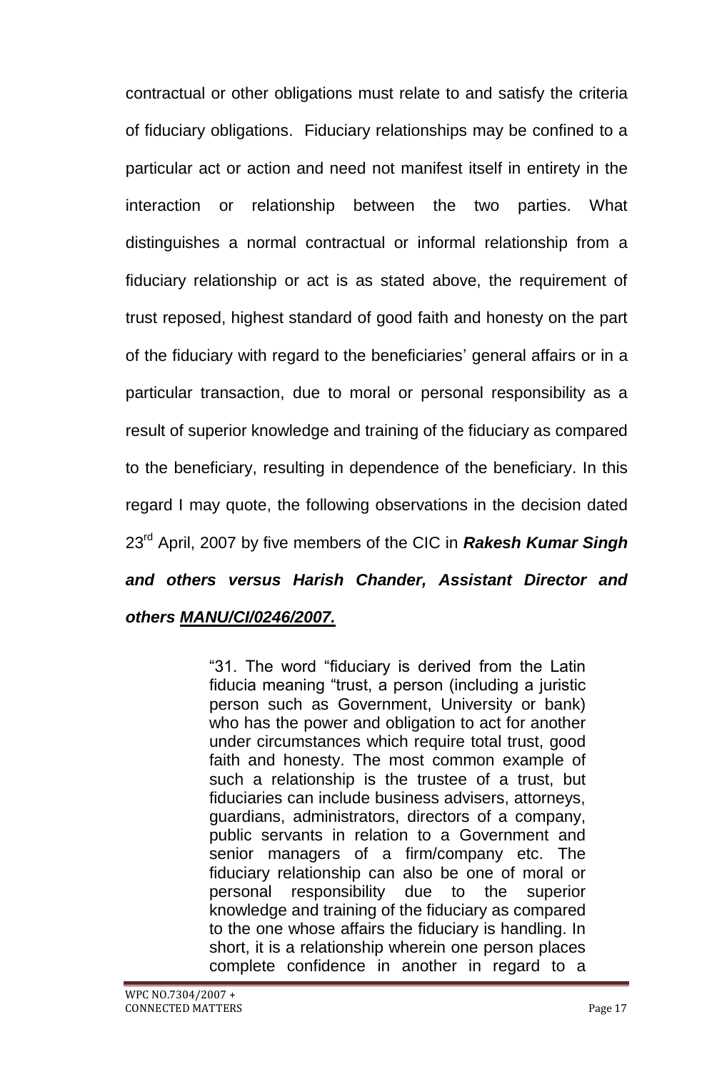contractual or other obligations must relate to and satisfy the criteria of fiduciary obligations. Fiduciary relationships may be confined to a particular act or action and need not manifest itself in entirety in the interaction or relationship between the two parties. What distinguishes a normal contractual or informal relationship from a fiduciary relationship or act is as stated above, the requirement of trust reposed, highest standard of good faith and honesty on the part of the fiduciary with regard to the beneficiaries' general affairs or in a particular transaction, due to moral or personal responsibility as a result of superior knowledge and training of the fiduciary as compared to the beneficiary, resulting in dependence of the beneficiary. In this regard I may quote, the following observations in the decision dated 23rd April, 2007 by five members of the CIC in ***Rakesh Kumar Singh and others versus Harish Chander, Assistant Director and others*** ***<u>MANU/CI/0246/2007.</u>***

> "31. The word "fiduciary is derived from the Latin fiducia meaning "trust, a person (including a juristic person such as Government, University or bank) who has the power and obligation to act for another under circumstances which require total trust, good faith and honesty. The most common example of such a relationship is the trustee of a trust, but fiduciaries can include business advisers, attorneys, guardians, administrators, directors of a company, public servants in relation to a Government and senior managers of a firm/company etc. The fiduciary relationship can also be one of moral or personal responsibility due to the superior knowledge and training of the fiduciary as compared to the one whose affairs the fiduciary is handling. In short, it is a relationship wherein one person places complete confidence in another in regard to a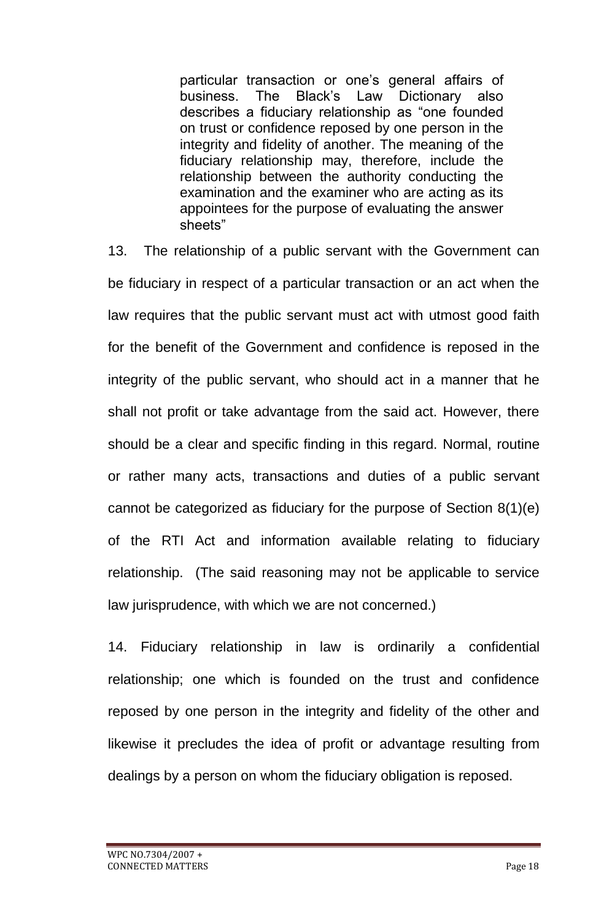> particular transaction or one's general affairs of business. The Black's Law Dictionary also describes a fiduciary relationship as "one founded on trust or confidence reposed by one person in the integrity and fidelity of another. The meaning of the fiduciary relationship may, therefore, include the relationship between the authority conducting the examination and the examiner who are acting as its appointees for the purpose of evaluating the answer sheets"

13. The relationship of a public servant with the Government can be fiduciary in respect of a particular transaction or an act when the law requires that the public servant must act with utmost good faith for the benefit of the Government and confidence is reposed in the integrity of the public servant, who should act in a manner that he shall not profit or take advantage from the said act. However, there should be a clear and specific finding in this regard. Normal, routine or rather many acts, transactions and duties of a public servant cannot be categorized as fiduciary for the purpose of Section 8(1)(e) of the RTI Act and information available relating to fiduciary relationship. (The said reasoning may not be applicable to service law jurisprudence, with which we are not concerned.)

14. Fiduciary relationship in law is ordinarily a confidential relationship; one which is founded on the trust and confidence reposed by one person in the integrity and fidelity of the other and likewise it precludes the idea of profit or advantage resulting from dealings by a person on whom the fiduciary obligation is reposed.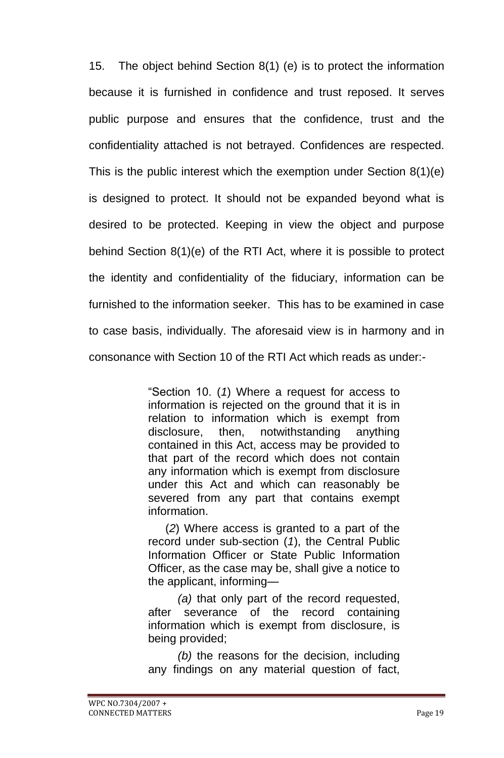15. The object behind Section 8(1) (e) is to protect the information because it is furnished in confidence and trust reposed. It serves public purpose and ensures that the confidence, trust and the confidentiality attached is not betrayed. Confidences are respected. This is the public interest which the exemption under Section 8(1)(e) is designed to protect. It should not be expanded beyond what is desired to be protected. Keeping in view the object and purpose behind Section 8(1)(e) of the RTI Act, where it is possible to protect the identity and confidentiality of the fiduciary, information can be furnished to the information seeker. This has to be examined in case to case basis, individually. The aforesaid view is in harmony and in consonance with Section 10 of the RTI Act which reads as under:-

> "Section 10. (*1*) Where a request for access to information is rejected on the ground that it is in relation to information which is exempt from disclosure, then, notwithstanding anything contained in this Act, access may be provided to that part of the record which does not contain any information which is exempt from disclosure under this Act and which can reasonably be severed from any part that contains exempt information.
>
> (*2*) Where access is granted to a part of the record under sub-section (*1*), the Central Public Information Officer or State Public Information Officer, as the case may be, shall give a notice to the applicant, informing—
>
> *(a)* that only part of the record requested, after severance of the record containing information which is exempt from disclosure, is being provided;
>
> *(b)* the reasons for the decision, including any findings on any material question of fact,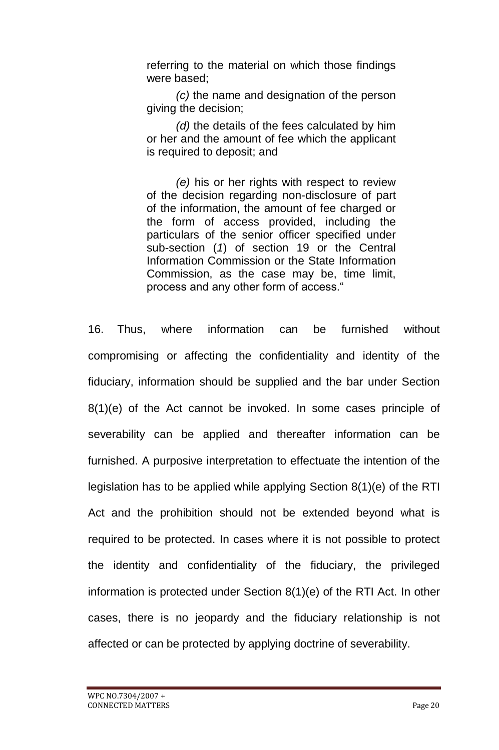> referring to the material on which those findings were based;
>
> *(c)* the name and designation of the person giving the decision;
>
> *(d)* the details of the fees calculated by him or her and the amount of fee which the applicant is required to deposit; and
>
> *(e)* his or her rights with respect to review of the decision regarding non-disclosure of part of the information, the amount of fee charged or the form of access provided, including the particulars of the senior officer specified under sub-section (*1*) of section 19 or the Central Information Commission or the State Information Commission, as the case may be, time limit, process and any other form of access."

16. Thus, where information can be furnished without compromising or affecting the confidentiality and identity of the fiduciary, information should be supplied and the bar under Section 8(1)(e) of the Act cannot be invoked. In some cases principle of severability can be applied and thereafter information can be furnished. A purposive interpretation to effectuate the intention of the legislation has to be applied while applying Section 8(1)(e) of the RTI Act and the prohibition should not be extended beyond what is required to be protected. In cases where it is not possible to protect the identity and confidentiality of the fiduciary, the privileged information is protected under Section 8(1)(e) of the RTI Act. In other cases, there is no jeopardy and the fiduciary relationship is not affected or can be protected by applying doctrine of severability.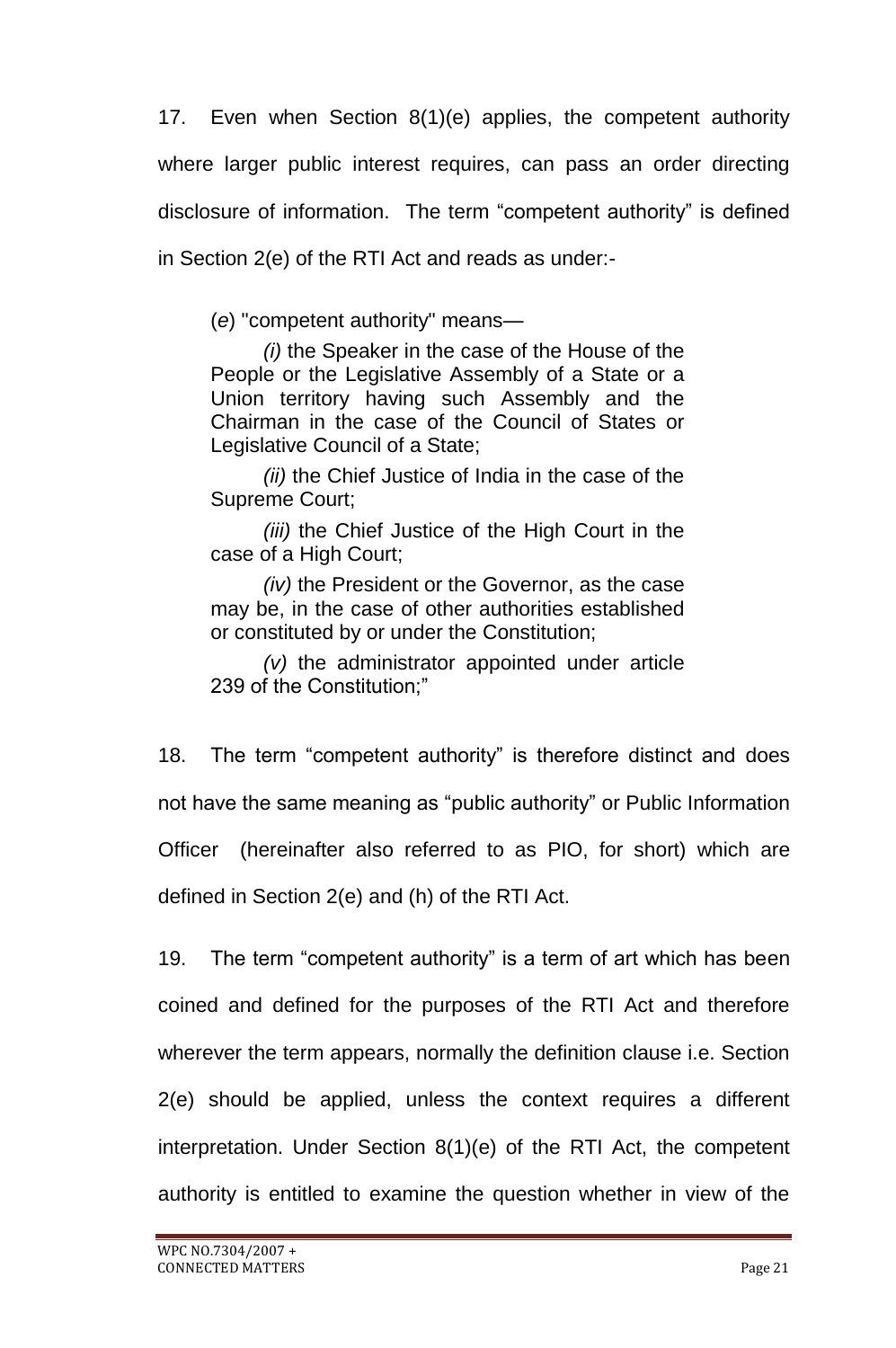17. Even when Section 8(1)(e) applies, the competent authority where larger public interest requires, can pass an order directing disclosure of information. The term "competent authority" is defined in Section 2(e) of the RTI Act and reads as under:-

> (*e*) "competent authority" means—
>
> *(i)* the Speaker in the case of the House of the People or the Legislative Assembly of a State or a Union territory having such Assembly and the Chairman in the case of the Council of States or Legislative Council of a State;
>
> *(ii)* the Chief Justice of India in the case of the Supreme Court;
>
> *(iii)* the Chief Justice of the High Court in the case of a High Court;
>
> *(iv)* the President or the Governor, as the case may be, in the case of other authorities established or constituted by or under the Constitution;
>
> *(v)* the administrator appointed under article 239 of the Constitution;"

18. The term "competent authority" is therefore distinct and does not have the same meaning as "public authority" or Public Information Officer (hereinafter also referred to as PIO, for short) which are defined in Section 2(e) and (h) of the RTI Act.

19. The term "competent authority" is a term of art which has been coined and defined for the purposes of the RTI Act and therefore wherever the term appears, normally the definition clause i.e. Section 2(e) should be applied, unless the context requires a different interpretation. Under Section 8(1)(e) of the RTI Act, the competent authority is entitled to examine the question whether in view of the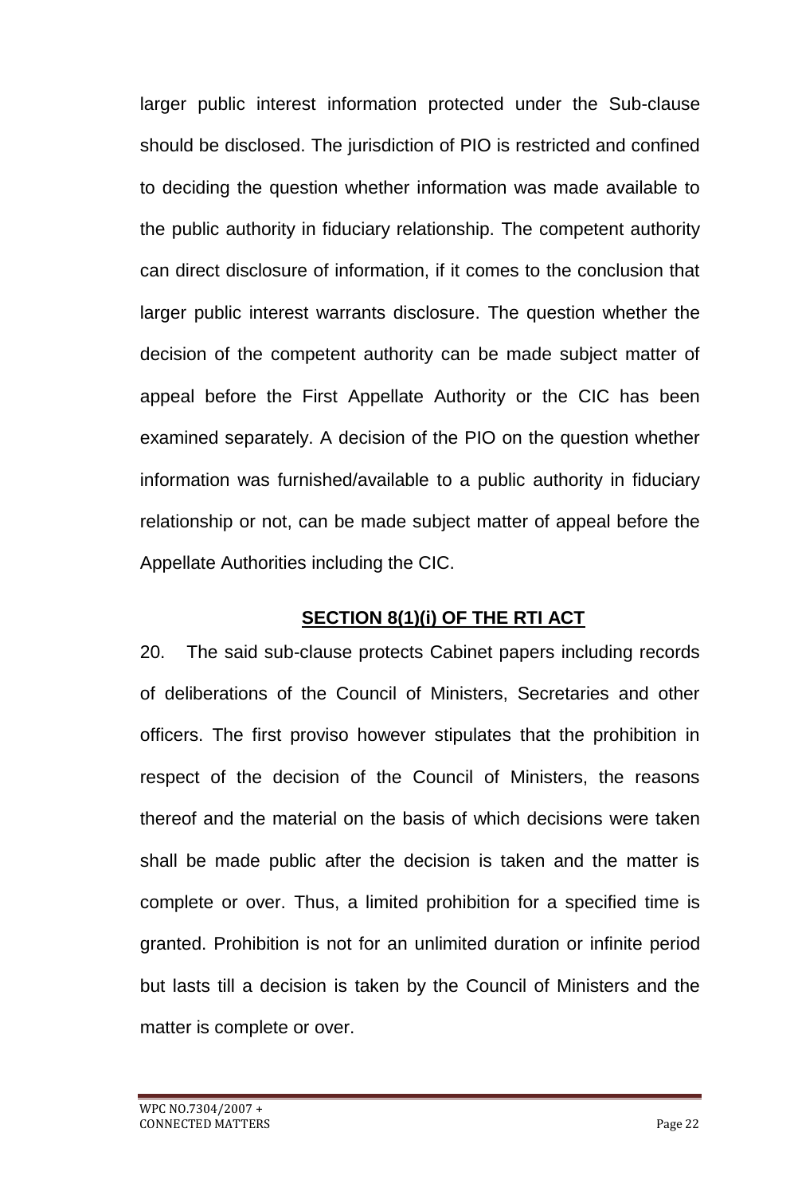larger public interest information protected under the Sub-clause should be disclosed. The jurisdiction of PIO is restricted and confined to deciding the question whether information was made available to the public authority in fiduciary relationship. The competent authority can direct disclosure of information, if it comes to the conclusion that larger public interest warrants disclosure. The question whether the decision of the competent authority can be made subject matter of appeal before the First Appellate Authority or the CIC has been examined separately. A decision of the PIO on the question whether information was furnished/available to a public authority in fiduciary relationship or not, can be made subject matter of appeal before the Appellate Authorities including the CIC.

**SECTION 8(1)(i) OF THE RTI ACT**

20. The said sub-clause protects Cabinet papers including records of deliberations of the Council of Ministers, Secretaries and other officers. The first proviso however stipulates that the prohibition in respect of the decision of the Council of Ministers, the reasons thereof and the material on the basis of which decisions were taken shall be made public after the decision is taken and the matter is complete or over. Thus, a limited prohibition for a specified time is granted. Prohibition is not for an unlimited duration or infinite period but lasts till a decision is taken by the Council of Ministers and the matter is complete or over.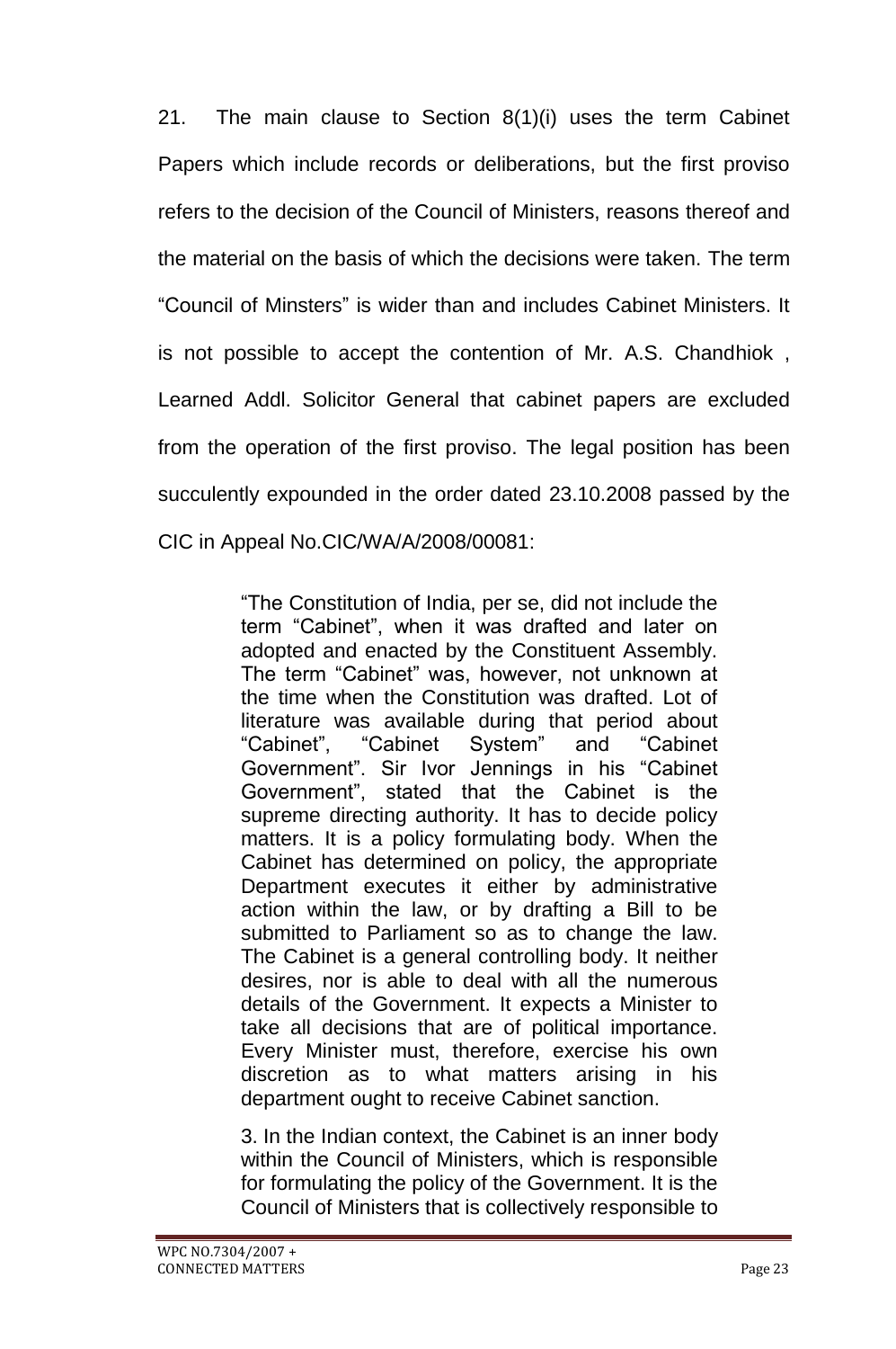21. The main clause to Section 8(1)(i) uses the term Cabinet Papers which include records or deliberations, but the first proviso refers to the decision of the Council of Ministers, reasons thereof and the material on the basis of which the decisions were taken. The term "Council of Minsters" is wider than and includes Cabinet Ministers. It is not possible to accept the contention of Mr. A.S. Chandhiok , Learned Addl. Solicitor General that cabinet papers are excluded from the operation of the first proviso. The legal position has been succulently expounded in the order dated 23.10.2008 passed by the CIC in Appeal No.CIC/WA/A/2008/00081:

> "The Constitution of India, per se, did not include the term "Cabinet", when it was drafted and later on adopted and enacted by the Constituent Assembly. The term "Cabinet" was, however, not unknown at the time when the Constitution was drafted. Lot of literature was available during that period about "Cabinet", "Cabinet System" and "Cabinet Government". Sir Ivor Jennings in his "Cabinet Government", stated that the Cabinet is the supreme directing authority. It has to decide policy matters. It is a policy formulating body. When the Cabinet has determined on policy, the appropriate Department executes it either by administrative action within the law, or by drafting a Bill to be submitted to Parliament so as to change the law. The Cabinet is a general controlling body. It neither desires, nor is able to deal with all the numerous details of the Government. It expects a Minister to take all decisions that are of political importance. Every Minister must, therefore, exercise his own discretion as to what matters arising in his department ought to receive Cabinet sanction.
>
> 3. In the Indian context, the Cabinet is an inner body within the Council of Ministers, which is responsible for formulating the policy of the Government. It is the Council of Ministers that is collectively responsible to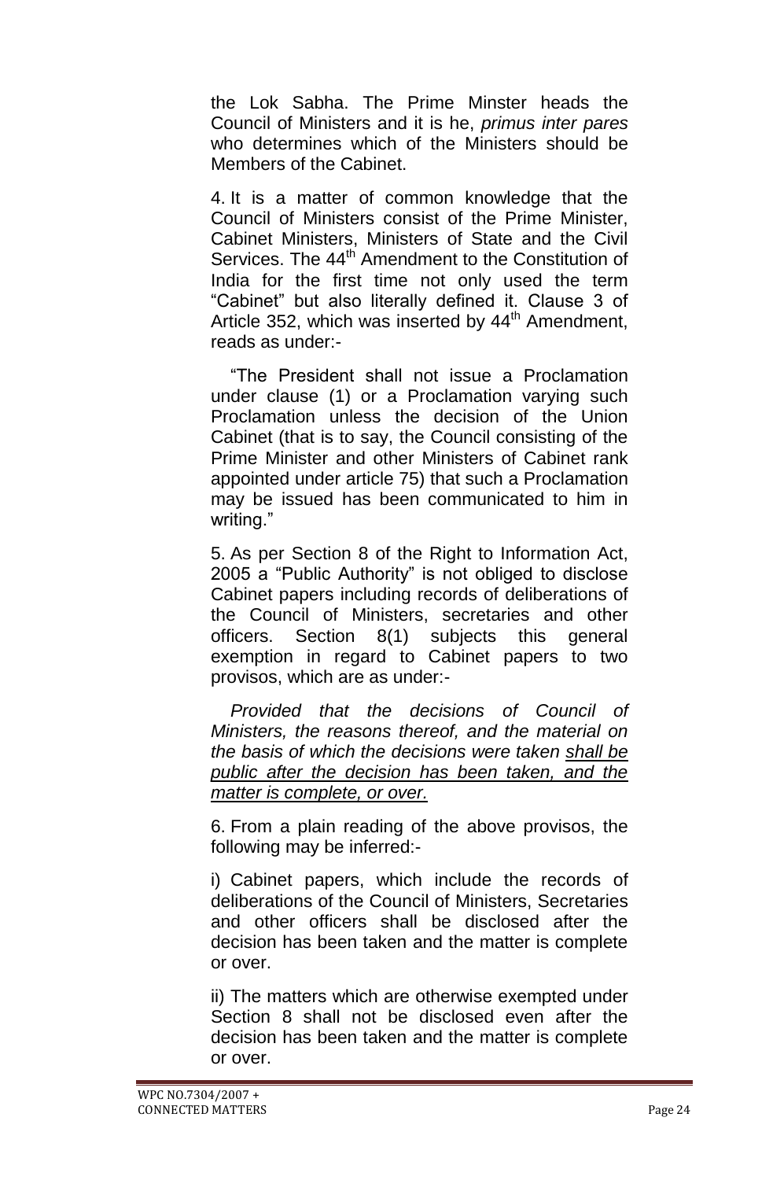the Lok Sabha. The Prime Minster heads the Council of Ministers and it is he, *primus inter pares* who determines which of the Ministers should be Members of the Cabinet.

4. It is a matter of common knowledge that the Council of Ministers consist of the Prime Minister, Cabinet Ministers, Ministers of State and the Civil Services. The 44th Amendment to the Constitution of India for the first time not only used the term "Cabinet" but also literally defined it. Clause 3 of Article 352, which was inserted by 44th Amendment, reads as under:-

> "The President shall not issue a Proclamation under clause (1) or a Proclamation varying such Proclamation unless the decision of the Union Cabinet (that is to say, the Council consisting of the Prime Minister and other Ministers of Cabinet rank appointed under article 75) that such a Proclamation may be issued has been communicated to him in writing."

5. As per Section 8 of the Right to Information Act, 2005 a "Public Authority" is not obliged to disclose Cabinet papers including records of deliberations of the Council of Ministers, secretaries and other officers. Section 8(1) subjects this general exemption in regard to Cabinet papers to two provisos, which are as under:-

> *Provided that the decisions of Council of Ministers, the reasons thereof, and the material on the basis of which the decisions were taken <u>shall be public after the decision has been taken, and the matter is complete, or over.</u>*

6. From a plain reading of the above provisos, the following may be inferred:-

i) Cabinet papers, which include the records of deliberations of the Council of Ministers, Secretaries and other officers shall be disclosed after the decision has been taken and the matter is complete or over.

ii) The matters which are otherwise exempted under Section 8 shall not be disclosed even after the decision has been taken and the matter is complete or over.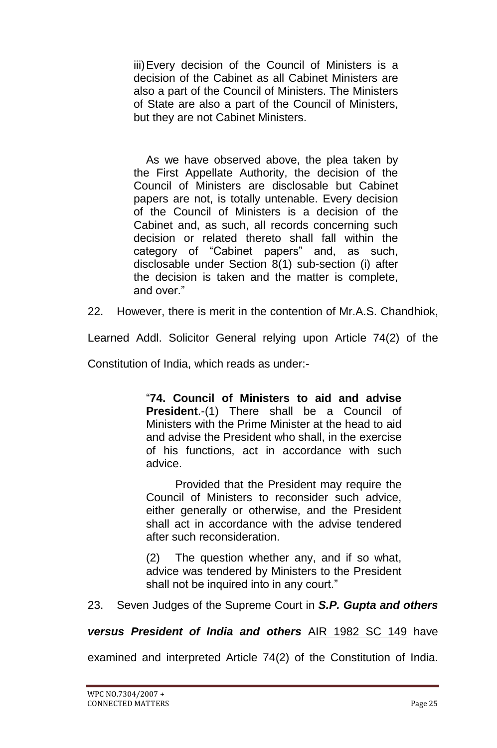> iii) Every decision of the Council of Ministers is a decision of the Cabinet as all Cabinet Ministers are also a part of the Council of Ministers. The Ministers of State are also a part of the Council of Ministers, but they are not Cabinet Ministers.
>
> As we have observed above, the plea taken by the First Appellate Authority, the decision of the Council of Ministers are disclosable but Cabinet papers are not, is totally untenable. Every decision of the Council of Ministers is a decision of the Cabinet and, as such, all records concerning such decision or related thereto shall fall within the category of "Cabinet papers" and, as such, disclosable under Section 8(1) sub-section (i) after the decision is taken and the matter is complete, and over."

22. However, there is merit in the contention of Mr.A.S. Chandhiok, Learned Addl. Solicitor General relying upon Article 74(2) of the Constitution of India, which reads as under:-

> "**74. Council of Ministers to aid and advise President**.-(1) There shall be a Council of Ministers with the Prime Minister at the head to aid and advise the President who shall, in the exercise of his functions, act in accordance with such advice.
>
> Provided that the President may require the Council of Ministers to reconsider such advice, either generally or otherwise, and the President shall act in accordance with the advise tendered after such reconsideration.
>
> (2) The question whether any, and if so what, advice was tendered by Ministers to the President shall not be inquired into in any court."

23. Seven Judges of the Supreme Court in ***S.P. Gupta and others versus President of India and others*** AIR 1982 SC 149 have examined and interpreted Article 74(2) of the Constitution of India.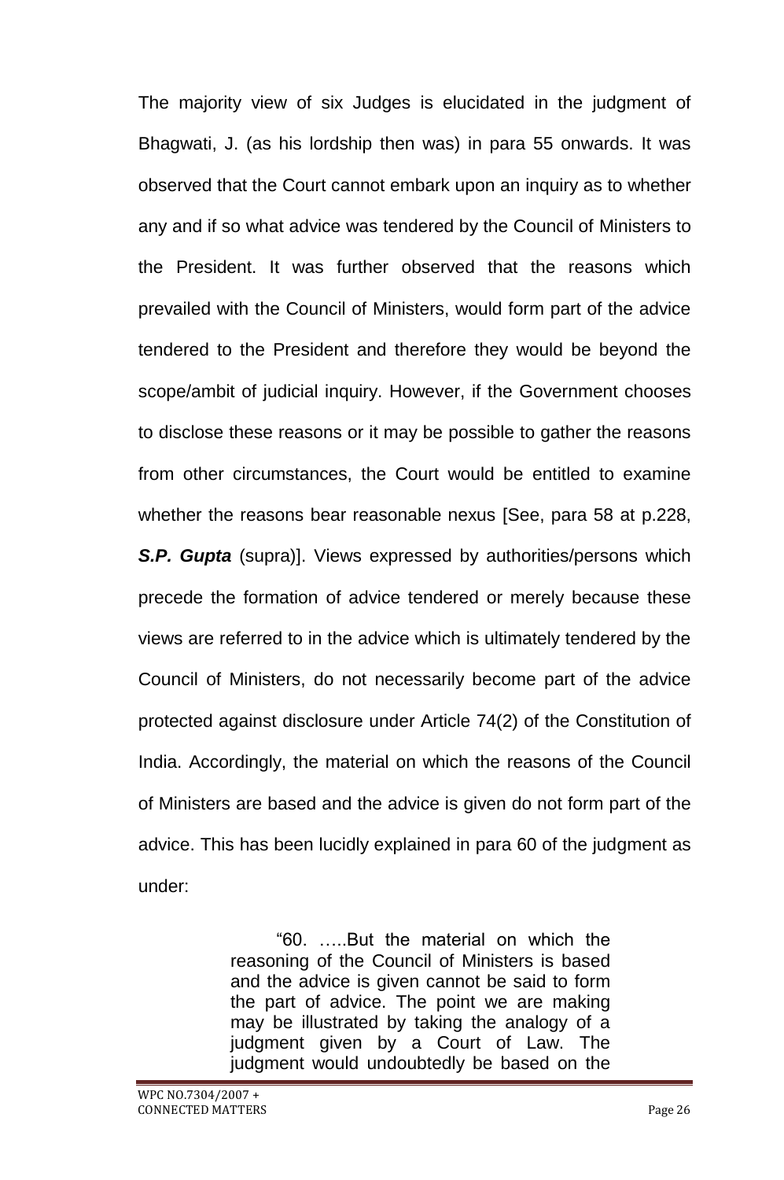The majority view of six Judges is elucidated in the judgment of Bhagwati, J. (as his lordship then was) in para 55 onwards. It was observed that the Court cannot embark upon an inquiry as to whether any and if so what advice was tendered by the Council of Ministers to the President. It was further observed that the reasons which prevailed with the Council of Ministers, would form part of the advice tendered to the President and therefore they would be beyond the scope/ambit of judicial inquiry. However, if the Government chooses to disclose these reasons or it may be possible to gather the reasons from other circumstances, the Court would be entitled to examine whether the reasons bear reasonable nexus [See, para 58 at p.228, ***S.P. Gupta*** (supra)]. Views expressed by authorities/persons which precede the formation of advice tendered or merely because these views are referred to in the advice which is ultimately tendered by the Council of Ministers, do not necessarily become part of the advice protected against disclosure under Article 74(2) of the Constitution of India. Accordingly, the material on which the reasons of the Council of Ministers are based and the advice is given do not form part of the advice. This has been lucidly explained in para 60 of the judgment as under:

> "60. …..But the material on which the reasoning of the Council of Ministers is based and the advice is given cannot be said to form the part of advice. The point we are making may be illustrated by taking the analogy of a judgment given by a Court of Law. The judgment would undoubtedly be based on the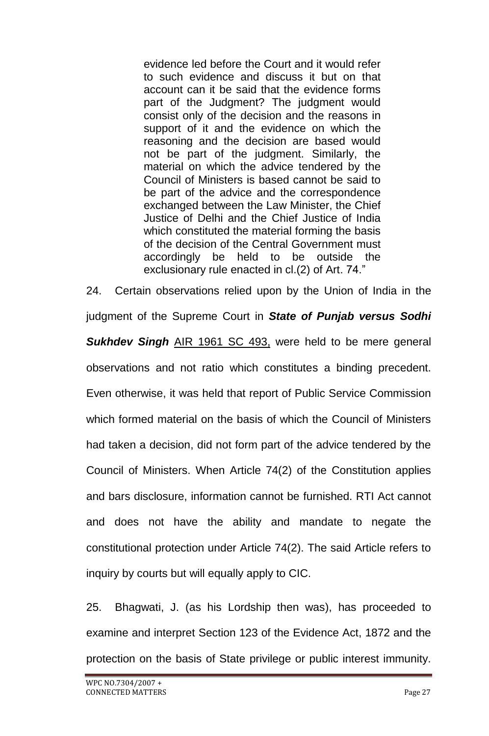> evidence led before the Court and it would refer to such evidence and discuss it but on that account can it be said that the evidence forms part of the Judgment? The judgment would consist only of the decision and the reasons in support of it and the evidence on which the reasoning and the decision are based would not be part of the judgment. Similarly, the material on which the advice tendered by the Council of Ministers is based cannot be said to be part of the advice and the correspondence exchanged between the Law Minister, the Chief Justice of Delhi and the Chief Justice of India which constituted the material forming the basis of the decision of the Central Government must accordingly be held to be outside the exclusionary rule enacted in cl.(2) of Art. 74."

24. Certain observations relied upon by the Union of India in the judgment of the Supreme Court in ***State of Punjab versus Sodhi Sukhdev Singh*** AIR 1961 SC 493, were held to be mere general observations and not ratio which constitutes a binding precedent. Even otherwise, it was held that report of Public Service Commission which formed material on the basis of which the Council of Ministers had taken a decision, did not form part of the advice tendered by the Council of Ministers. When Article 74(2) of the Constitution applies and bars disclosure, information cannot be furnished. RTI Act cannot and does not have the ability and mandate to negate the constitutional protection under Article 74(2). The said Article refers to inquiry by courts but will equally apply to CIC.

25. Bhagwati, J. (as his Lordship then was), has proceeded to examine and interpret Section 123 of the Evidence Act, 1872 and the protection on the basis of State privilege or public interest immunity.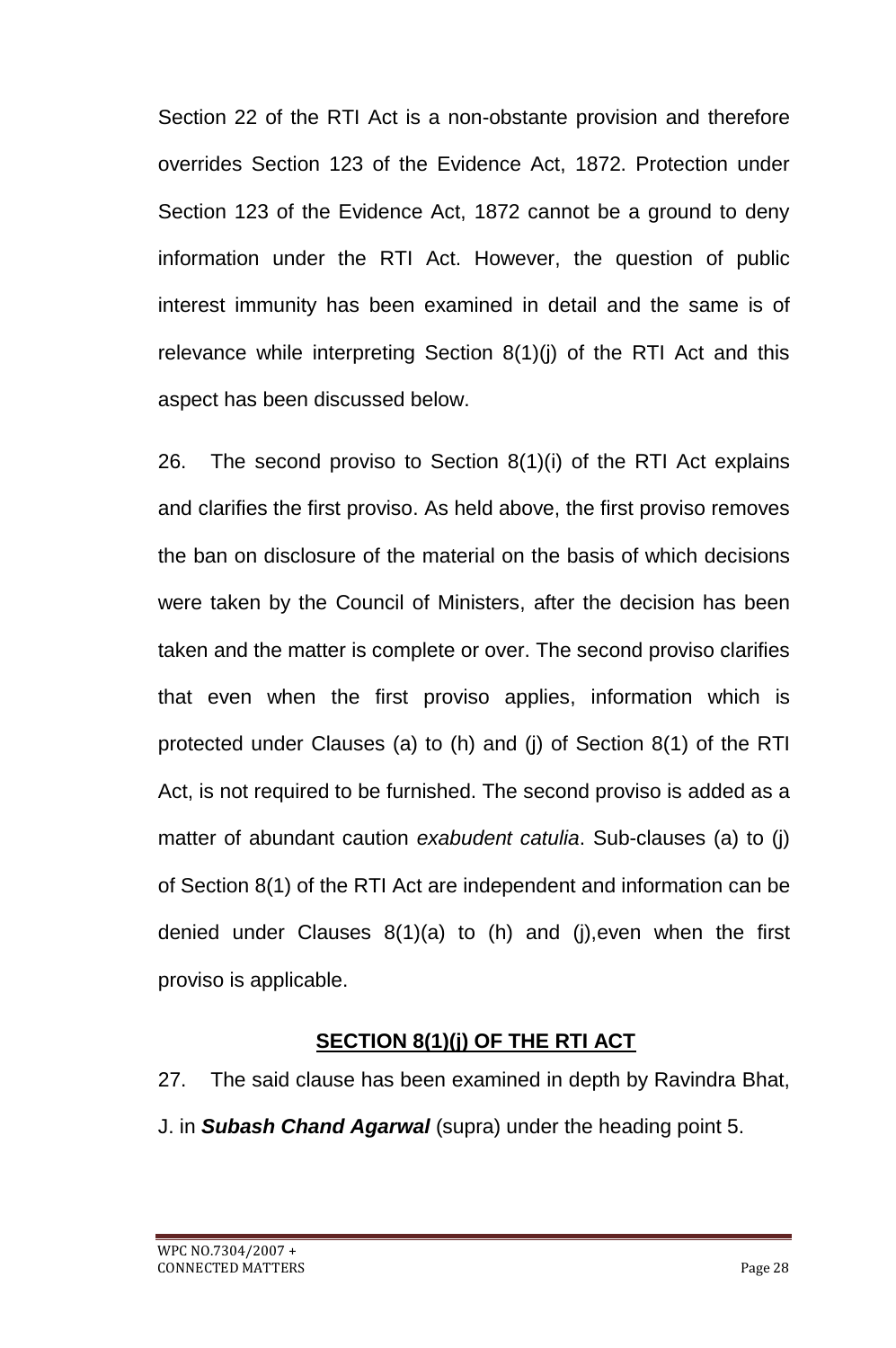Section 22 of the RTI Act is a non-obstante provision and therefore overrides Section 123 of the Evidence Act, 1872. Protection under Section 123 of the Evidence Act, 1872 cannot be a ground to deny information under the RTI Act. However, the question of public interest immunity has been examined in detail and the same is of relevance while interpreting Section 8(1)(j) of the RTI Act and this aspect has been discussed below.

26. The second proviso to Section 8(1)(i) of the RTI Act explains and clarifies the first proviso. As held above, the first proviso removes the ban on disclosure of the material on the basis of which decisions were taken by the Council of Ministers, after the decision has been taken and the matter is complete or over. The second proviso clarifies that even when the first proviso applies, information which is protected under Clauses (a) to (h) and (j) of Section 8(1) of the RTI Act, is not required to be furnished. The second proviso is added as a matter of abundant caution *exabudent catulia*. Sub-clauses (a) to (j) of Section 8(1) of the RTI Act are independent and information can be denied under Clauses 8(1)(a) to (h) and (j),even when the first proviso is applicable.

## SECTION 8(1)(j) OF THE RTI ACT

27. The said clause has been examined in depth by Ravindra Bhat, J. in ***Subash Chand Agarwal*** (supra) under the heading point 5.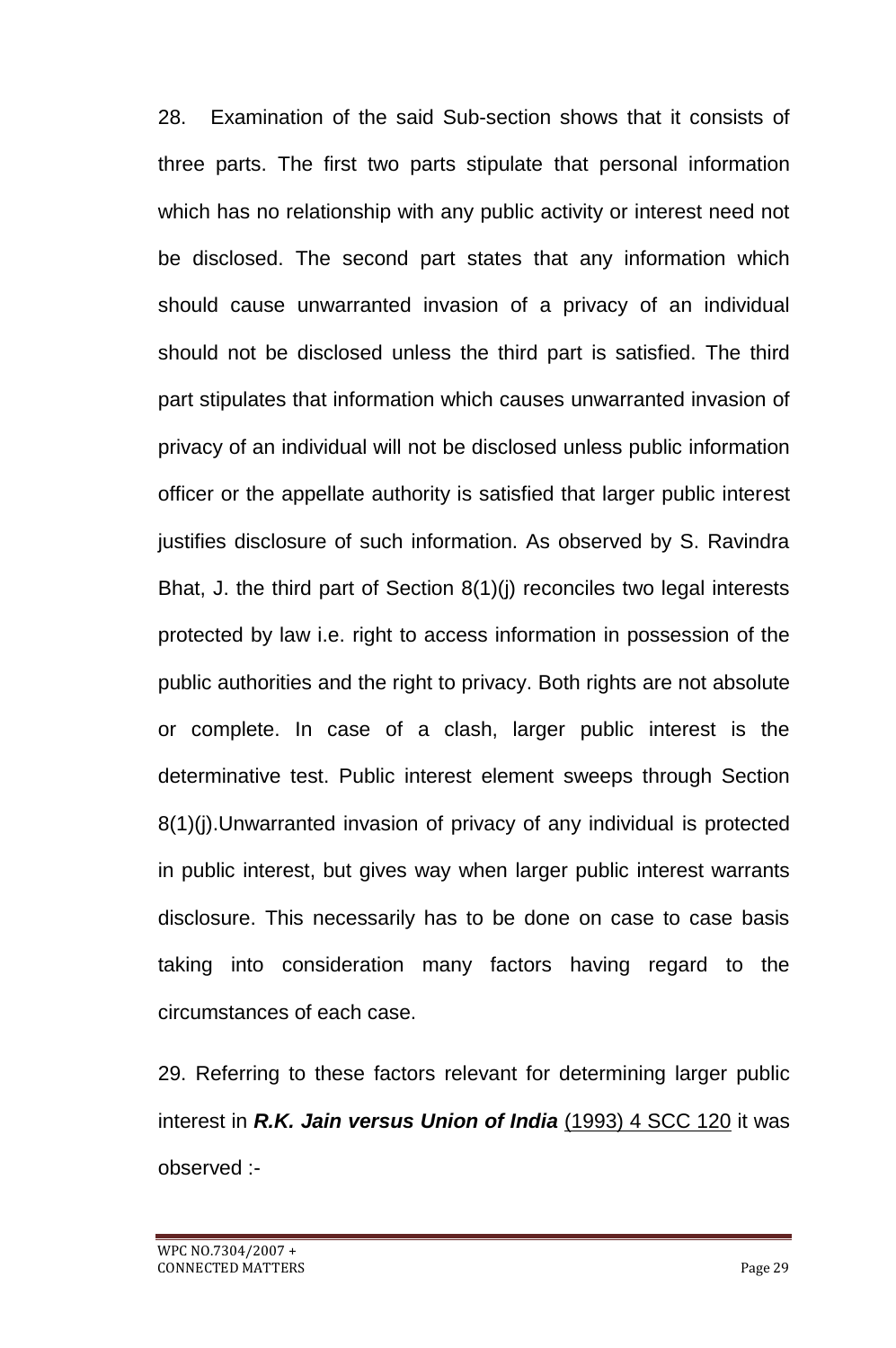28. Examination of the said Sub-section shows that it consists of three parts. The first two parts stipulate that personal information which has no relationship with any public activity or interest need not be disclosed. The second part states that any information which should cause unwarranted invasion of a privacy of an individual should not be disclosed unless the third part is satisfied. The third part stipulates that information which causes unwarranted invasion of privacy of an individual will not be disclosed unless public information officer or the appellate authority is satisfied that larger public interest justifies disclosure of such information. As observed by S. Ravindra Bhat, J. the third part of Section 8(1)(j) reconciles two legal interests protected by law i.e. right to access information in possession of the public authorities and the right to privacy. Both rights are not absolute or complete. In case of a clash, larger public interest is the determinative test. Public interest element sweeps through Section 8(1)(j).Unwarranted invasion of privacy of any individual is protected in public interest, but gives way when larger public interest warrants disclosure. This necessarily has to be done on case to case basis taking into consideration many factors having regard to the circumstances of each case.

29. Referring to these factors relevant for determining larger public interest in ***R.K. Jain versus Union of India*** (1993) 4 SCC 120 it was observed :-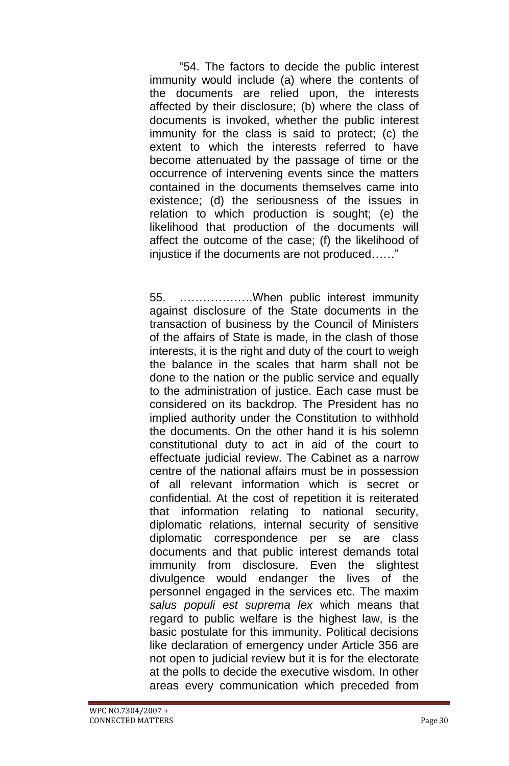"54. The factors to decide the public interest immunity would include (a) where the contents of the documents are relied upon, the interests affected by their disclosure; (b) where the class of documents is invoked, whether the public interest immunity for the class is said to protect; (c) the extent to which the interests referred to have become attenuated by the passage of time or the occurrence of intervening events since the matters contained in the documents themselves came into existence; (d) the seriousness of the issues in relation to which production is sought; (e) the likelihood that production of the documents will affect the outcome of the case; (f) the likelihood of injustice if the documents are not produced……"

55. ……………….When public interest immunity against disclosure of the State documents in the transaction of business by the Council of Ministers of the affairs of State is made, in the clash of those interests, it is the right and duty of the court to weigh the balance in the scales that harm shall not be done to the nation or the public service and equally to the administration of justice. Each case must be considered on its backdrop. The President has no implied authority under the Constitution to withhold the documents. On the other hand it is his solemn constitutional duty to act in aid of the court to effectuate judicial review. The Cabinet as a narrow centre of the national affairs must be in possession of all relevant information which is secret or confidential. At the cost of repetition it is reiterated that information relating to national security, diplomatic relations, internal security of sensitive diplomatic correspondence per se are class documents and that public interest demands total immunity from disclosure. Even the slightest divulgence would endanger the lives of the personnel engaged in the services etc. The maxim *salus populi est suprema lex* which means that regard to public welfare is the highest law, is the basic postulate for this immunity. Political decisions like declaration of emergency under Article 356 are not open to judicial review but it is for the electorate at the polls to decide the executive wisdom. In other areas every communication which preceded from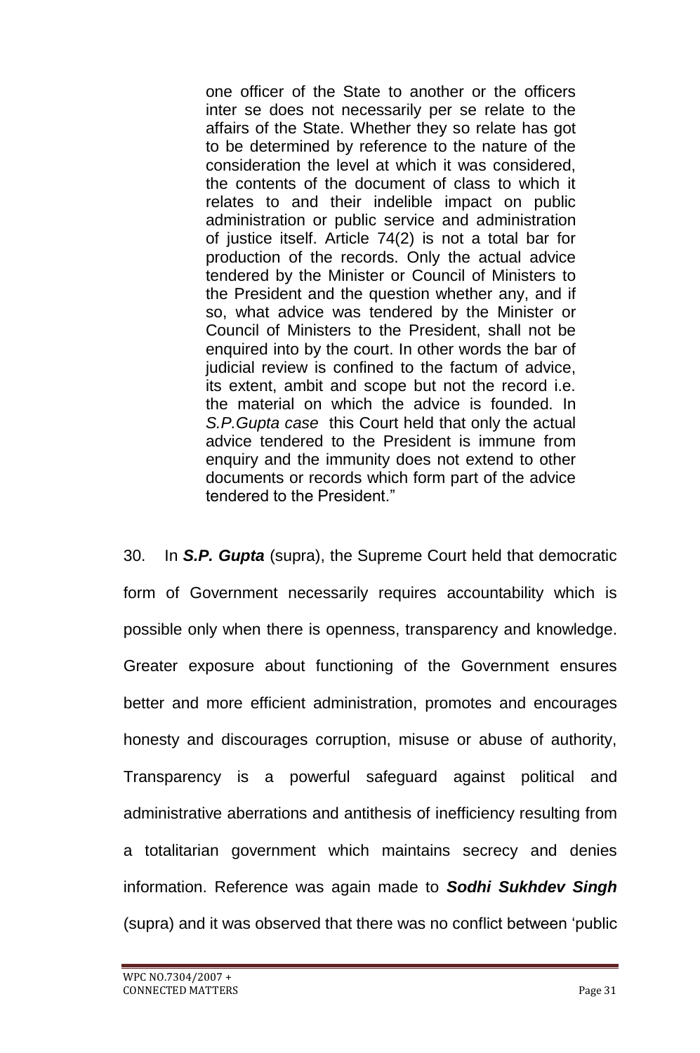> one officer of the State to another or the officers inter se does not necessarily per se relate to the affairs of the State. Whether they so relate has got to be determined by reference to the nature of the consideration the level at which it was considered, the contents of the document of class to which it relates to and their indelible impact on public administration or public service and administration of justice itself. Article 74(2) is not a total bar for production of the records. Only the actual advice tendered by the Minister or Council of Ministers to the President and the question whether any, and if so, what advice was tendered by the Minister or Council of Ministers to the President, shall not be enquired into by the court. In other words the bar of judicial review is confined to the factum of advice, its extent, ambit and scope but not the record i.e. the material on which the advice is founded. In *S.P.Gupta case* this Court held that only the actual advice tendered to the President is immune from enquiry and the immunity does not extend to other documents or records which form part of the advice tendered to the President."

30. In ***S.P. Gupta*** (supra), the Supreme Court held that democratic form of Government necessarily requires accountability which is possible only when there is openness, transparency and knowledge. Greater exposure about functioning of the Government ensures better and more efficient administration, promotes and encourages honesty and discourages corruption, misuse or abuse of authority, Transparency is a powerful safeguard against political and administrative aberrations and antithesis of inefficiency resulting from a totalitarian government which maintains secrecy and denies information. Reference was again made to ***Sodhi Sukhdev Singh*** (supra) and it was observed that there was no conflict between 'public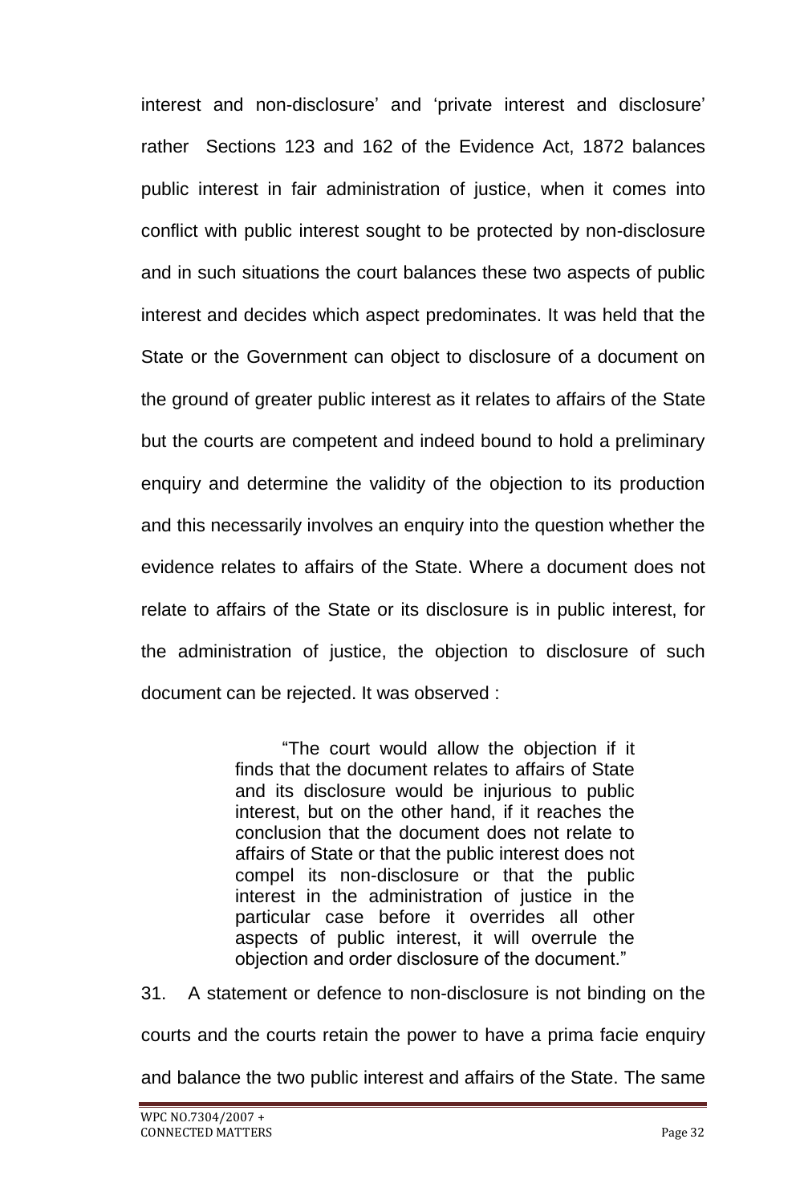interest and non-disclosure' and 'private interest and disclosure' rather Sections 123 and 162 of the Evidence Act, 1872 balances public interest in fair administration of justice, when it comes into conflict with public interest sought to be protected by non-disclosure and in such situations the court balances these two aspects of public interest and decides which aspect predominates. It was held that the State or the Government can object to disclosure of a document on the ground of greater public interest as it relates to affairs of the State but the courts are competent and indeed bound to hold a preliminary enquiry and determine the validity of the objection to its production and this necessarily involves an enquiry into the question whether the evidence relates to affairs of the State. Where a document does not relate to affairs of the State or its disclosure is in public interest, for the administration of justice, the objection to disclosure of such document can be rejected. It was observed :

> "The court would allow the objection if it finds that the document relates to affairs of State and its disclosure would be injurious to public interest, but on the other hand, if it reaches the conclusion that the document does not relate to affairs of State or that the public interest does not compel its non-disclosure or that the public interest in the administration of justice in the particular case before it overrides all other aspects of public interest, it will overrule the objection and order disclosure of the document."

31. A statement or defence to non-disclosure is not binding on the courts and the courts retain the power to have a prima facie enquiry and balance the two public interest and affairs of the State. The same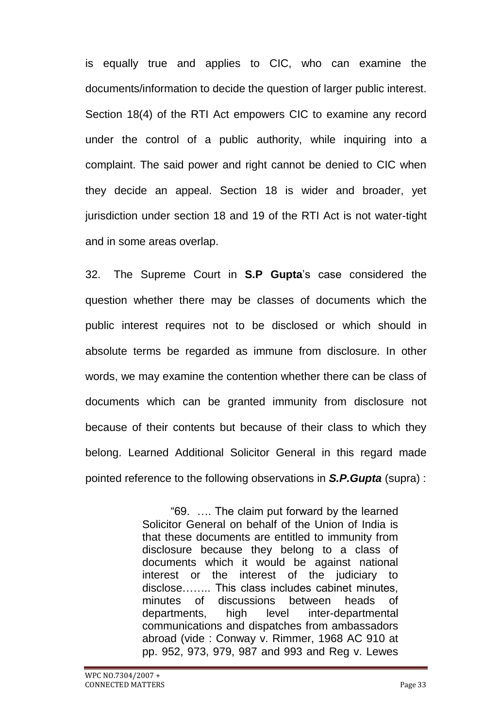is equally true and applies to CIC, who can examine the documents/information to decide the question of larger public interest. Section 18(4) of the RTI Act empowers CIC to examine any record under the control of a public authority, while inquiring into a complaint. The said power and right cannot be denied to CIC when they decide an appeal. Section 18 is wider and broader, yet jurisdiction under section 18 and 19 of the RTI Act is not water-tight and in some areas overlap.

32. The Supreme Court in **S.P Gupta**'s case considered the question whether there may be classes of documents which the public interest requires not to be disclosed or which should in absolute terms be regarded as immune from disclosure. In other words, we may examine the contention whether there can be class of documents which can be granted immunity from disclosure not because of their contents but because of their class to which they belong. Learned Additional Solicitor General in this regard made pointed reference to the following observations in ***S.P.Gupta*** (supra) :

> "69. …. The claim put forward by the learned Solicitor General on behalf of the Union of India is that these documents are entitled to immunity from disclosure because they belong to a class of documents which it would be against national interest or the interest of the judiciary to disclose…….. This class includes cabinet minutes, minutes of discussions between heads of departments, high level inter-departmental communications and dispatches from ambassadors abroad (vide : Conway v. Rimmer, 1968 AC 910 at pp. 952, 973, 979, 987 and 993 and Reg v. Lewes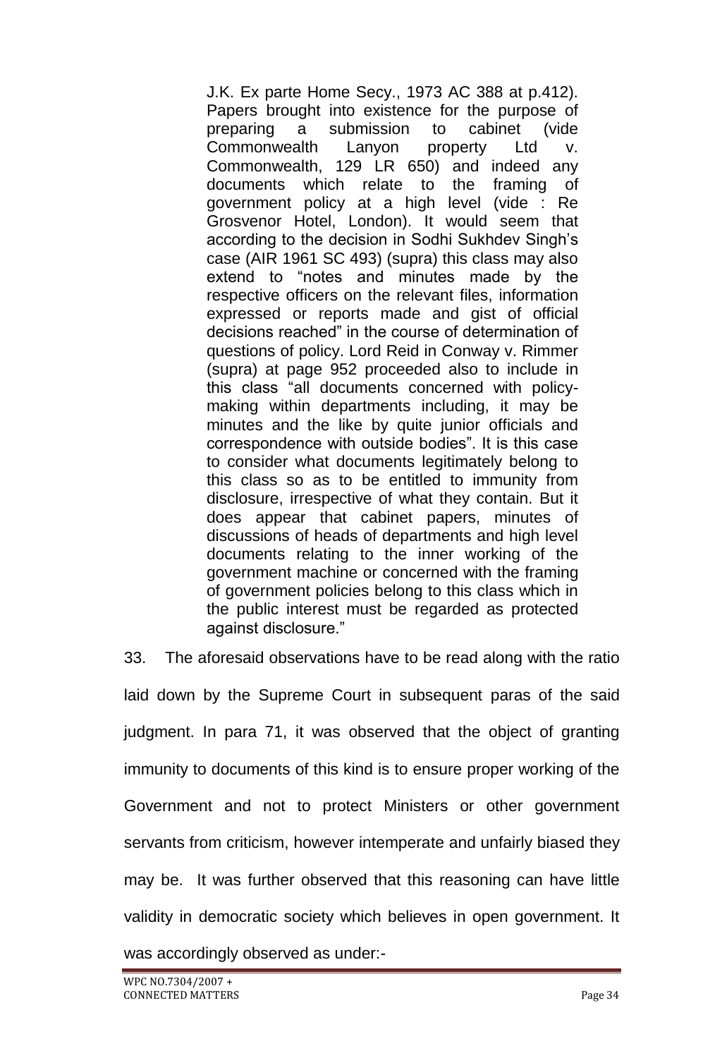> J.K. Ex parte Home Secy., 1973 AC 388 at p.412). Papers brought into existence for the purpose of preparing a submission to cabinet (vide Commonwealth Lanyon property Ltd v. Commonwealth, 129 LR 650) and indeed any documents which relate to the framing of government policy at a high level (vide : Re Grosvenor Hotel, London). It would seem that according to the decision in Sodhi Sukhdev Singh's case (AIR 1961 SC 493) (supra) this class may also extend to "notes and minutes made by the respective officers on the relevant files, information expressed or reports made and gist of official decisions reached" in the course of determination of questions of policy. Lord Reid in Conway v. Rimmer (supra) at page 952 proceeded also to include in this class "all documents concerned with policy-making within departments including, it may be minutes and the like by quite junior officials and correspondence with outside bodies". It is this case to consider what documents legitimately belong to this class so as to be entitled to immunity from disclosure, irrespective of what they contain. But it does appear that cabinet papers, minutes of discussions of heads of departments and high level documents relating to the inner working of the government machine or concerned with the framing of government policies belong to this class which in the public interest must be regarded as protected against disclosure."

33. The aforesaid observations have to be read along with the ratio laid down by the Supreme Court in subsequent paras of the said judgment. In para 71, it was observed that the object of granting immunity to documents of this kind is to ensure proper working of the Government and not to protect Ministers or other government servants from criticism, however intemperate and unfairly biased they may be. It was further observed that this reasoning can have little validity in democratic society which believes in open government. It was accordingly observed as under:-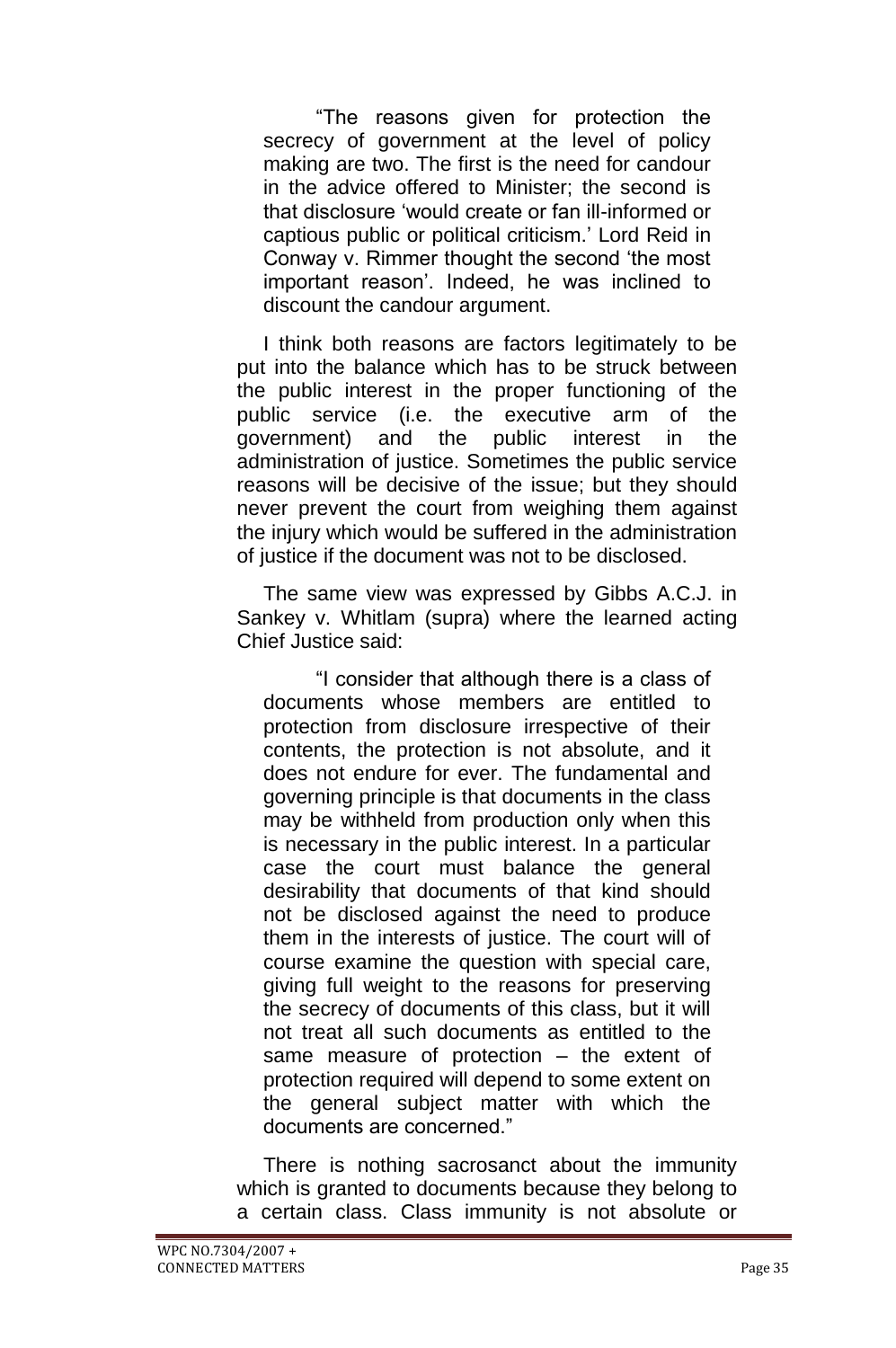> "The reasons given for protection the secrecy of government at the level of policy making are two. The first is the need for candour in the advice offered to Minister; the second is that disclosure 'would create or fan ill-informed or captious public or political criticism.' Lord Reid in Conway v. Rimmer thought the second 'the most important reason'. Indeed, he was inclined to discount the candour argument.

I think both reasons are factors legitimately to be put into the balance which has to be struck between the public interest in the proper functioning of the public service (i.e. the executive arm of the government) and the public interest in the administration of justice. Sometimes the public service reasons will be decisive of the issue; but they should never prevent the court from weighing them against the injury which would be suffered in the administration of justice if the document was not to be disclosed.

The same view was expressed by Gibbs A.C.J. in Sankey v. Whitlam (supra) where the learned acting Chief Justice said:

> "I consider that although there is a class of documents whose members are entitled to protection from disclosure irrespective of their contents, the protection is not absolute, and it does not endure for ever. The fundamental and governing principle is that documents in the class may be withheld from production only when this is necessary in the public interest. In a particular case the court must balance the general desirability that documents of that kind should not be disclosed against the need to produce them in the interests of justice. The court will of course examine the question with special care, giving full weight to the reasons for preserving the secrecy of documents of this class, but it will not treat all such documents as entitled to the same measure of protection – the extent of protection required will depend to some extent on the general subject matter with which the documents are concerned."

There is nothing sacrosanct about the immunity which is granted to documents because they belong to a certain class. Class immunity is not absolute or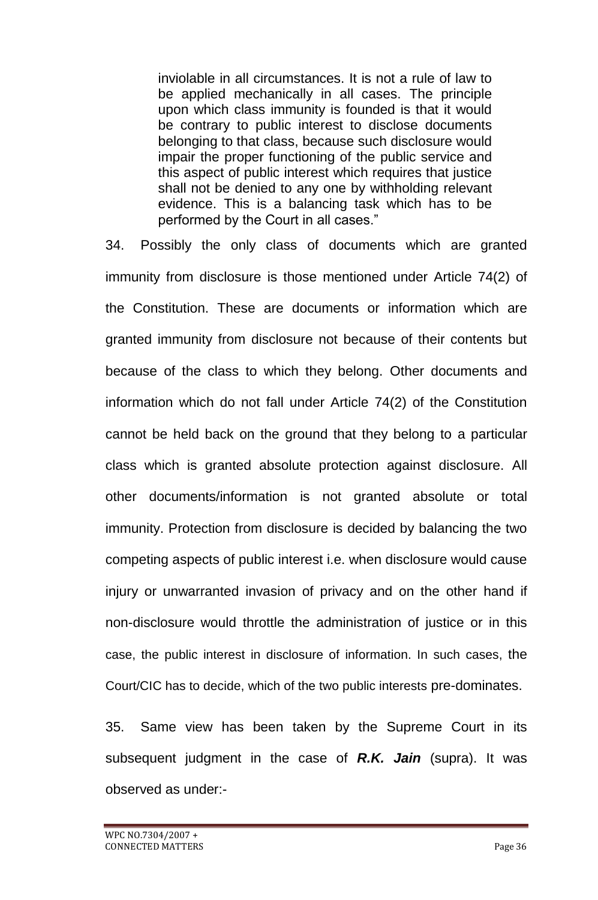> inviolable in all circumstances. It is not a rule of law to be applied mechanically in all cases. The principle upon which class immunity is founded is that it would be contrary to public interest to disclose documents belonging to that class, because such disclosure would impair the proper functioning of the public service and this aspect of public interest which requires that justice shall not be denied to any one by withholding relevant evidence. This is a balancing task which has to be performed by the Court in all cases."

34. Possibly the only class of documents which are granted immunity from disclosure is those mentioned under Article 74(2) of the Constitution. These are documents or information which are granted immunity from disclosure not because of their contents but because of the class to which they belong. Other documents and information which do not fall under Article 74(2) of the Constitution cannot be held back on the ground that they belong to a particular class which is granted absolute protection against disclosure. All other documents/information is not granted absolute or total immunity. Protection from disclosure is decided by balancing the two competing aspects of public interest i.e. when disclosure would cause injury or unwarranted invasion of privacy and on the other hand if non-disclosure would throttle the administration of justice or in this case, the public interest in disclosure of information. In such cases, the Court/CIC has to decide, which of the two public interests pre-dominates.

35. Same view has been taken by the Supreme Court in its subsequent judgment in the case of ***R.K. Jain*** (supra). It was observed as under:-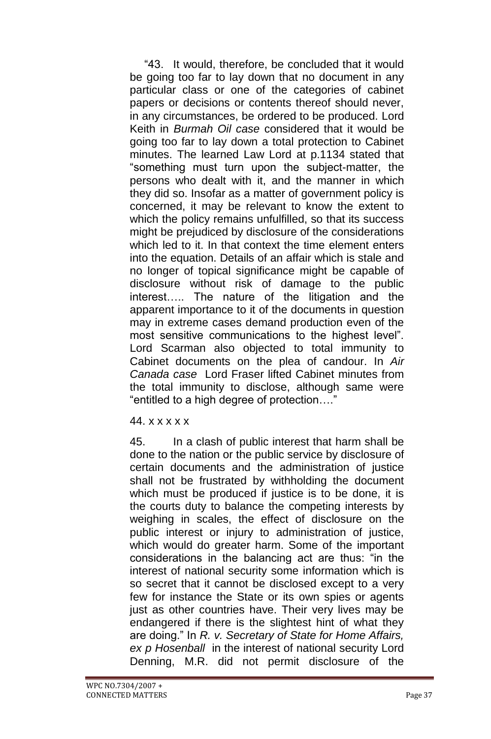"43. It would, therefore, be concluded that it would be going too far to lay down that no document in any particular class or one of the categories of cabinet papers or decisions or contents thereof should never, in any circumstances, be ordered to be produced. Lord Keith in *Burmah Oil case* considered that it would be going too far to lay down a total protection to Cabinet minutes. The learned Law Lord at p.1134 stated that "something must turn upon the subject-matter, the persons who dealt with it, and the manner in which they did so. Insofar as a matter of government policy is concerned, it may be relevant to know the extent to which the policy remains unfulfilled, so that its success might be prejudiced by disclosure of the considerations which led to it. In that context the time element enters into the equation. Details of an affair which is stale and no longer of topical significance might be capable of disclosure without risk of damage to the public interest….. The nature of the litigation and the apparent importance to it of the documents in question may in extreme cases demand production even of the most sensitive communications to the highest level". Lord Scarman also objected to total immunity to Cabinet documents on the plea of candour. In *Air Canada case* Lord Fraser lifted Cabinet minutes from the total immunity to disclose, although same were "entitled to a high degree of protection…."

44. x x x x x

45. In a clash of public interest that harm shall be done to the nation or the public service by disclosure of certain documents and the administration of justice shall not be frustrated by withholding the document which must be produced if justice is to be done, it is the courts duty to balance the competing interests by weighing in scales, the effect of disclosure on the public interest or injury to administration of justice, which would do greater harm. Some of the important considerations in the balancing act are thus: "in the interest of national security some information which is so secret that it cannot be disclosed except to a very few for instance the State or its own spies or agents just as other countries have. Their very lives may be endangered if there is the slightest hint of what they are doing." In *R. v. Secretary of State for Home Affairs, ex p Hosenball* in the interest of national security Lord Denning, M.R. did not permit disclosure of the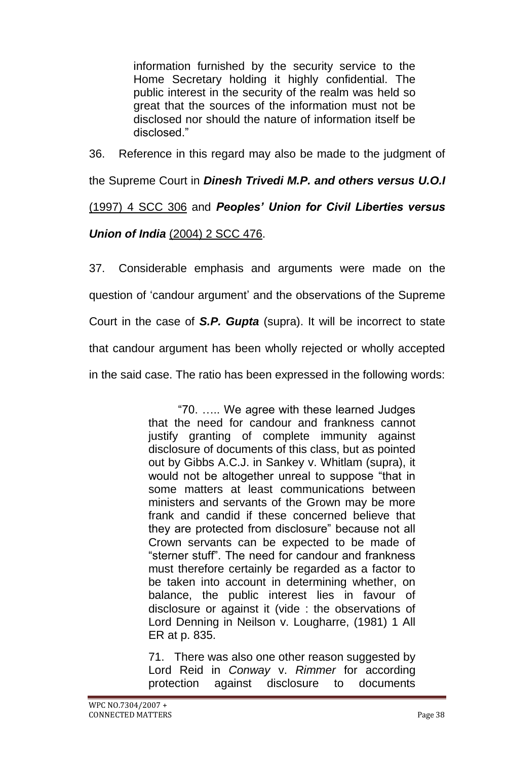> information furnished by the security service to the Home Secretary holding it highly confidential. The public interest in the security of the realm was held so great that the sources of the information must not be disclosed nor should the nature of information itself be disclosed."

36. Reference in this regard may also be made to the judgment of the Supreme Court in ***Dinesh Trivedi M.P. and others versus U.O.I*** (1997) 4 SCC 306 and ***Peoples' Union for Civil Liberties versus Union of India*** (2004) 2 SCC 476.

37. Considerable emphasis and arguments were made on the question of 'candour argument' and the observations of the Supreme Court in the case of ***S.P. Gupta*** (supra). It will be incorrect to state that candour argument has been wholly rejected or wholly accepted in the said case. The ratio has been expressed in the following words:

> "70. ….. We agree with these learned Judges that the need for candour and frankness cannot justify granting of complete immunity against disclosure of documents of this class, but as pointed out by Gibbs A.C.J. in Sankey v. Whitlam (supra), it would not be altogether unreal to suppose "that in some matters at least communications between ministers and servants of the Grown may be more frank and candid if these concerned believe that they are protected from disclosure" because not all Crown servants can be expected to be made of "sterner stuff". The need for candour and frankness must therefore certainly be regarded as a factor to be taken into account in determining whether, on balance, the public interest lies in favour of disclosure or against it (vide : the observations of Lord Denning in Neilson v. Lougharre, (1981) 1 All ER at p. 835.
>
> 71. There was also one other reason suggested by Lord Reid in *Conway* v. *Rimmer* for according protection against disclosure to documents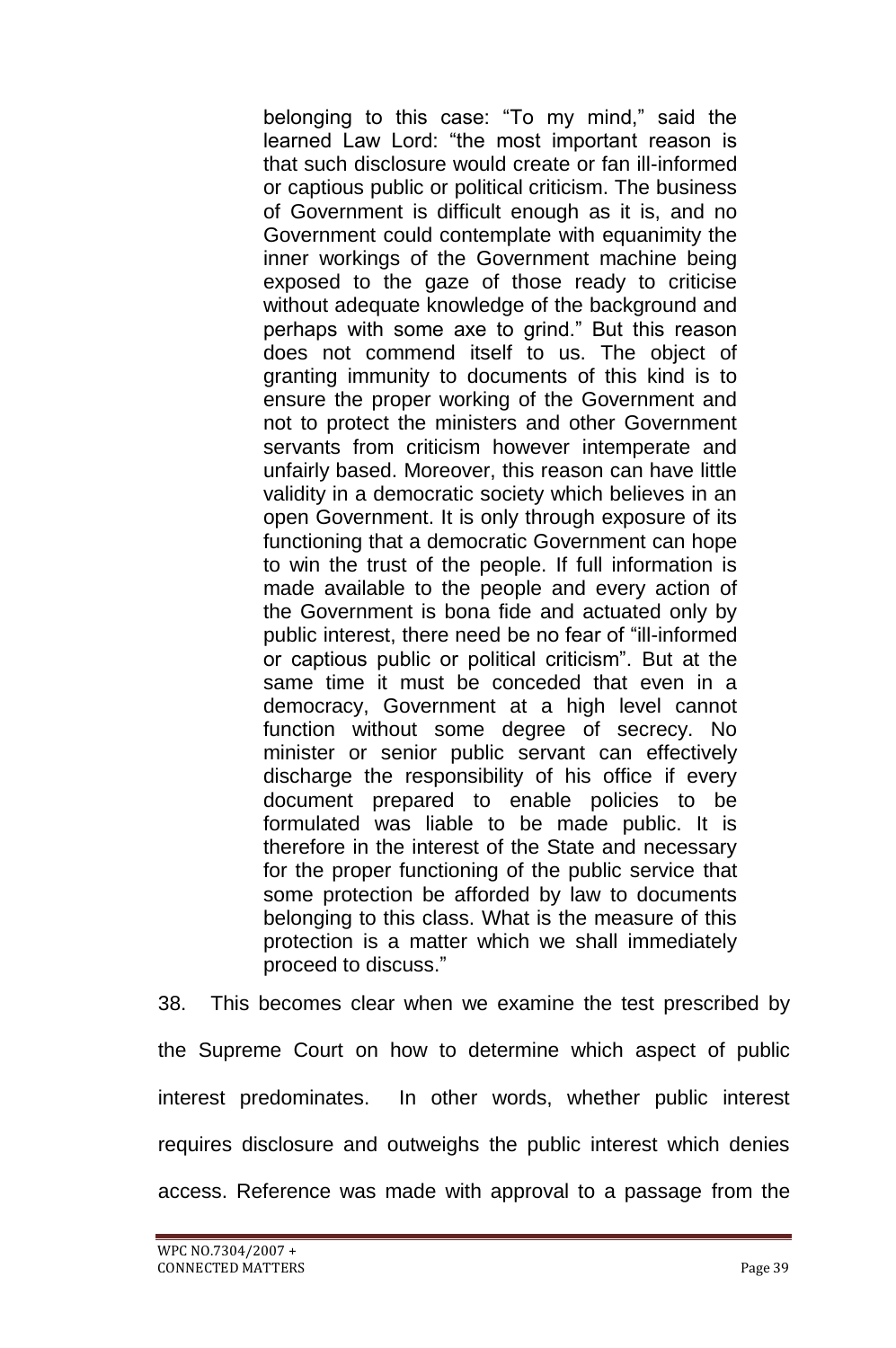> belonging to this case: "To my mind," said the learned Law Lord: "the most important reason is that such disclosure would create or fan ill-informed or captious public or political criticism. The business of Government is difficult enough as it is, and no Government could contemplate with equanimity the inner workings of the Government machine being exposed to the gaze of those ready to criticise without adequate knowledge of the background and perhaps with some axe to grind." But this reason does not commend itself to us. The object of granting immunity to documents of this kind is to ensure the proper working of the Government and not to protect the ministers and other Government servants from criticism however intemperate and unfairly based. Moreover, this reason can have little validity in a democratic society which believes in an open Government. It is only through exposure of its functioning that a democratic Government can hope to win the trust of the people. If full information is made available to the people and every action of the Government is bona fide and actuated only by public interest, there need be no fear of "ill-informed or captious public or political criticism". But at the same time it must be conceded that even in a democracy, Government at a high level cannot function without some degree of secrecy. No minister or senior public servant can effectively discharge the responsibility of his office if every document prepared to enable policies to be formulated was liable to be made public. It is therefore in the interest of the State and necessary for the proper functioning of the public service that some protection be afforded by law to documents belonging to this class. What is the measure of this protection is a matter which we shall immediately proceed to discuss."

38. This becomes clear when we examine the test prescribed by the Supreme Court on how to determine which aspect of public interest predominates. In other words, whether public interest requires disclosure and outweighs the public interest which denies access. Reference was made with approval to a passage from the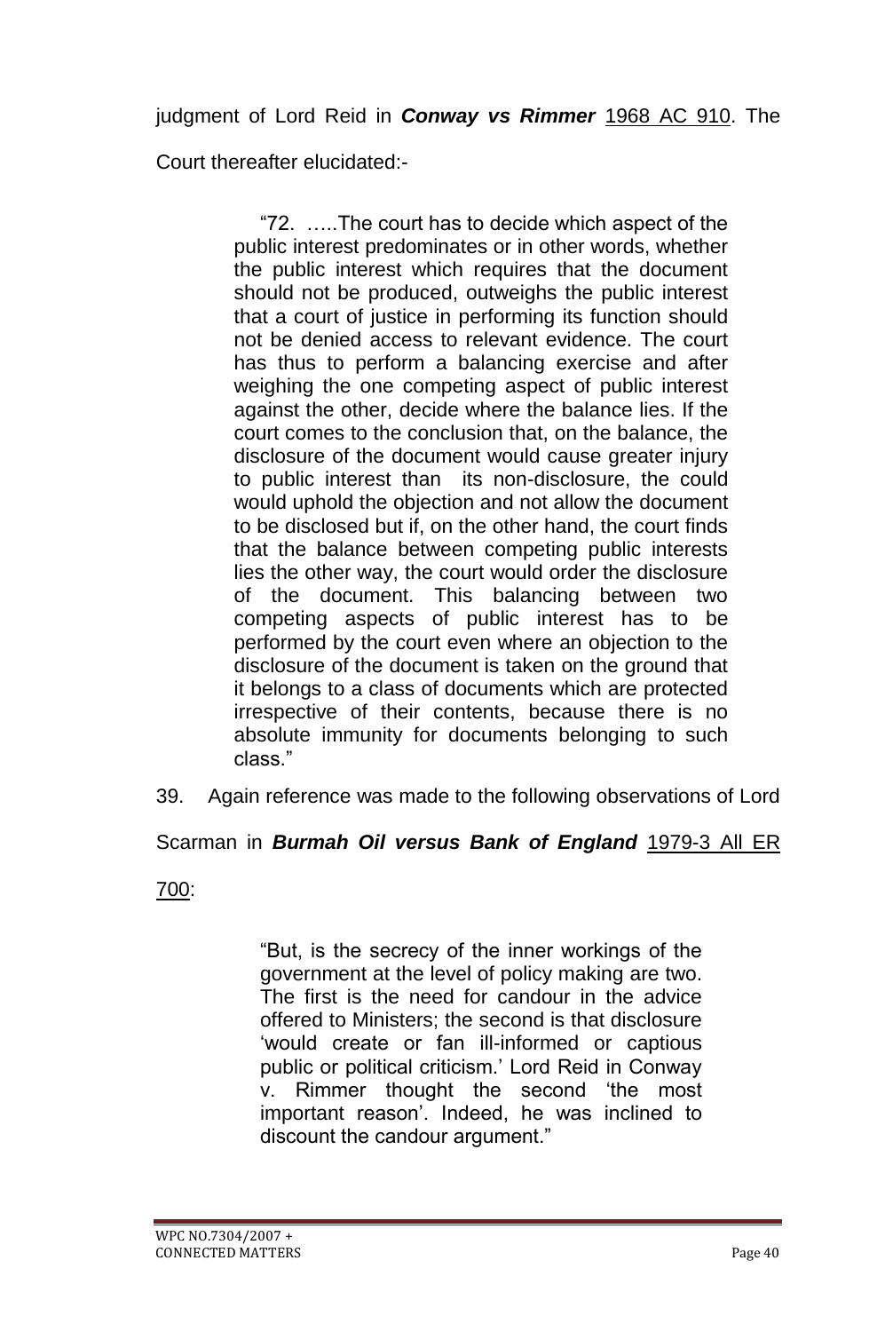judgment of Lord Reid in ***Conway vs Rimmer*** 1968 AC 910. The Court thereafter elucidated:-

> "72. …..The court has to decide which aspect of the public interest predominates or in other words, whether the public interest which requires that the document should not be produced, outweighs the public interest that a court of justice in performing its function should not be denied access to relevant evidence. The court has thus to perform a balancing exercise and after weighing the one competing aspect of public interest against the other, decide where the balance lies. If the court comes to the conclusion that, on the balance, the disclosure of the document would cause greater injury to public interest than its non-disclosure, the could would uphold the objection and not allow the document to be disclosed but if, on the other hand, the court finds that the balance between competing public interests lies the other way, the court would order the disclosure of the document. This balancing between two competing aspects of public interest has to be performed by the court even where an objection to the disclosure of the document is taken on the ground that it belongs to a class of documents which are protected irrespective of their contents, because there is no absolute immunity for documents belonging to such class."

39. Again reference was made to the following observations of Lord Scarman in ***Burmah Oil versus Bank of England*** 1979-3 All ER 700:

> "But, is the secrecy of the inner workings of the government at the level of policy making are two. The first is the need for candour in the advice offered to Ministers; the second is that disclosure 'would create or fan ill-informed or captious public or political criticism.' Lord Reid in Conway v. Rimmer thought the second 'the most important reason'. Indeed, he was inclined to discount the candour argument."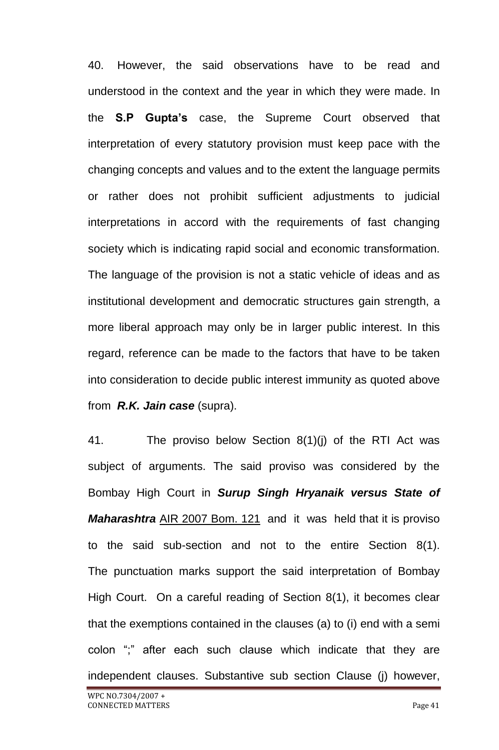40. However, the said observations have to be read and understood in the context and the year in which they were made. In the **S.P Gupta's** case, the Supreme Court observed that interpretation of every statutory provision must keep pace with the changing concepts and values and to the extent the language permits or rather does not prohibit sufficient adjustments to judicial interpretations in accord with the requirements of fast changing society which is indicating rapid social and economic transformation. The language of the provision is not a static vehicle of ideas and as institutional development and democratic structures gain strength, a more liberal approach may only be in larger public interest. In this regard, reference can be made to the factors that have to be taken into consideration to decide public interest immunity as quoted above from ***R.K. Jain case*** (supra).

41. The proviso below Section 8(1)(j) of the RTI Act was subject of arguments. The said proviso was considered by the Bombay High Court in ***Surup Singh Hryanaik versus State of Maharashtra*** AIR 2007 Bom. 121 and it was held that it is proviso to the said sub-section and not to the entire Section 8(1). The punctuation marks support the said interpretation of Bombay High Court. On a careful reading of Section 8(1), it becomes clear that the exemptions contained in the clauses (a) to (i) end with a semi colon ";" after each such clause which indicate that they are independent clauses. Substantive sub section Clause (j) however,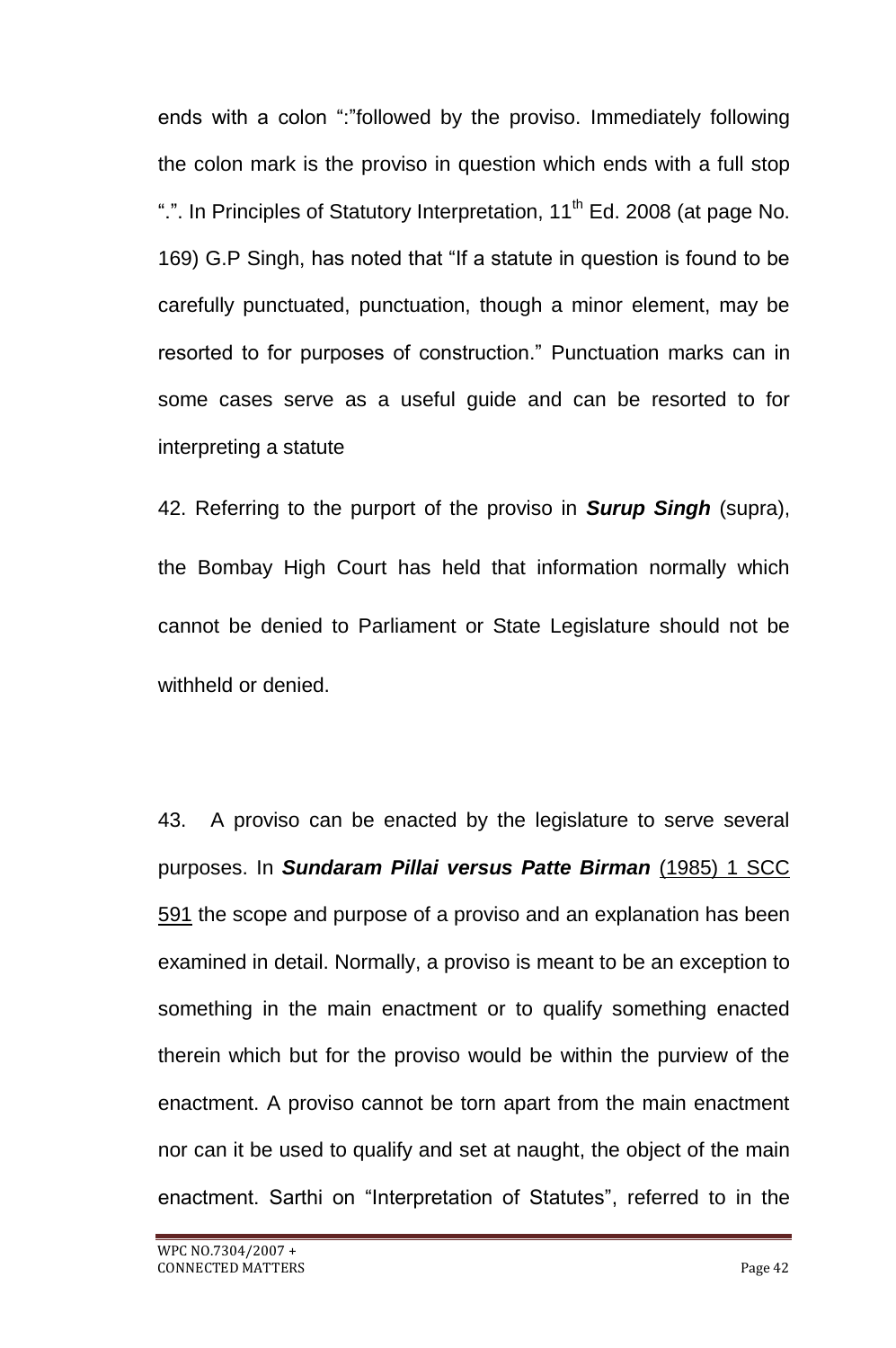ends with a colon ":"followed by the proviso. Immediately following the colon mark is the proviso in question which ends with a full stop ".". In Principles of Statutory Interpretation, 11th Ed. 2008 (at page No. 169) G.P Singh, has noted that "If a statute in question is found to be carefully punctuated, punctuation, though a minor element, may be resorted to for purposes of construction." Punctuation marks can in some cases serve as a useful guide and can be resorted to for interpreting a statute

42. Referring to the purport of the proviso in ***Surup Singh*** (supra), the Bombay High Court has held that information normally which cannot be denied to Parliament or State Legislature should not be withheld or denied.

43. A proviso can be enacted by the legislature to serve several purposes. In ***Sundaram Pillai versus Patte Birman*** (1985) 1 SCC 591 the scope and purpose of a proviso and an explanation has been examined in detail. Normally, a proviso is meant to be an exception to something in the main enactment or to qualify something enacted therein which but for the proviso would be within the purview of the enactment. A proviso cannot be torn apart from the main enactment nor can it be used to qualify and set at naught, the object of the main enactment. Sarthi on "Interpretation of Statutes", referred to in the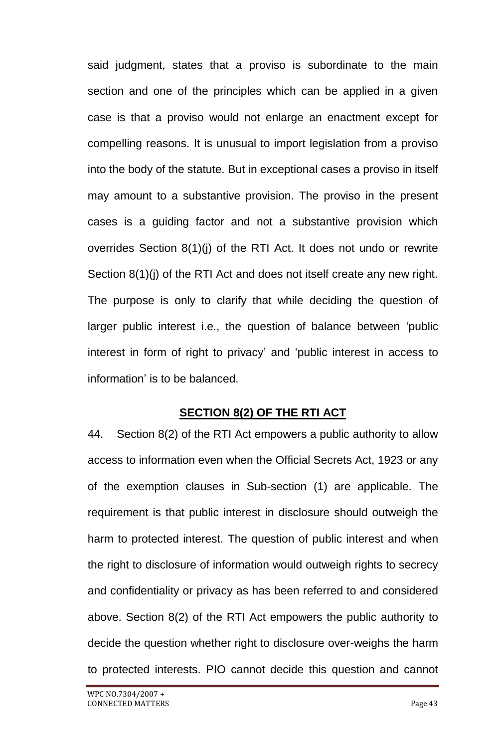said judgment, states that a proviso is subordinate to the main section and one of the principles which can be applied in a given case is that a proviso would not enlarge an enactment except for compelling reasons. It is unusual to import legislation from a proviso into the body of the statute. But in exceptional cases a proviso in itself may amount to a substantive provision. The proviso in the present cases is a guiding factor and not a substantive provision which overrides Section 8(1)(j) of the RTI Act. It does not undo or rewrite Section 8(1)(j) of the RTI Act and does not itself create any new right. The purpose is only to clarify that while deciding the question of larger public interest i.e., the question of balance between 'public interest in form of right to privacy' and 'public interest in access to information' is to be balanced.

## SECTION 8(2) OF THE RTI ACT

44. Section 8(2) of the RTI Act empowers a public authority to allow access to information even when the Official Secrets Act, 1923 or any of the exemption clauses in Sub-section (1) are applicable. The requirement is that public interest in disclosure should outweigh the harm to protected interest. The question of public interest and when the right to disclosure of information would outweigh rights to secrecy and confidentiality or privacy as has been referred to and considered above. Section 8(2) of the RTI Act empowers the public authority to decide the question whether right to disclosure over-weighs the harm to protected interests. PIO cannot decide this question and cannot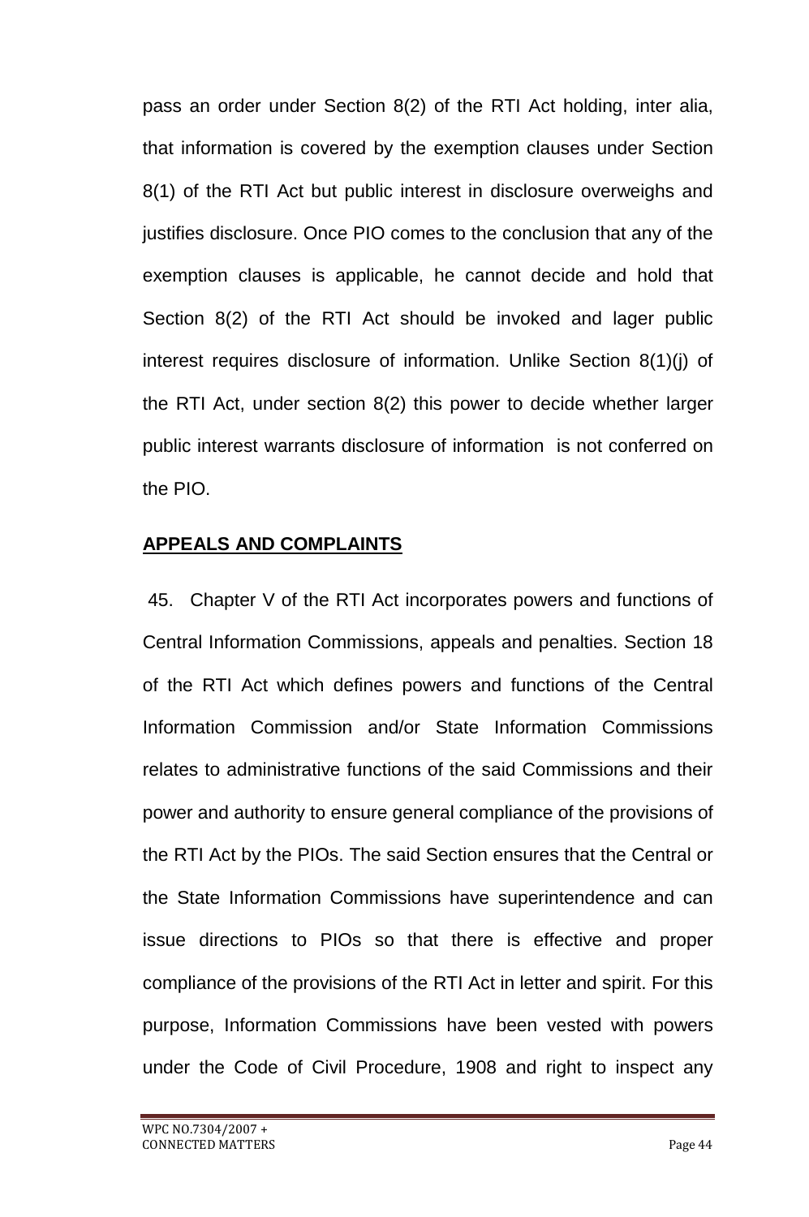pass an order under Section 8(2) of the RTI Act holding, inter alia, that information is covered by the exemption clauses under Section 8(1) of the RTI Act but public interest in disclosure overweighs and justifies disclosure. Once PIO comes to the conclusion that any of the exemption clauses is applicable, he cannot decide and hold that Section 8(2) of the RTI Act should be invoked and lager public interest requires disclosure of information. Unlike Section 8(1)(j) of the RTI Act, under section 8(2) this power to decide whether larger public interest warrants disclosure of information is not conferred on the PIO.

**APPEALS AND COMPLAINTS**

45. Chapter V of the RTI Act incorporates powers and functions of Central Information Commissions, appeals and penalties. Section 18 of the RTI Act which defines powers and functions of the Central Information Commission and/or State Information Commissions relates to administrative functions of the said Commissions and their power and authority to ensure general compliance of the provisions of the RTI Act by the PIOs. The said Section ensures that the Central or the State Information Commissions have superintendence and can issue directions to PIOs so that there is effective and proper compliance of the provisions of the RTI Act in letter and spirit. For this purpose, Information Commissions have been vested with powers under the Code of Civil Procedure, 1908 and right to inspect any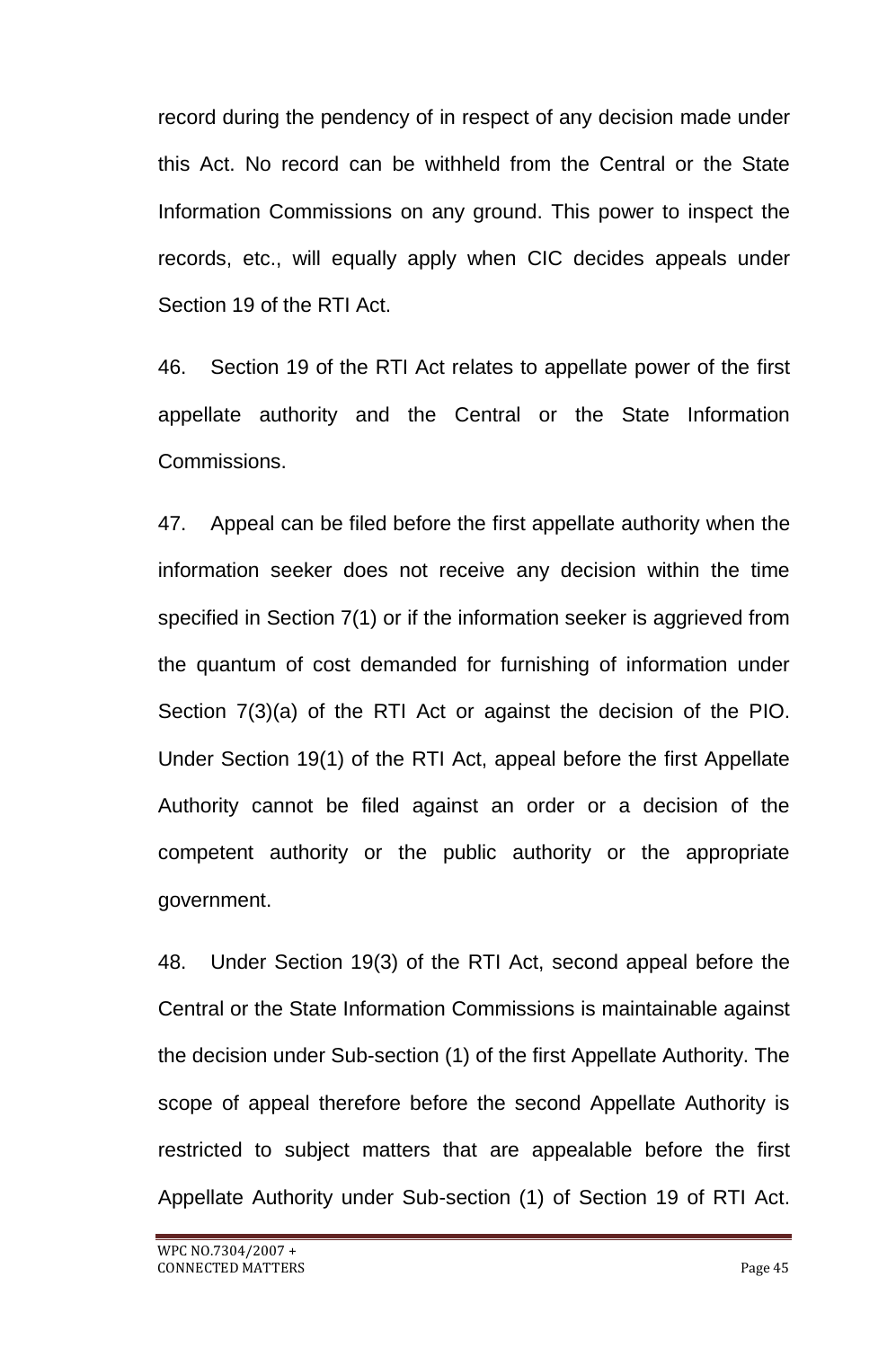record during the pendency of in respect of any decision made under this Act. No record can be withheld from the Central or the State Information Commissions on any ground. This power to inspect the records, etc., will equally apply when CIC decides appeals under Section 19 of the RTI Act.

46. Section 19 of the RTI Act relates to appellate power of the first appellate authority and the Central or the State Information Commissions.

47. Appeal can be filed before the first appellate authority when the information seeker does not receive any decision within the time specified in Section 7(1) or if the information seeker is aggrieved from the quantum of cost demanded for furnishing of information under Section 7(3)(a) of the RTI Act or against the decision of the PIO. Under Section 19(1) of the RTI Act, appeal before the first Appellate Authority cannot be filed against an order or a decision of the competent authority or the public authority or the appropriate government.

48. Under Section 19(3) of the RTI Act, second appeal before the Central or the State Information Commissions is maintainable against the decision under Sub-section (1) of the first Appellate Authority. The scope of appeal therefore before the second Appellate Authority is restricted to subject matters that are appealable before the first Appellate Authority under Sub-section (1) of Section 19 of RTI Act.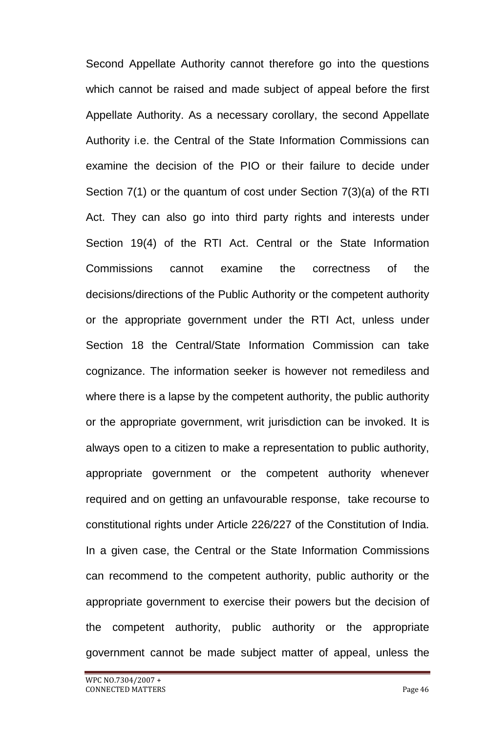Second Appellate Authority cannot therefore go into the questions which cannot be raised and made subject of appeal before the first Appellate Authority. As a necessary corollary, the second Appellate Authority i.e. the Central of the State Information Commissions can examine the decision of the PIO or their failure to decide under Section 7(1) or the quantum of cost under Section 7(3)(a) of the RTI Act. They can also go into third party rights and interests under Section 19(4) of the RTI Act. Central or the State Information Commissions cannot examine the correctness of the decisions/directions of the Public Authority or the competent authority or the appropriate government under the RTI Act, unless under Section 18 the Central/State Information Commission can take cognizance. The information seeker is however not remediless and where there is a lapse by the competent authority, the public authority or the appropriate government, writ jurisdiction can be invoked. It is always open to a citizen to make a representation to public authority, appropriate government or the competent authority whenever required and on getting an unfavourable response, take recourse to constitutional rights under Article 226/227 of the Constitution of India. In a given case, the Central or the State Information Commissions can recommend to the competent authority, public authority or the appropriate government to exercise their powers but the decision of the competent authority, public authority or the appropriate government cannot be made subject matter of appeal, unless the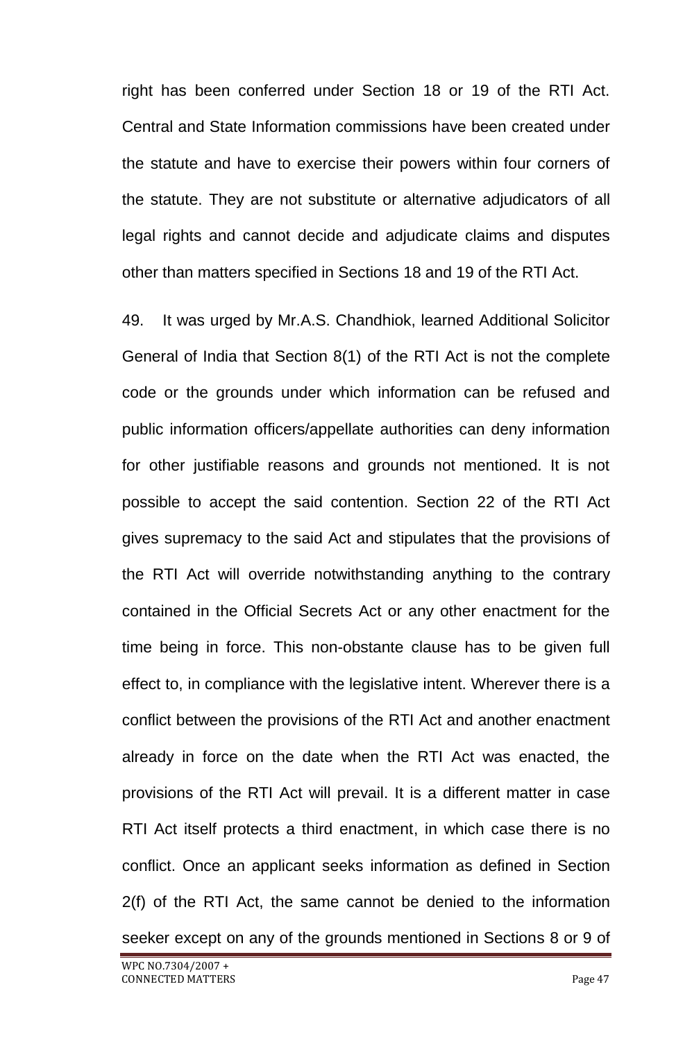right has been conferred under Section 18 or 19 of the RTI Act. Central and State Information commissions have been created under the statute and have to exercise their powers within four corners of the statute. They are not substitute or alternative adjudicators of all legal rights and cannot decide and adjudicate claims and disputes other than matters specified in Sections 18 and 19 of the RTI Act.

49. It was urged by Mr.A.S. Chandhiok, learned Additional Solicitor General of India that Section 8(1) of the RTI Act is not the complete code or the grounds under which information can be refused and public information officers/appellate authorities can deny information for other justifiable reasons and grounds not mentioned. It is not possible to accept the said contention. Section 22 of the RTI Act gives supremacy to the said Act and stipulates that the provisions of the RTI Act will override notwithstanding anything to the contrary contained in the Official Secrets Act or any other enactment for the time being in force. This non-obstante clause has to be given full effect to, in compliance with the legislative intent. Wherever there is a conflict between the provisions of the RTI Act and another enactment already in force on the date when the RTI Act was enacted, the provisions of the RTI Act will prevail. It is a different matter in case RTI Act itself protects a third enactment, in which case there is no conflict. Once an applicant seeks information as defined in Section 2(f) of the RTI Act, the same cannot be denied to the information seeker except on any of the grounds mentioned in Sections 8 or 9 of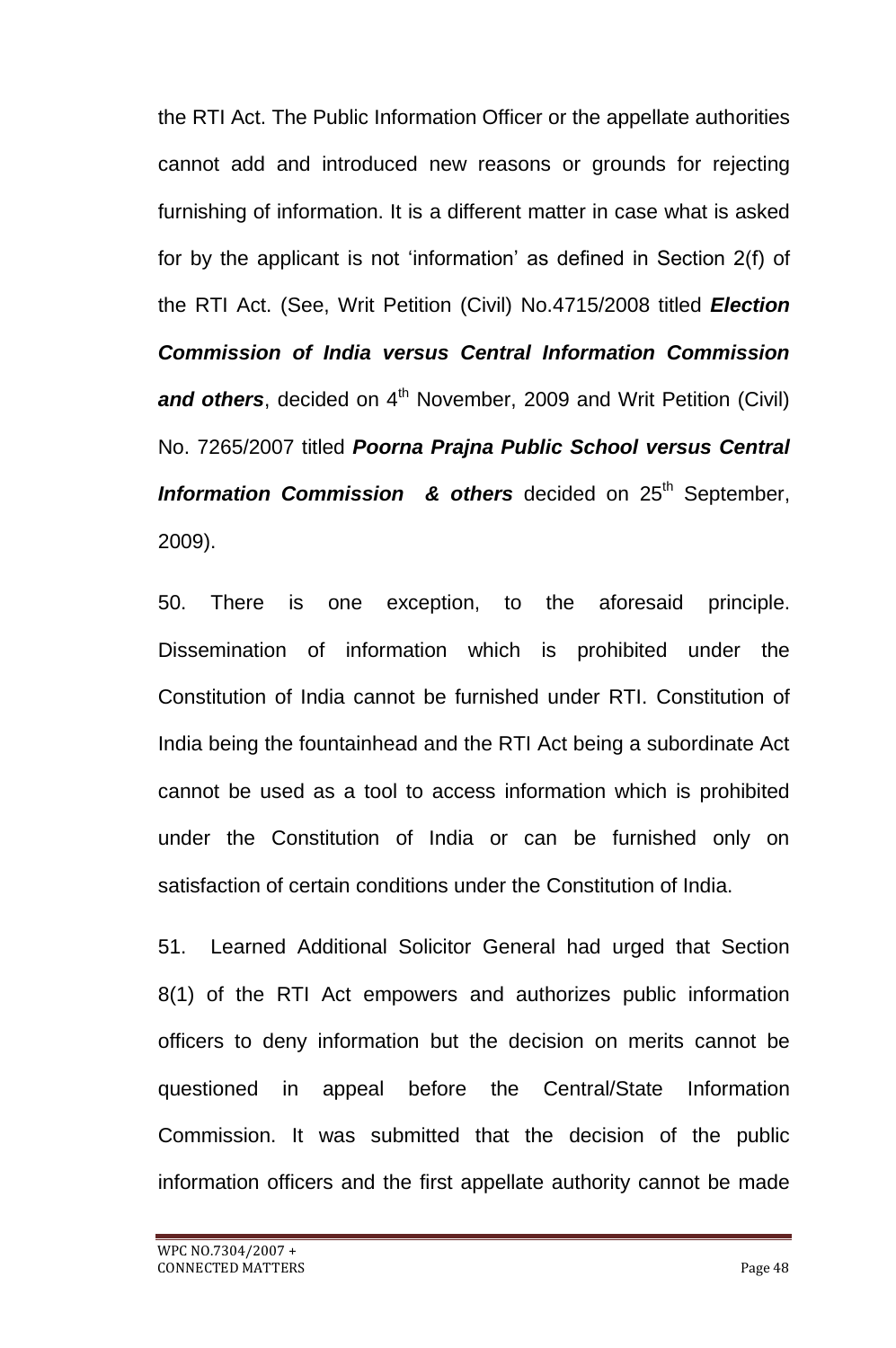the RTI Act. The Public Information Officer or the appellate authorities cannot add and introduced new reasons or grounds for rejecting furnishing of information. It is a different matter in case what is asked for by the applicant is not 'information' as defined in Section 2(f) of the RTI Act. (See, Writ Petition (Civil) No.4715/2008 titled ***Election Commission of India versus Central Information Commission and others***, decided on 4th November, 2009 and Writ Petition (Civil) No. 7265/2007 titled ***Poorna Prajna Public School versus Central Information Commission & others*** decided on 25th September, 2009).

50. There is one exception, to the aforesaid principle. Dissemination of information which is prohibited under the Constitution of India cannot be furnished under RTI. Constitution of India being the fountainhead and the RTI Act being a subordinate Act cannot be used as a tool to access information which is prohibited under the Constitution of India or can be furnished only on satisfaction of certain conditions under the Constitution of India.

51. Learned Additional Solicitor General had urged that Section 8(1) of the RTI Act empowers and authorizes public information officers to deny information but the decision on merits cannot be questioned in appeal before the Central/State Information Commission. It was submitted that the decision of the public information officers and the first appellate authority cannot be made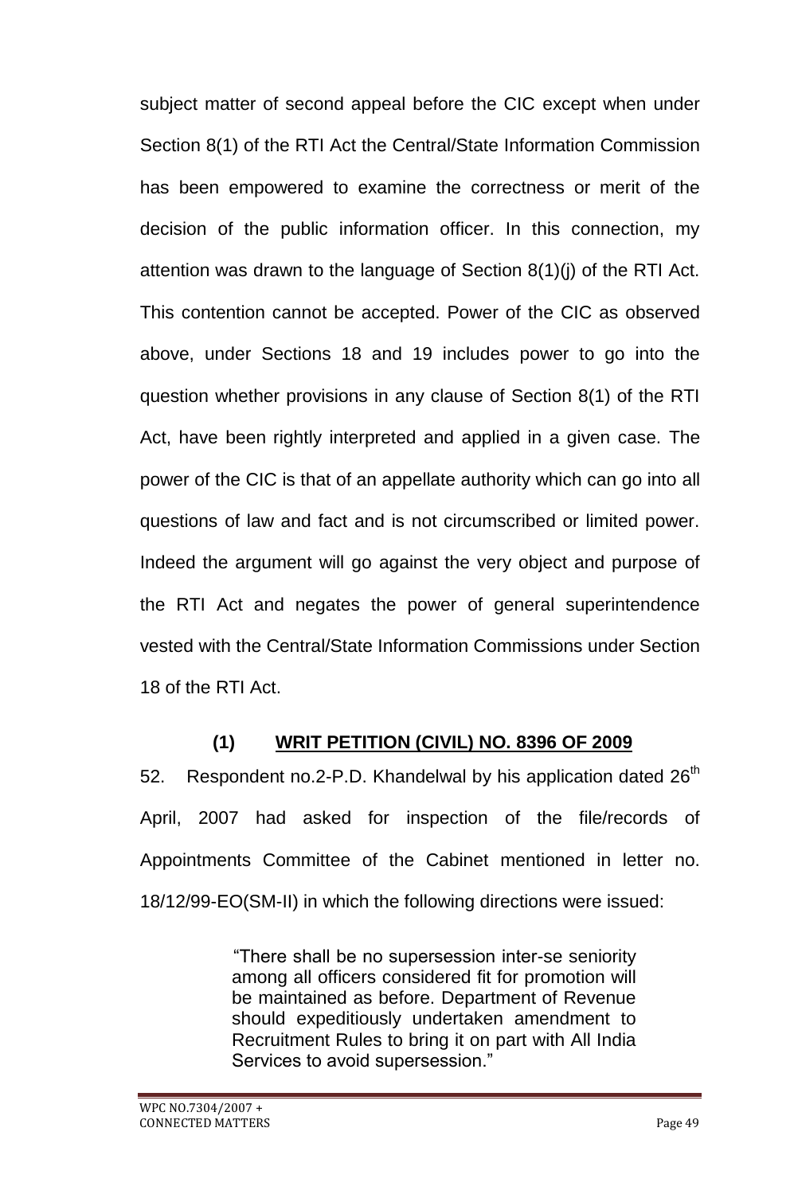subject matter of second appeal before the CIC except when under Section 8(1) of the RTI Act the Central/State Information Commission has been empowered to examine the correctness or merit of the decision of the public information officer. In this connection, my attention was drawn to the language of Section 8(1)(j) of the RTI Act. This contention cannot be accepted. Power of the CIC as observed above, under Sections 18 and 19 includes power to go into the question whether provisions in any clause of Section 8(1) of the RTI Act, have been rightly interpreted and applied in a given case. The power of the CIC is that of an appellate authority which can go into all questions of law and fact and is not circumscribed or limited power. Indeed the argument will go against the very object and purpose of the RTI Act and negates the power of general superintendence vested with the Central/State Information Commissions under Section 18 of the RTI Act.

### (1) <u>WRIT PETITION (CIVIL) NO. 8396 OF 2009</u>

52. Respondent no.2-P.D. Khandelwal by his application dated 26th April, 2007 had asked for inspection of the file/records of Appointments Committee of the Cabinet mentioned in letter no. 18/12/99-EO(SM-II) in which the following directions were issued:

> "There shall be no supersession inter-se seniority among all officers considered fit for promotion will be maintained as before. Department of Revenue should expeditiously undertaken amendment to Recruitment Rules to bring it on part with All India Services to avoid supersession."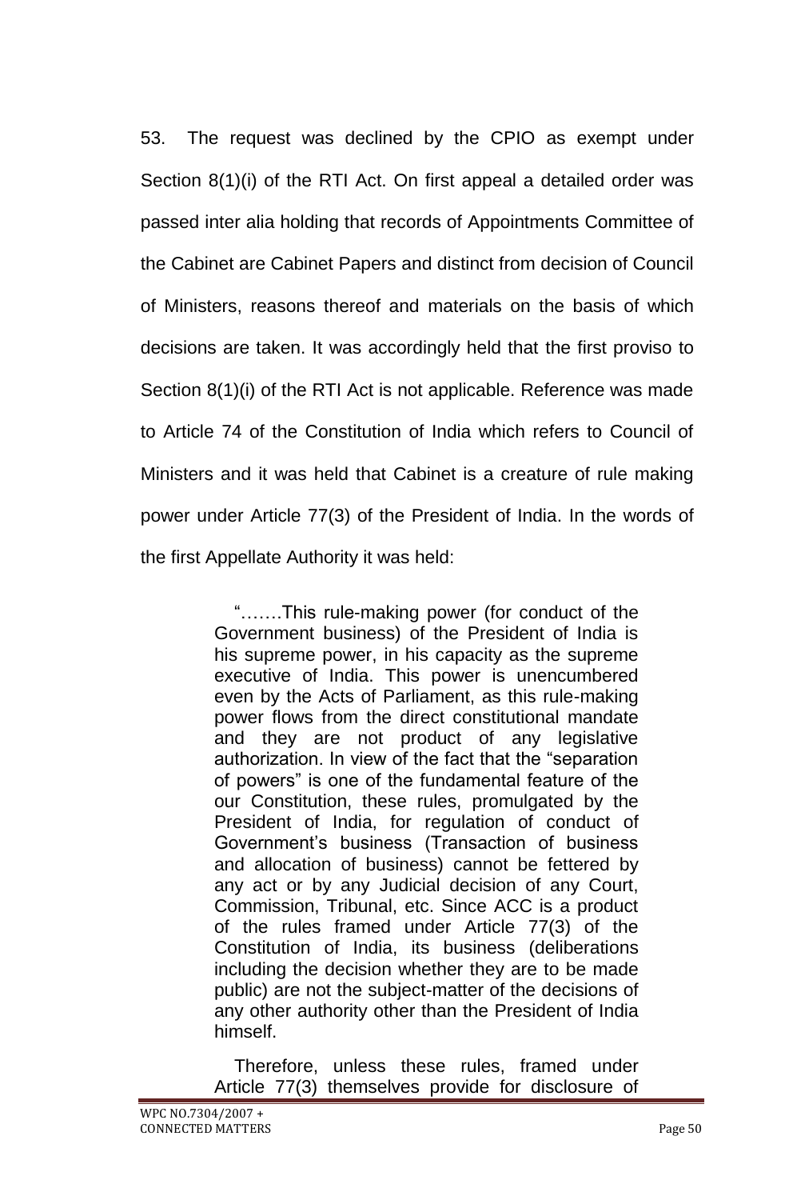53. The request was declined by the CPIO as exempt under Section 8(1)(i) of the RTI Act. On first appeal a detailed order was passed inter alia holding that records of Appointments Committee of the Cabinet are Cabinet Papers and distinct from decision of Council of Ministers, reasons thereof and materials on the basis of which decisions are taken. It was accordingly held that the first proviso to Section 8(1)(i) of the RTI Act is not applicable. Reference was made to Article 74 of the Constitution of India which refers to Council of Ministers and it was held that Cabinet is a creature of rule making power under Article 77(3) of the President of India. In the words of the first Appellate Authority it was held:

> "…….This rule-making power (for conduct of the Government business) of the President of India is his supreme power, in his capacity as the supreme executive of India. This power is unencumbered even by the Acts of Parliament, as this rule-making power flows from the direct constitutional mandate and they are not product of any legislative authorization. In view of the fact that the "separation of powers" is one of the fundamental feature of the our Constitution, these rules, promulgated by the President of India, for regulation of conduct of Government's business (Transaction of business and allocation of business) cannot be fettered by any act or by any Judicial decision of any Court, Commission, Tribunal, etc. Since ACC is a product of the rules framed under Article 77(3) of the Constitution of India, its business (deliberations including the decision whether they are to be made public) are not the subject-matter of the decisions of any other authority other than the President of India himself.
>
> Therefore, unless these rules, framed under Article 77(3) themselves provide for disclosure of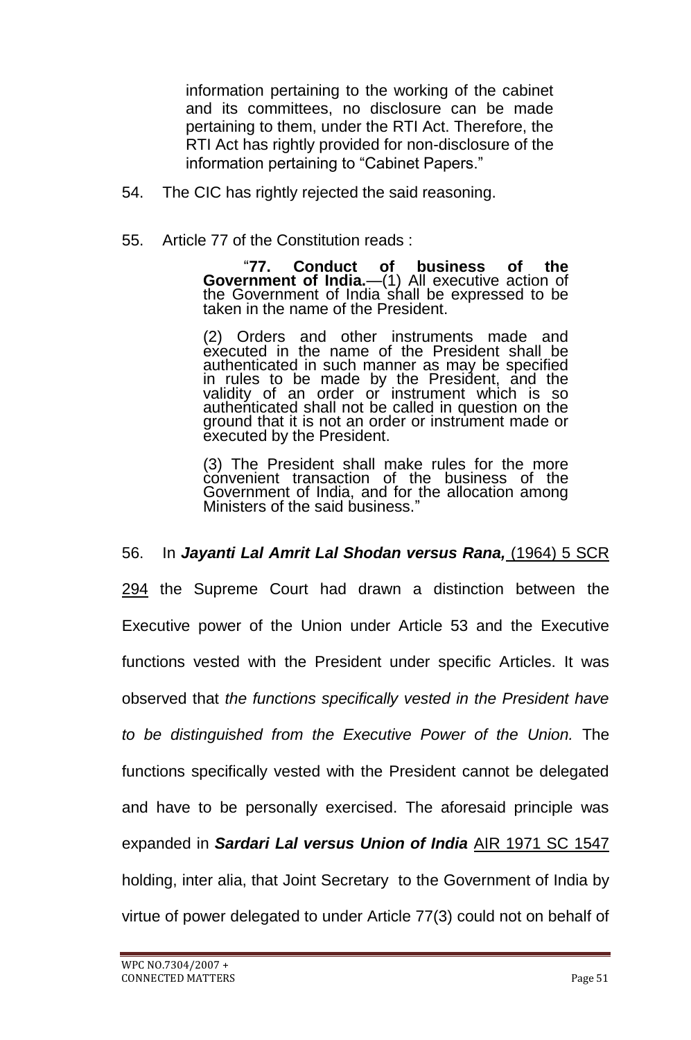> information pertaining to the working of the cabinet and its committees, no disclosure can be made pertaining to them, under the RTI Act. Therefore, the RTI Act has rightly provided for non-disclosure of the information pertaining to "Cabinet Papers."

54. The CIC has rightly rejected the said reasoning.

55. Article 77 of the Constitution reads :

> "**77. Conduct of business of the Government of India.**—(1) All executive action of the Government of India shall be expressed to be taken in the name of the President.
>
> (2) Orders and other instruments made and executed in the name of the President shall be authenticated in such manner as may be specified in rules to be made by the President, and the validity of an order or instrument which is so authenticated shall not be called in question on the ground that it is not an order or instrument made or executed by the President.
>
> (3) The President shall make rules for the more convenient transaction of the business of the Government of India, and for the allocation among Ministers of the said business."

56. In ***Jayanti Lal Amrit Lal Shodan versus Rana,*** (1964) 5 SCR 294 the Supreme Court had drawn a distinction between the Executive power of the Union under Article 53 and the Executive functions vested with the President under specific Articles. It was observed that *the functions specifically vested in the President have to be distinguished from the Executive Power of the Union.* The functions specifically vested with the President cannot be delegated and have to be personally exercised. The aforesaid principle was expanded in ***Sardari Lal versus Union of India*** AIR 1971 SC 1547 holding, inter alia, that Joint Secretary to the Government of India by virtue of power delegated to under Article 77(3) could not on behalf of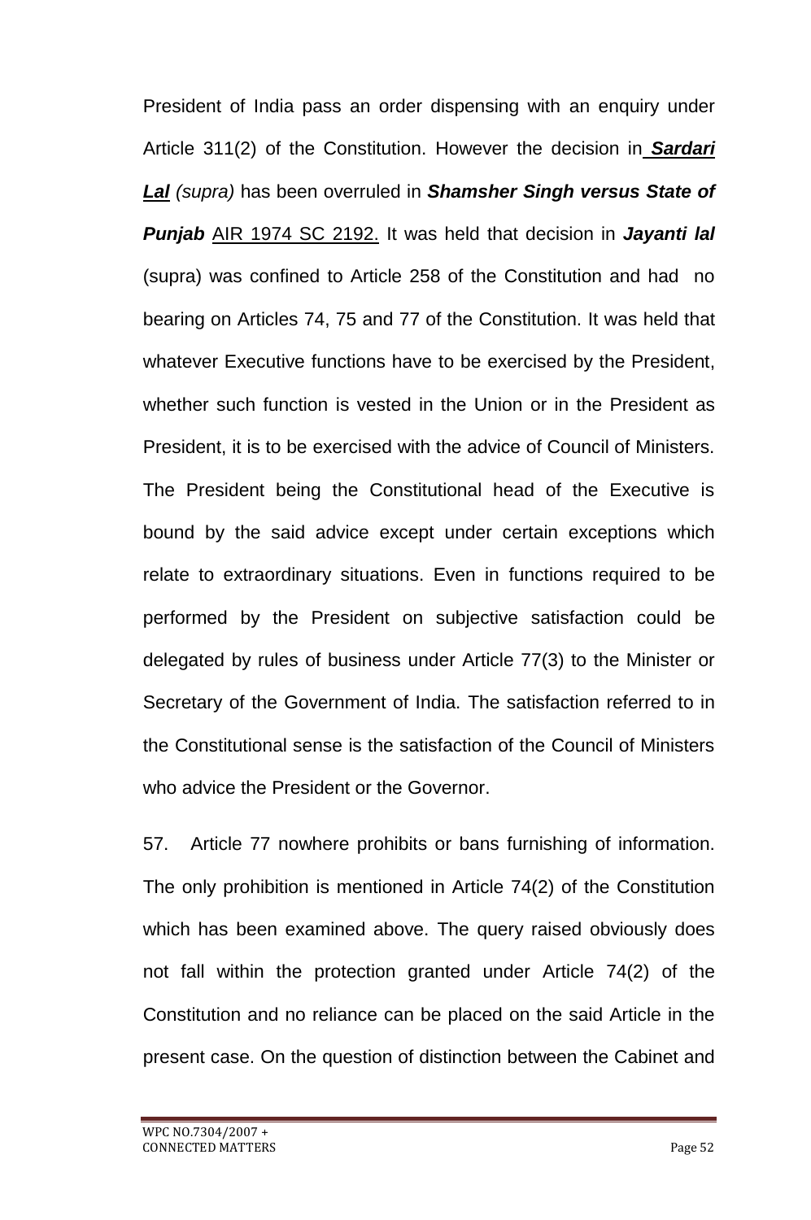President of India pass an order dispensing with an enquiry under Article 311(2) of the Constitution. However the decision in ***Sardari Lal*** *(supra)* has been overruled in ***Shamsher Singh versus State of Punjab*** AIR 1974 SC 2192. It was held that decision in ***Jayanti lal*** (supra) was confined to Article 258 of the Constitution and had no bearing on Articles 74, 75 and 77 of the Constitution. It was held that whatever Executive functions have to be exercised by the President, whether such function is vested in the Union or in the President as President, it is to be exercised with the advice of Council of Ministers. The President being the Constitutional head of the Executive is bound by the said advice except under certain exceptions which relate to extraordinary situations. Even in functions required to be performed by the President on subjective satisfaction could be delegated by rules of business under Article 77(3) to the Minister or Secretary of the Government of India. The satisfaction referred to in the Constitutional sense is the satisfaction of the Council of Ministers who advice the President or the Governor.

57. Article 77 nowhere prohibits or bans furnishing of information. The only prohibition is mentioned in Article 74(2) of the Constitution which has been examined above. The query raised obviously does not fall within the protection granted under Article 74(2) of the Constitution and no reliance can be placed on the said Article in the present case. On the question of distinction between the Cabinet and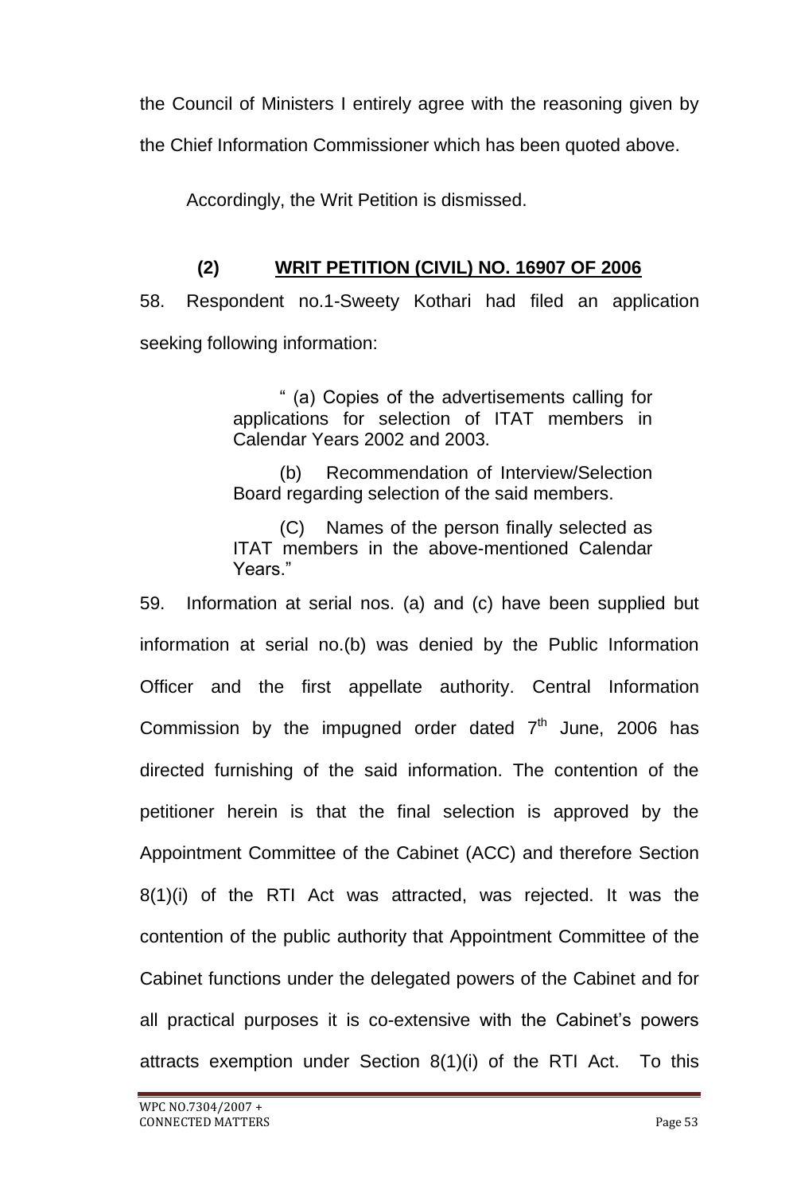the Council of Ministers I entirely agree with the reasoning given by the Chief Information Commissioner which has been quoted above.

Accordingly, the Writ Petition is dismissed.

## (2) WRIT PETITION (CIVIL) NO. 16907 OF 2006

58. Respondent no.1-Sweety Kothari had filed an application seeking following information:

> " (a) Copies of the advertisements calling for applications for selection of ITAT members in Calendar Years 2002 and 2003.
>
> (b) Recommendation of Interview/Selection Board regarding selection of the said members.
>
> (C) Names of the person finally selected as ITAT members in the above-mentioned Calendar Years."

59. Information at serial nos. (a) and (c) have been supplied but information at serial no.(b) was denied by the Public Information Officer and the first appellate authority. Central Information Commission by the impugned order dated 7th June, 2006 has directed furnishing of the said information. The contention of the petitioner herein is that the final selection is approved by the Appointment Committee of the Cabinet (ACC) and therefore Section 8(1)(i) of the RTI Act was attracted, was rejected. It was the contention of the public authority that Appointment Committee of the Cabinet functions under the delegated powers of the Cabinet and for all practical purposes it is co-extensive with the Cabinet's powers attracts exemption under Section 8(1)(i) of the RTI Act. To this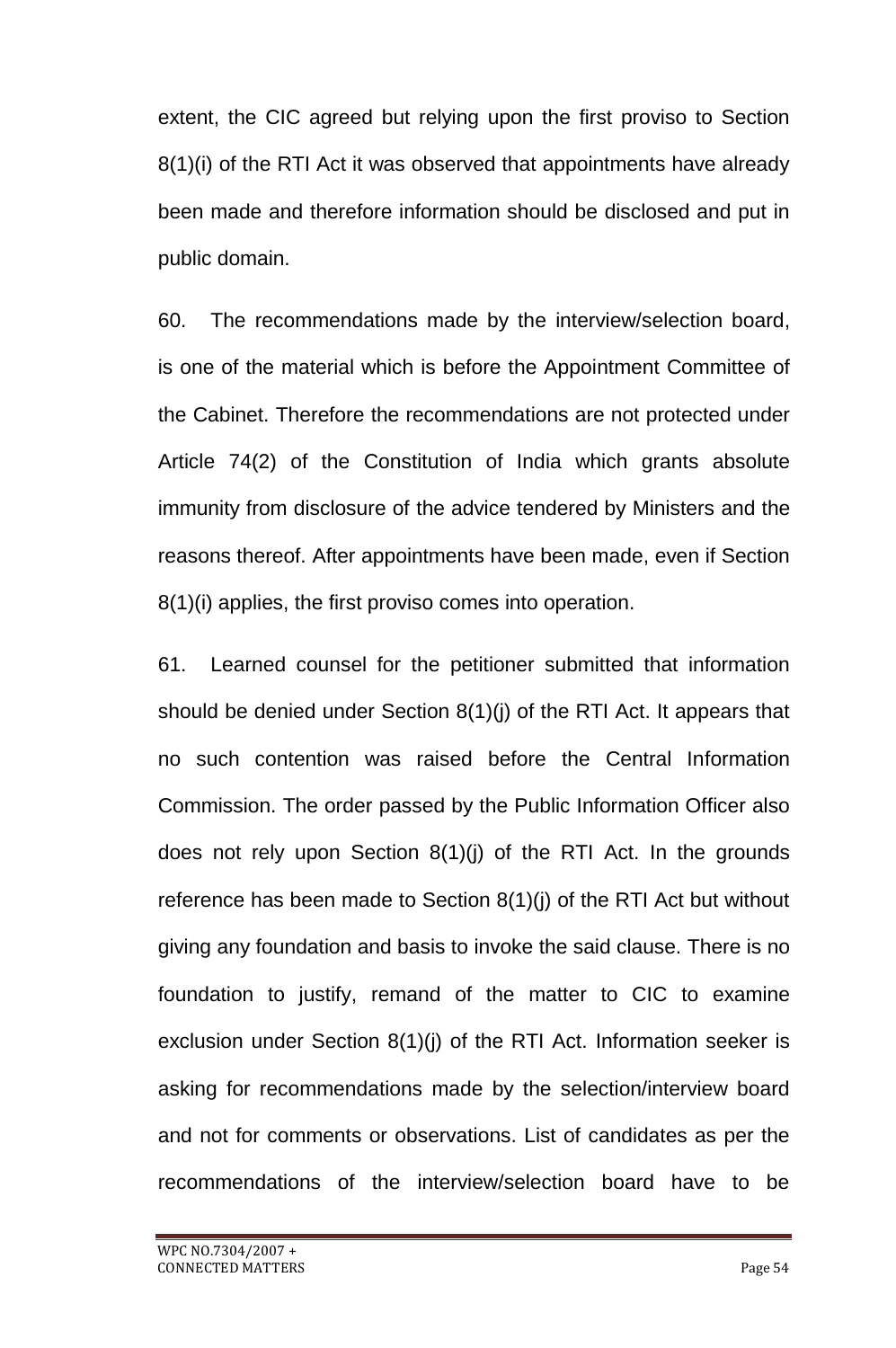extent, the CIC agreed but relying upon the first proviso to Section 8(1)(i) of the RTI Act it was observed that appointments have already been made and therefore information should be disclosed and put in public domain.

60. The recommendations made by the interview/selection board, is one of the material which is before the Appointment Committee of the Cabinet. Therefore the recommendations are not protected under Article 74(2) of the Constitution of India which grants absolute immunity from disclosure of the advice tendered by Ministers and the reasons thereof. After appointments have been made, even if Section 8(1)(i) applies, the first proviso comes into operation.

61. Learned counsel for the petitioner submitted that information should be denied under Section 8(1)(j) of the RTI Act. It appears that no such contention was raised before the Central Information Commission. The order passed by the Public Information Officer also does not rely upon Section 8(1)(j) of the RTI Act. In the grounds reference has been made to Section 8(1)(j) of the RTI Act but without giving any foundation and basis to invoke the said clause. There is no foundation to justify, remand of the matter to CIC to examine exclusion under Section 8(1)(j) of the RTI Act. Information seeker is asking for recommendations made by the selection/interview board and not for comments or observations. List of candidates as per the recommendations of the interview/selection board have to be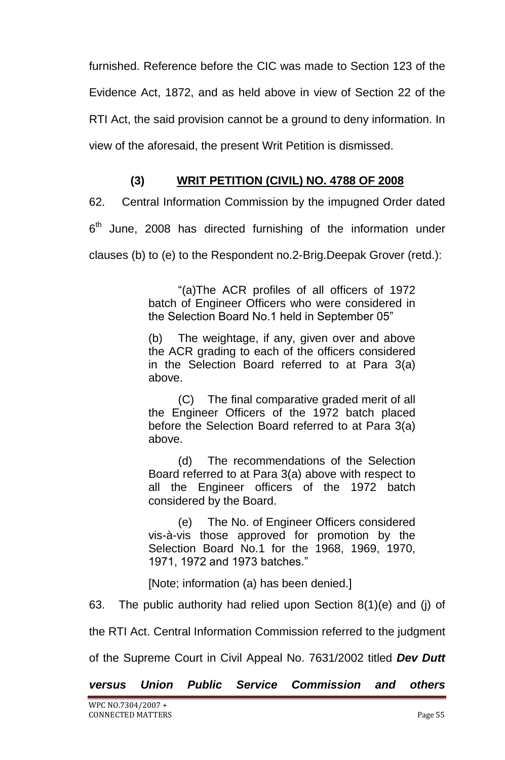furnished. Reference before the CIC was made to Section 123 of the Evidence Act, 1872, and as held above in view of Section 22 of the RTI Act, the said provision cannot be a ground to deny information. In view of the aforesaid, the present Writ Petition is dismissed.

### (3) WRIT PETITION (CIVIL) NO. 4788 OF 2008

62. Central Information Commission by the impugned Order dated 6th June, 2008 has directed furnishing of the information under clauses (b) to (e) to the Respondent no.2-Brig.Deepak Grover (retd.):

> "(a)The ACR profiles of all officers of 1972 batch of Engineer Officers who were considered in the Selection Board No.1 held in September 05"
>
> (b) The weightage, if any, given over and above the ACR grading to each of the officers considered in the Selection Board referred to at Para 3(a) above.
>
> (C) The final comparative graded merit of all the Engineer Officers of the 1972 batch placed before the Selection Board referred to at Para 3(a) above.
>
> (d) The recommendations of the Selection Board referred to at Para 3(a) above with respect to all the Engineer officers of the 1972 batch considered by the Board.
>
> (e) The No. of Engineer Officers considered vis-à-vis those approved for promotion by the Selection Board No.1 for the 1968, 1969, 1970, 1971, 1972 and 1973 batches."
>
> [Note; information (a) has been denied.]

63. The public authority had relied upon Section 8(1)(e) and (j) of the RTI Act. Central Information Commission referred to the judgment of the Supreme Court in Civil Appeal No. 7631/2002 titled ***Dev Dutt versus Union Public Service Commission and others***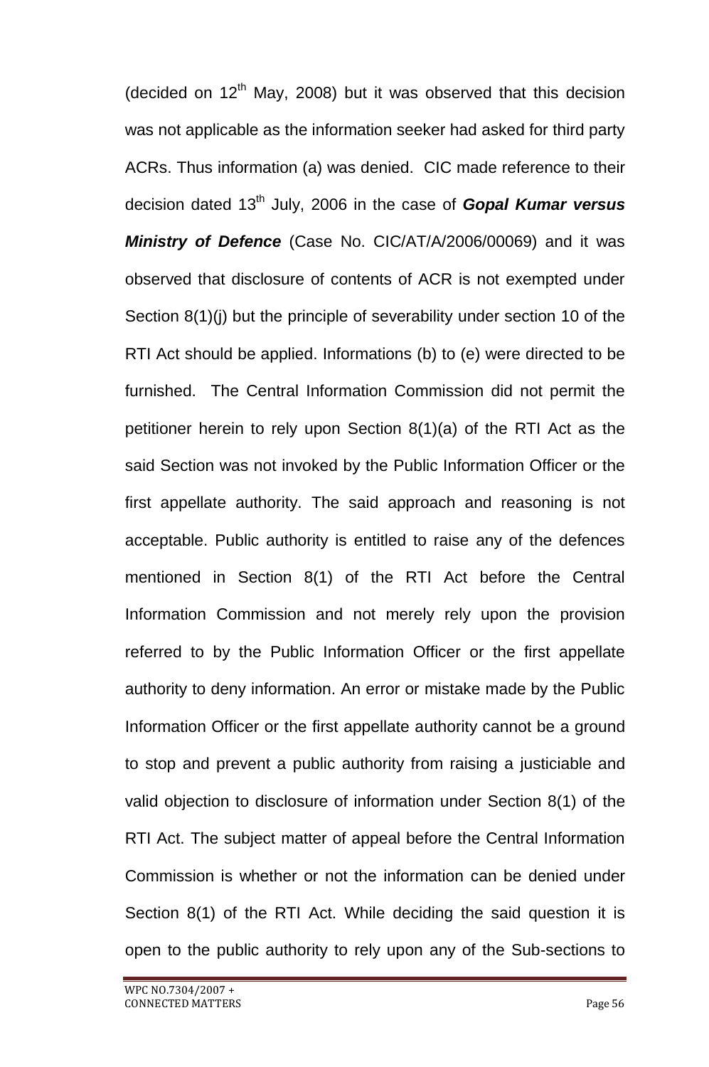(decided on 12th May, 2008) but it was observed that this decision was not applicable as the information seeker had asked for third party ACRs. Thus information (a) was denied. CIC made reference to their decision dated 13th July, 2006 in the case of ***Gopal Kumar versus Ministry of Defence*** (Case No. CIC/AT/A/2006/00069) and it was observed that disclosure of contents of ACR is not exempted under Section 8(1)(j) but the principle of severability under section 10 of the RTI Act should be applied. Informations (b) to (e) were directed to be furnished. The Central Information Commission did not permit the petitioner herein to rely upon Section 8(1)(a) of the RTI Act as the said Section was not invoked by the Public Information Officer or the first appellate authority. The said approach and reasoning is not acceptable. Public authority is entitled to raise any of the defences mentioned in Section 8(1) of the RTI Act before the Central Information Commission and not merely rely upon the provision referred to by the Public Information Officer or the first appellate authority to deny information. An error or mistake made by the Public Information Officer or the first appellate authority cannot be a ground to stop and prevent a public authority from raising a justiciable and valid objection to disclosure of information under Section 8(1) of the RTI Act. The subject matter of appeal before the Central Information Commission is whether or not the information can be denied under Section 8(1) of the RTI Act. While deciding the said question it is open to the public authority to rely upon any of the Sub-sections to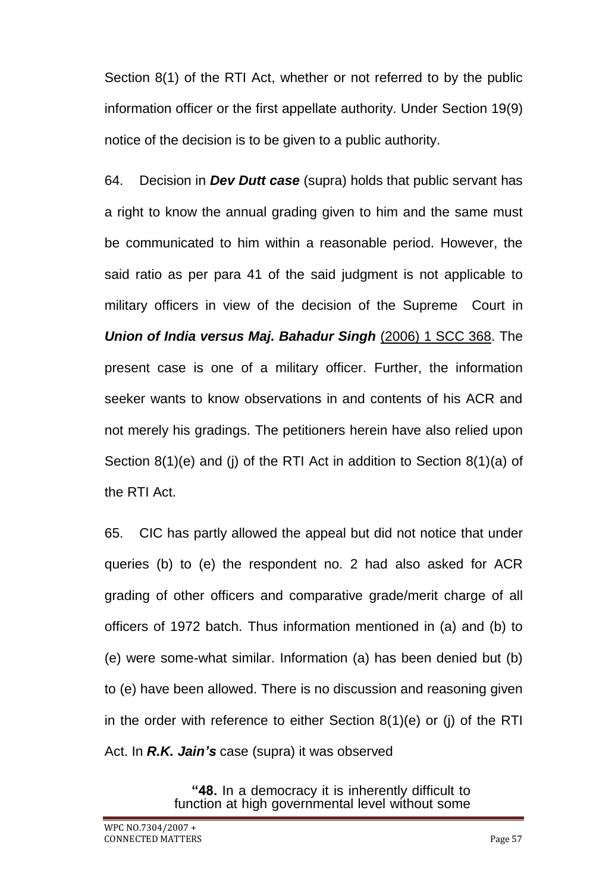Section 8(1) of the RTI Act, whether or not referred to by the public information officer or the first appellate authority. Under Section 19(9) notice of the decision is to be given to a public authority.

64. Decision in ***Dev Dutt case*** (supra) holds that public servant has a right to know the annual grading given to him and the same must be communicated to him within a reasonable period. However, the said ratio as per para 41 of the said judgment is not applicable to military officers in view of the decision of the Supreme Court in ***Union of India versus Maj. Bahadur Singh*** (2006) 1 SCC 368. The present case is one of a military officer. Further, the information seeker wants to know observations in and contents of his ACR and not merely his gradings. The petitioners herein have also relied upon Section 8(1)(e) and (j) of the RTI Act in addition to Section 8(1)(a) of the RTI Act.

65. CIC has partly allowed the appeal but did not notice that under queries (b) to (e) the respondent no. 2 had also asked for ACR grading of other officers and comparative grade/merit charge of all officers of 1972 batch. Thus information mentioned in (a) and (b) to (e) were some-what similar. Information (a) has been denied but (b) to (e) have been allowed. There is no discussion and reasoning given in the order with reference to either Section 8(1)(e) or (j) of the RTI Act. In ***R.K. Jain's*** case (supra) it was observed

> "**48.** In a democracy it is inherently difficult to function at high governmental level without some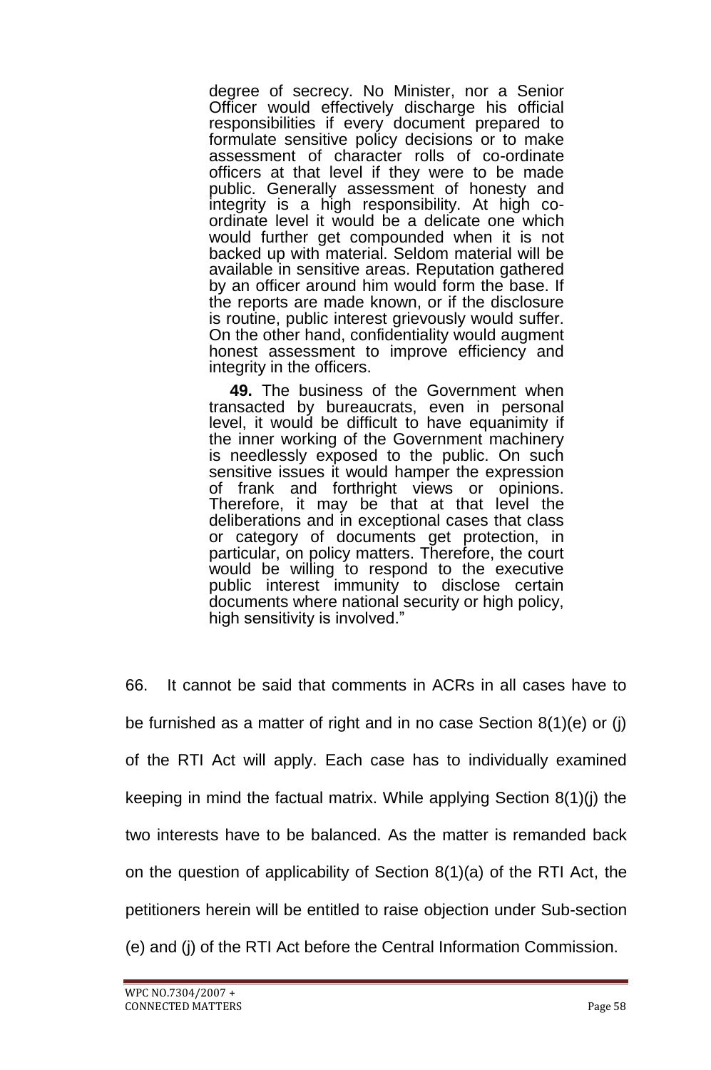> degree of secrecy. No Minister, nor a Senior Officer would effectively discharge his official responsibilities if every document prepared to formulate sensitive policy decisions or to make assessment of character rolls of co-ordinate officers at that level if they were to be made public. Generally assessment of honesty and integrity is a high responsibility. At high co-ordinate level it would be a delicate one which would further get compounded when it is not backed up with material. Seldom material will be available in sensitive areas. Reputation gathered by an officer around him would form the base. If the reports are made known, or if the disclosure is routine, public interest grievously would suffer. On the other hand, confidentiality would augment honest assessment to improve efficiency and integrity in the officers.
>
> **49.** The business of the Government when transacted by bureaucrats, even in personal level, it would be difficult to have equanimity if the inner working of the Government machinery is needlessly exposed to the public. On such sensitive issues it would hamper the expression of frank and forthright views or opinions. Therefore, it may be that at that level the deliberations and in exceptional cases that class or category of documents get protection, in particular, on policy matters. Therefore, the court would be willing to respond to the executive public interest immunity to disclose certain documents where national security or high policy, high sensitivity is involved."

66. It cannot be said that comments in ACRs in all cases have to be furnished as a matter of right and in no case Section 8(1)(e) or (j) of the RTI Act will apply. Each case has to individually examined keeping in mind the factual matrix. While applying Section 8(1)(j) the two interests have to be balanced. As the matter is remanded back on the question of applicability of Section 8(1)(a) of the RTI Act, the petitioners herein will be entitled to raise objection under Sub-section (e) and (j) of the RTI Act before the Central Information Commission.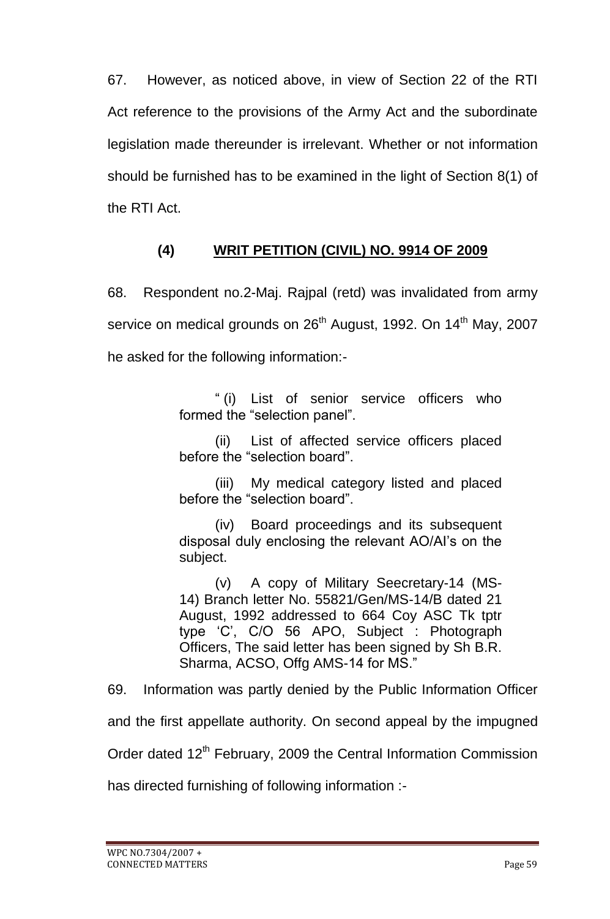67. However, as noticed above, in view of Section 22 of the RTI Act reference to the provisions of the Army Act and the subordinate legislation made thereunder is irrelevant. Whether or not information should be furnished has to be examined in the light of Section 8(1) of the RTI Act.

### (4) WRIT PETITION (CIVIL) NO. 9914 OF 2009

68. Respondent no.2-Maj. Rajpal (retd) was invalidated from army service on medical grounds on 26th August, 1992. On 14th May, 2007 he asked for the following information:-

> " (i) List of senior service officers who formed the "selection panel".
>
> (ii) List of affected service officers placed before the "selection board".
>
> (iii) My medical category listed and placed before the "selection board".
>
> (iv) Board proceedings and its subsequent disposal duly enclosing the relevant AO/AI's on the subject.
>
> (v) A copy of Military Seecretary-14 (MS-14) Branch letter No. 55821/Gen/MS-14/B dated 21 August, 1992 addressed to 664 Coy ASC Tk tptr type 'C', C/O 56 APO, Subject : Photograph Officers, The said letter has been signed by Sh B.R. Sharma, ACSO, Offg AMS-14 for MS."

69. Information was partly denied by the Public Information Officer and the first appellate authority. On second appeal by the impugned Order dated 12th February, 2009 the Central Information Commission has directed furnishing of following information :-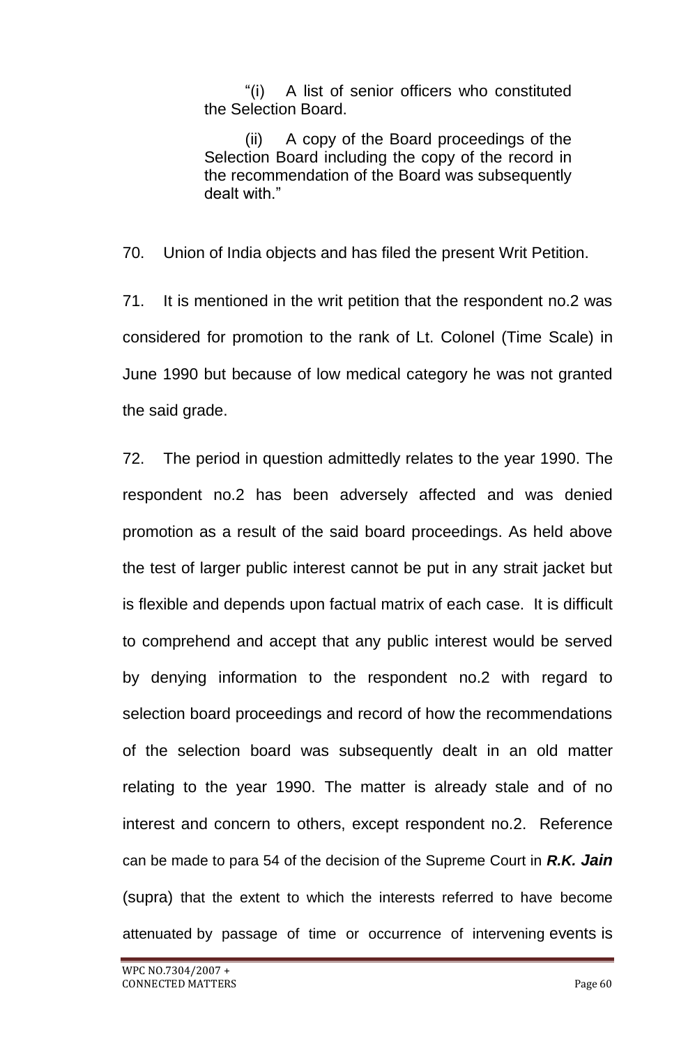> "(i) A list of senior officers who constituted the Selection Board.
>
> (ii) A copy of the Board proceedings of the Selection Board including the copy of the record in the recommendation of the Board was subsequently dealt with."

70. Union of India objects and has filed the present Writ Petition.

71. It is mentioned in the writ petition that the respondent no.2 was considered for promotion to the rank of Lt. Colonel (Time Scale) in June 1990 but because of low medical category he was not granted the said grade.

72. The period in question admittedly relates to the year 1990. The respondent no.2 has been adversely affected and was denied promotion as a result of the said board proceedings. As held above the test of larger public interest cannot be put in any strait jacket but is flexible and depends upon factual matrix of each case. It is difficult to comprehend and accept that any public interest would be served by denying information to the respondent no.2 with regard to selection board proceedings and record of how the recommendations of the selection board was subsequently dealt in an old matter relating to the year 1990. The matter is already stale and of no interest and concern to others, except respondent no.2. Reference can be made to para 54 of the decision of the Supreme Court in ***R.K. Jain*** (supra) that the extent to which the interests referred to have become attenuated by passage of time or occurrence of intervening events is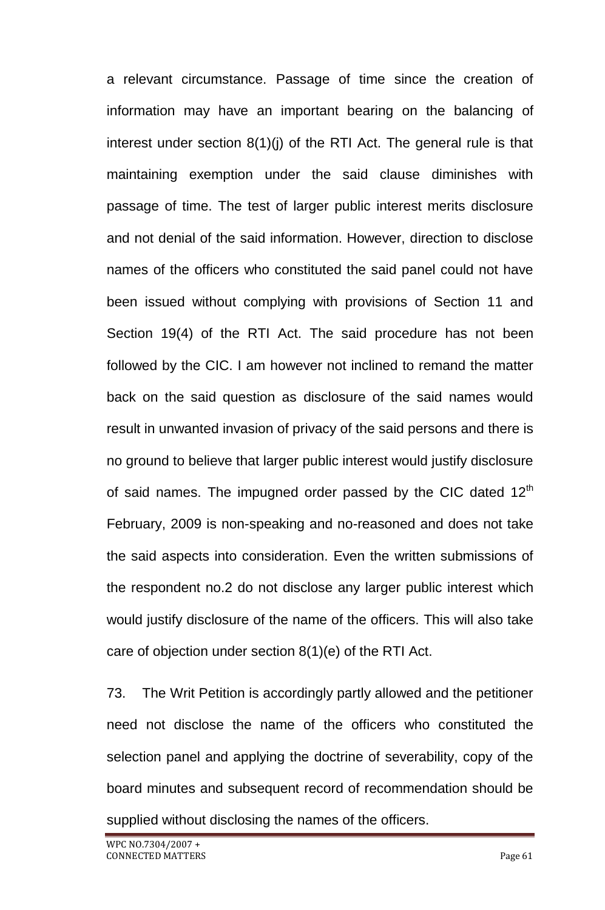a relevant circumstance. Passage of time since the creation of information may have an important bearing on the balancing of interest under section 8(1)(j) of the RTI Act. The general rule is that maintaining exemption under the said clause diminishes with passage of time. The test of larger public interest merits disclosure and not denial of the said information. However, direction to disclose names of the officers who constituted the said panel could not have been issued without complying with provisions of Section 11 and Section 19(4) of the RTI Act. The said procedure has not been followed by the CIC. I am however not inclined to remand the matter back on the said question as disclosure of the said names would result in unwanted invasion of privacy of the said persons and there is no ground to believe that larger public interest would justify disclosure of said names. The impugned order passed by the CIC dated 12th February, 2009 is non-speaking and no-reasoned and does not take the said aspects into consideration. Even the written submissions of the respondent no.2 do not disclose any larger public interest which would justify disclosure of the name of the officers. This will also take care of objection under section 8(1)(e) of the RTI Act.

73. The Writ Petition is accordingly partly allowed and the petitioner need not disclose the name of the officers who constituted the selection panel and applying the doctrine of severability, copy of the board minutes and subsequent record of recommendation should be supplied without disclosing the names of the officers.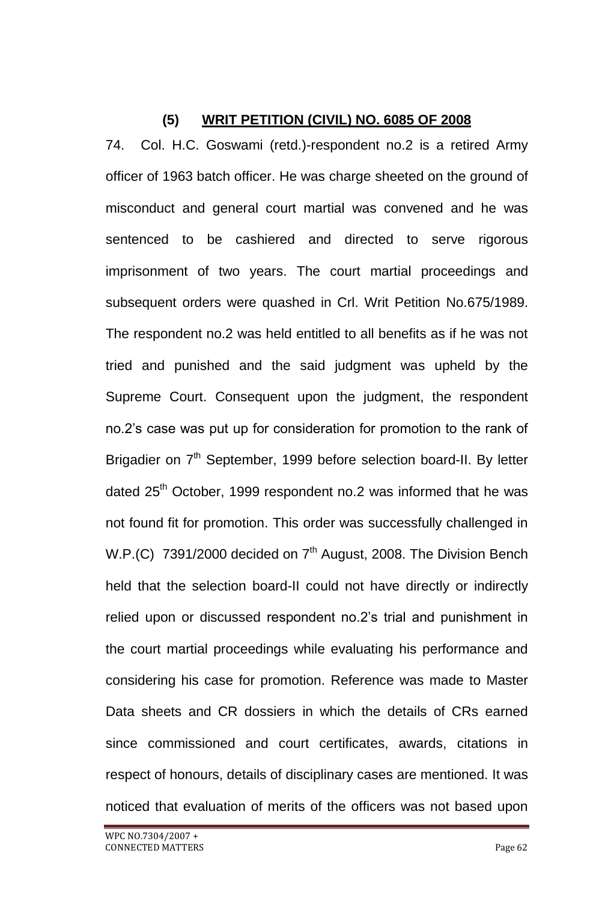## (5) WRIT PETITION (CIVIL) NO. 6085 OF 2008

74. Col. H.C. Goswami (retd.)-respondent no.2 is a retired Army officer of 1963 batch officer. He was charge sheeted on the ground of misconduct and general court martial was convened and he was sentenced to be cashiered and directed to serve rigorous imprisonment of two years. The court martial proceedings and subsequent orders were quashed in Crl. Writ Petition No.675/1989. The respondent no.2 was held entitled to all benefits as if he was not tried and punished and the said judgment was upheld by the Supreme Court. Consequent upon the judgment, the respondent no.2's case was put up for consideration for promotion to the rank of Brigadier on 7th September, 1999 before selection board-II. By letter dated 25th October, 1999 respondent no.2 was informed that he was not found fit for promotion. This order was successfully challenged in W.P.(C) 7391/2000 decided on 7th August, 2008. The Division Bench held that the selection board-II could not have directly or indirectly relied upon or discussed respondent no.2's trial and punishment in the court martial proceedings while evaluating his performance and considering his case for promotion. Reference was made to Master Data sheets and CR dossiers in which the details of CRs earned since commissioned and court certificates, awards, citations in respect of honours, details of disciplinary cases are mentioned. It was noticed that evaluation of merits of the officers was not based upon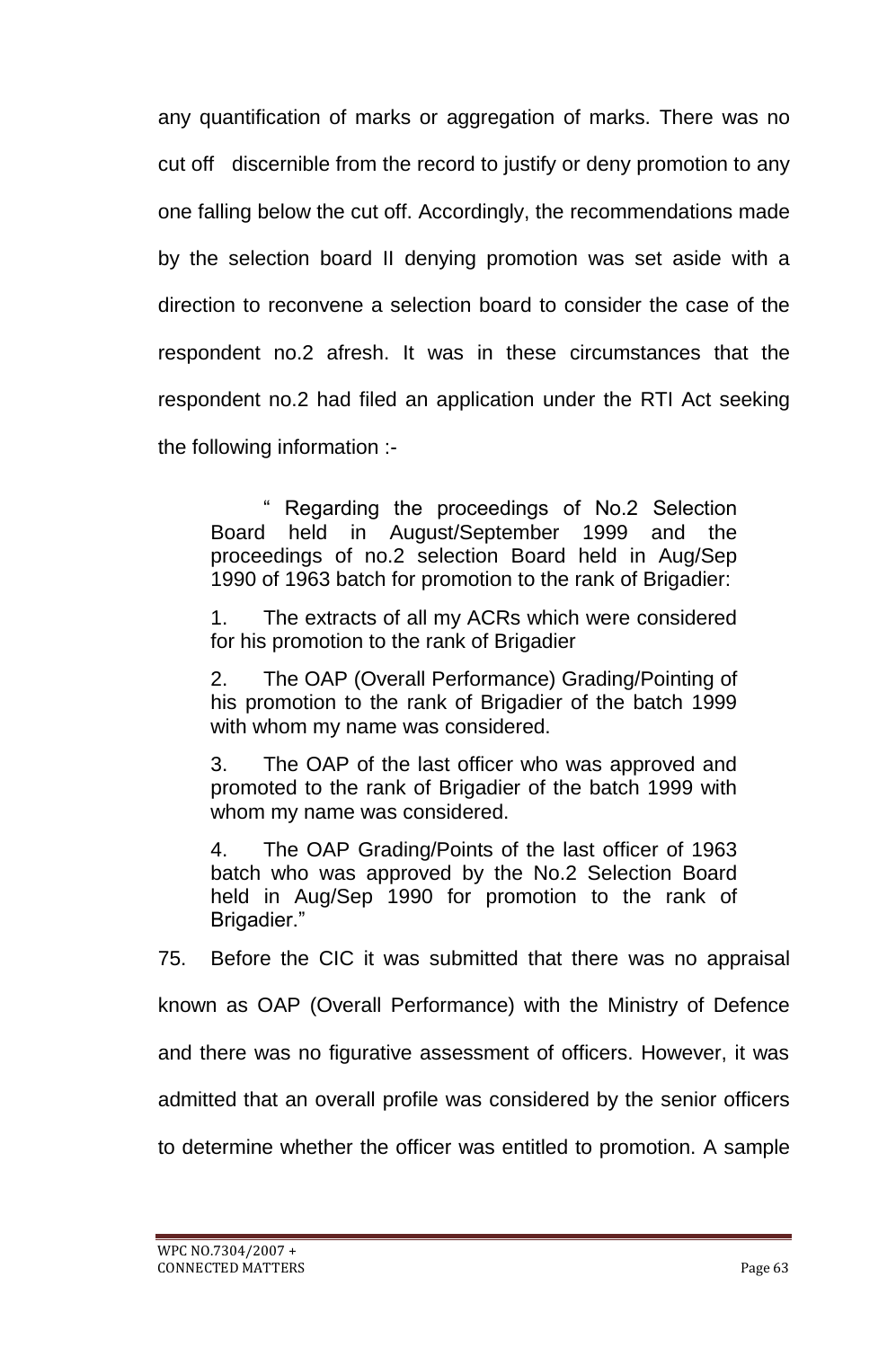any quantification of marks or aggregation of marks. There was no cut off discernible from the record to justify or deny promotion to any one falling below the cut off. Accordingly, the recommendations made by the selection board II denying promotion was set aside with a direction to reconvene a selection board to consider the case of the respondent no.2 afresh. It was in these circumstances that the respondent no.2 had filed an application under the RTI Act seeking the following information :-

> " Regarding the proceedings of No.2 Selection Board held in August/September 1999 and the proceedings of no.2 selection Board held in Aug/Sep 1990 of 1963 batch for promotion to the rank of Brigadier:
>
> 1. The extracts of all my ACRs which were considered for his promotion to the rank of Brigadier
>
> 2. The OAP (Overall Performance) Grading/Pointing of his promotion to the rank of Brigadier of the batch 1999 with whom my name was considered.
>
> 3. The OAP of the last officer who was approved and promoted to the rank of Brigadier of the batch 1999 with whom my name was considered.
>
> 4. The OAP Grading/Points of the last officer of 1963 batch who was approved by the No.2 Selection Board held in Aug/Sep 1990 for promotion to the rank of Brigadier."

75. Before the CIC it was submitted that there was no appraisal known as OAP (Overall Performance) with the Ministry of Defence and there was no figurative assessment of officers. However, it was admitted that an overall profile was considered by the senior officers to determine whether the officer was entitled to promotion. A sample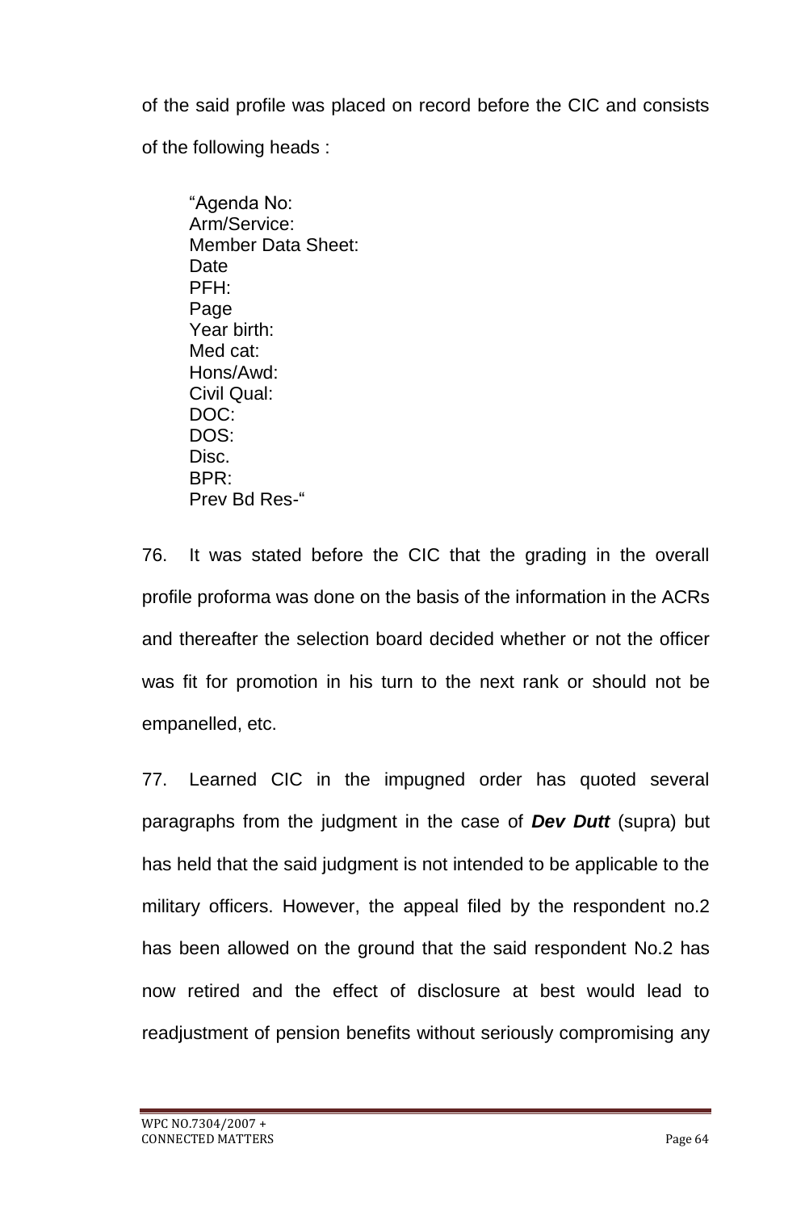of the said profile was placed on record before the CIC and consists of the following heads :

> "Agenda No:
> Arm/Service:
> Member Data Sheet:
> Date
> PFH:
> Page
> Year birth:
> Med cat:
> Hons/Awd:
> Civil Qual:
> DOC:
> DOS:
> Disc.
> BPR:
> Prev Bd Res-"

76. It was stated before the CIC that the grading in the overall profile proforma was done on the basis of the information in the ACRs and thereafter the selection board decided whether or not the officer was fit for promotion in his turn to the next rank or should not be empanelled, etc.

77. Learned CIC in the impugned order has quoted several paragraphs from the judgment in the case of ***Dev Dutt*** (supra) but has held that the said judgment is not intended to be applicable to the military officers. However, the appeal filed by the respondent no.2 has been allowed on the ground that the said respondent No.2 has now retired and the effect of disclosure at best would lead to readjustment of pension benefits without seriously compromising any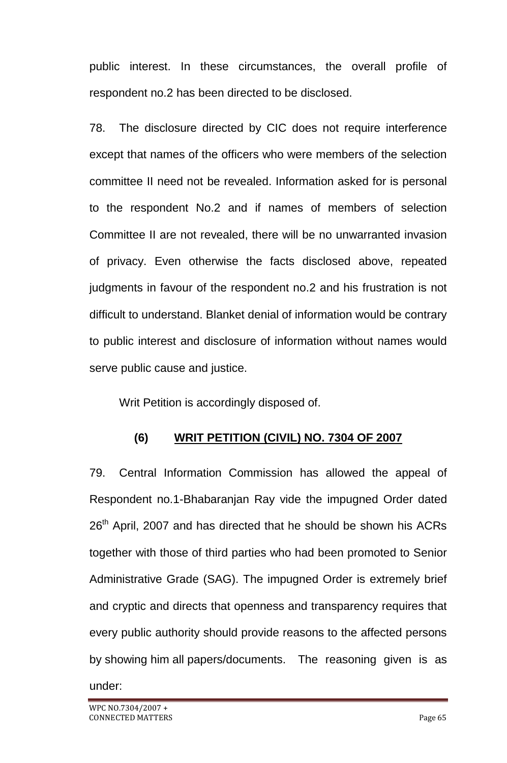public interest. In these circumstances, the overall profile of respondent no.2 has been directed to be disclosed.

78. The disclosure directed by CIC does not require interference except that names of the officers who were members of the selection committee II need not be revealed. Information asked for is personal to the respondent No.2 and if names of members of selection Committee II are not revealed, there will be no unwarranted invasion of privacy. Even otherwise the facts disclosed above, repeated judgments in favour of the respondent no.2 and his frustration is not difficult to understand. Blanket denial of information would be contrary to public interest and disclosure of information without names would serve public cause and justice.

Writ Petition is accordingly disposed of.

### (6) <u>WRIT PETITION (CIVIL) NO. 7304 OF 2007</u>

79. Central Information Commission has allowed the appeal of Respondent no.1-Bhabaranjan Ray vide the impugned Order dated 26th April, 2007 and has directed that he should be shown his ACRs together with those of third parties who had been promoted to Senior Administrative Grade (SAG). The impugned Order is extremely brief and cryptic and directs that openness and transparency requires that every public authority should provide reasons to the affected persons by showing him all papers/documents. The reasoning given is as under: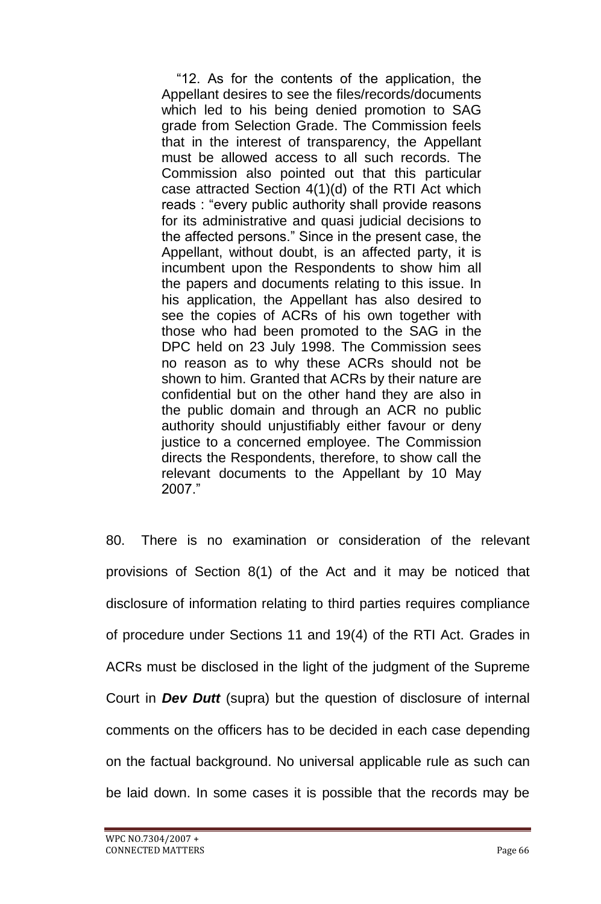> "12. As for the contents of the application, the Appellant desires to see the files/records/documents which led to his being denied promotion to SAG grade from Selection Grade. The Commission feels that in the interest of transparency, the Appellant must be allowed access to all such records. The Commission also pointed out that this particular case attracted Section 4(1)(d) of the RTI Act which reads : "every public authority shall provide reasons for its administrative and quasi judicial decisions to the affected persons." Since in the present case, the Appellant, without doubt, is an affected party, it is incumbent upon the Respondents to show him all the papers and documents relating to this issue. In his application, the Appellant has also desired to see the copies of ACRs of his own together with those who had been promoted to the SAG in the DPC held on 23 July 1998. The Commission sees no reason as to why these ACRs should not be shown to him. Granted that ACRs by their nature are confidential but on the other hand they are also in the public domain and through an ACR no public authority should unjustifiably either favour or deny justice to a concerned employee. The Commission directs the Respondents, therefore, to show call the relevant documents to the Appellant by 10 May 2007."

80. There is no examination or consideration of the relevant provisions of Section 8(1) of the Act and it may be noticed that disclosure of information relating to third parties requires compliance of procedure under Sections 11 and 19(4) of the RTI Act. Grades in ACRs must be disclosed in the light of the judgment of the Supreme Court in ***Dev Dutt*** (supra) but the question of disclosure of internal comments on the officers has to be decided in each case depending on the factual background. No universal applicable rule as such can be laid down. In some cases it is possible that the records may be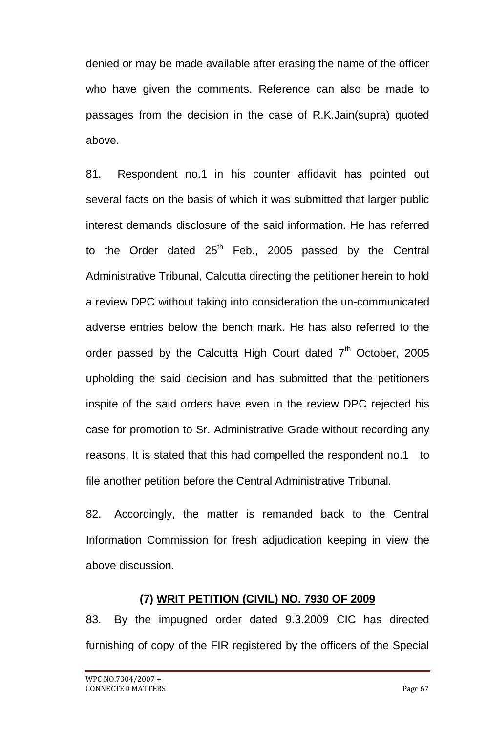denied or may be made available after erasing the name of the officer who have given the comments. Reference can also be made to passages from the decision in the case of R.K.Jain(supra) quoted above.

81. Respondent no.1 in his counter affidavit has pointed out several facts on the basis of which it was submitted that larger public interest demands disclosure of the said information. He has referred to the Order dated 25th Feb., 2005 passed by the Central Administrative Tribunal, Calcutta directing the petitioner herein to hold a review DPC without taking into consideration the un-communicated adverse entries below the bench mark. He has also referred to the order passed by the Calcutta High Court dated 7th October, 2005 upholding the said decision and has submitted that the petitioners inspite of the said orders have even in the review DPC rejected his case for promotion to Sr. Administrative Grade without recording any reasons. It is stated that this had compelled the respondent no.1 to file another petition before the Central Administrative Tribunal.

82. Accordingly, the matter is remanded back to the Central Information Commission for fresh adjudication keeping in view the above discussion.

**(7) <u>WRIT PETITION (CIVIL) NO. 7930 OF 2009</u>**

83. By the impugned order dated 9.3.2009 CIC has directed furnishing of copy of the FIR registered by the officers of the Special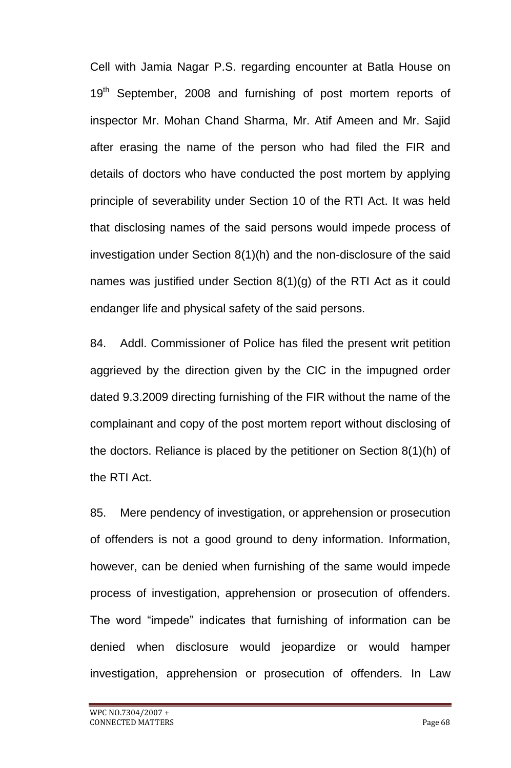Cell with Jamia Nagar P.S. regarding encounter at Batla House on 19th September, 2008 and furnishing of post mortem reports of inspector Mr. Mohan Chand Sharma, Mr. Atif Ameen and Mr. Sajid after erasing the name of the person who had filed the FIR and details of doctors who have conducted the post mortem by applying principle of severability under Section 10 of the RTI Act. It was held that disclosing names of the said persons would impede process of investigation under Section 8(1)(h) and the non-disclosure of the said names was justified under Section 8(1)(g) of the RTI Act as it could endanger life and physical safety of the said persons.

84. Addl. Commissioner of Police has filed the present writ petition aggrieved by the direction given by the CIC in the impugned order dated 9.3.2009 directing furnishing of the FIR without the name of the complainant and copy of the post mortem report without disclosing of the doctors. Reliance is placed by the petitioner on Section 8(1)(h) of the RTI Act.

85. Mere pendency of investigation, or apprehension or prosecution of offenders is not a good ground to deny information. Information, however, can be denied when furnishing of the same would impede process of investigation, apprehension or prosecution of offenders. The word "impede" indicates that furnishing of information can be denied when disclosure would jeopardize or would hamper investigation, apprehension or prosecution of offenders. In Law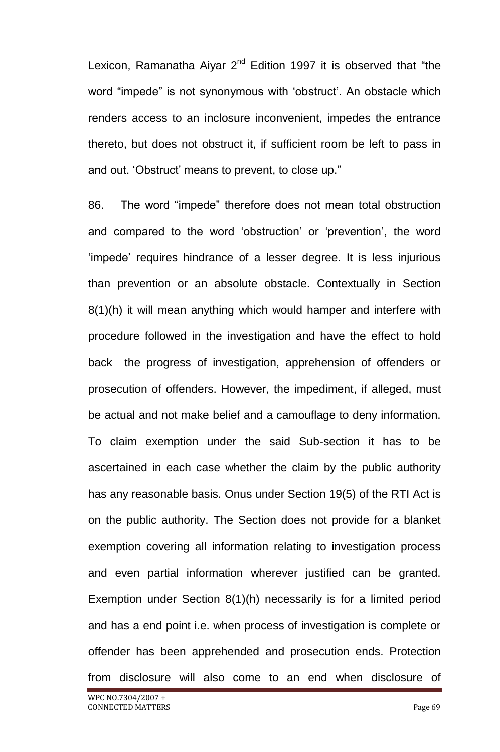Lexicon, Ramanatha Aiyar 2nd Edition 1997 it is observed that "the word "impede" is not synonymous with 'obstruct'. An obstacle which renders access to an inclosure inconvenient, impedes the entrance thereto, but does not obstruct it, if sufficient room be left to pass in and out. 'Obstruct' means to prevent, to close up."

86. The word "impede" therefore does not mean total obstruction and compared to the word 'obstruction' or 'prevention', the word 'impede' requires hindrance of a lesser degree. It is less injurious than prevention or an absolute obstacle. Contextually in Section 8(1)(h) it will mean anything which would hamper and interfere with procedure followed in the investigation and have the effect to hold back the progress of investigation, apprehension of offenders or prosecution of offenders. However, the impediment, if alleged, must be actual and not make belief and a camouflage to deny information. To claim exemption under the said Sub-section it has to be ascertained in each case whether the claim by the public authority has any reasonable basis. Onus under Section 19(5) of the RTI Act is on the public authority. The Section does not provide for a blanket exemption covering all information relating to investigation process and even partial information wherever justified can be granted. Exemption under Section 8(1)(h) necessarily is for a limited period and has a end point i.e. when process of investigation is complete or offender has been apprehended and prosecution ends. Protection from disclosure will also come to an end when disclosure of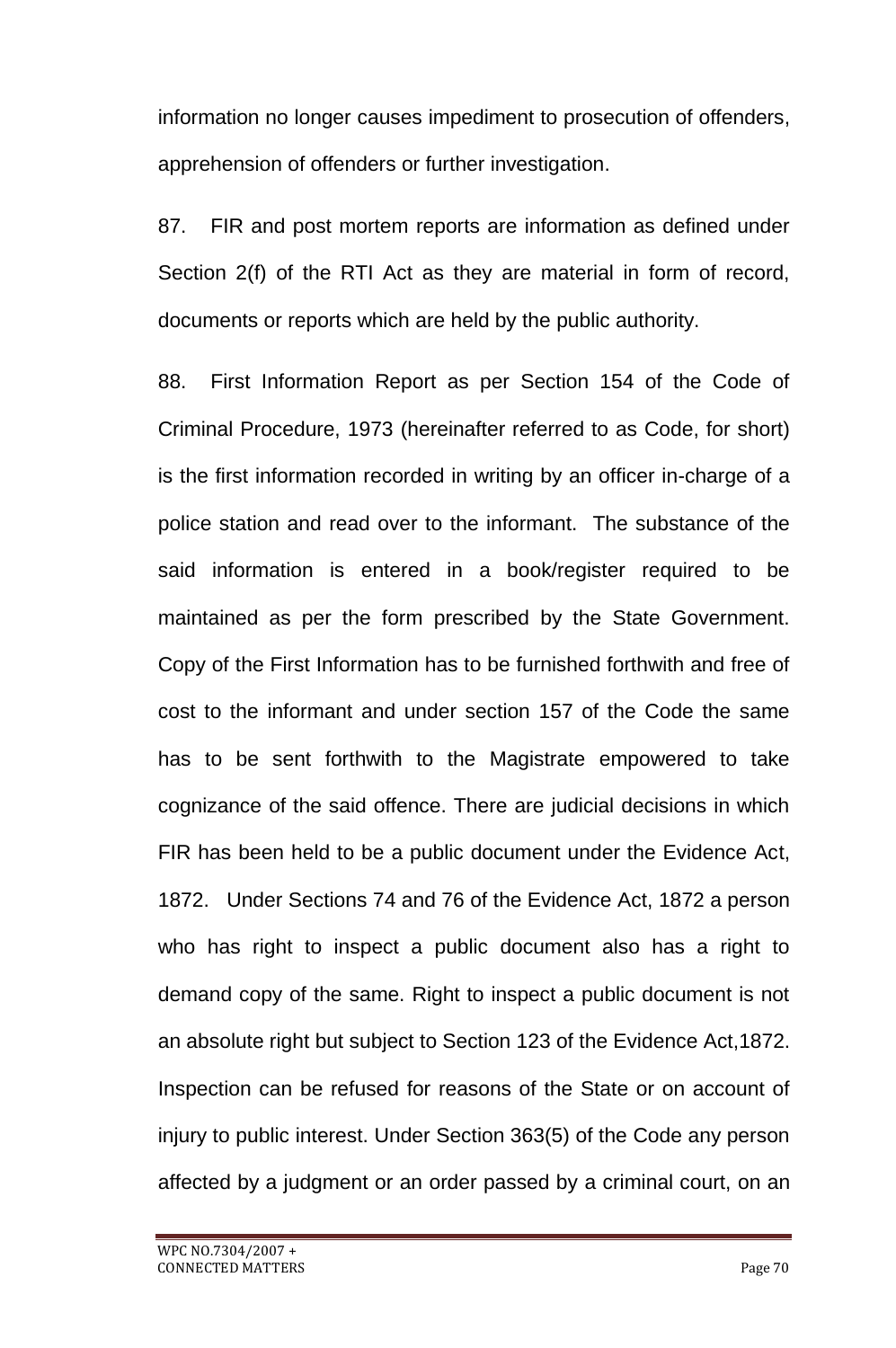information no longer causes impediment to prosecution of offenders, apprehension of offenders or further investigation.

87. FIR and post mortem reports are information as defined under Section 2(f) of the RTI Act as they are material in form of record, documents or reports which are held by the public authority.

88. First Information Report as per Section 154 of the Code of Criminal Procedure, 1973 (hereinafter referred to as Code, for short) is the first information recorded in writing by an officer in-charge of a police station and read over to the informant. The substance of the said information is entered in a book/register required to be maintained as per the form prescribed by the State Government. Copy of the First Information has to be furnished forthwith and free of cost to the informant and under section 157 of the Code the same has to be sent forthwith to the Magistrate empowered to take cognizance of the said offence. There are judicial decisions in which FIR has been held to be a public document under the Evidence Act, 1872. Under Sections 74 and 76 of the Evidence Act, 1872 a person who has right to inspect a public document also has a right to demand copy of the same. Right to inspect a public document is not an absolute right but subject to Section 123 of the Evidence Act,1872. Inspection can be refused for reasons of the State or on account of injury to public interest. Under Section 363(5) of the Code any person affected by a judgment or an order passed by a criminal court, on an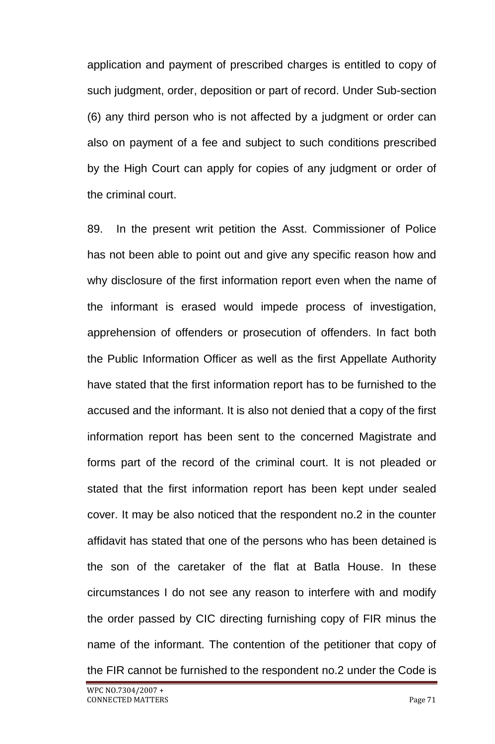application and payment of prescribed charges is entitled to copy of such judgment, order, deposition or part of record. Under Sub-section (6) any third person who is not affected by a judgment or order can also on payment of a fee and subject to such conditions prescribed by the High Court can apply for copies of any judgment or order of the criminal court.

89. In the present writ petition the Asst. Commissioner of Police has not been able to point out and give any specific reason how and why disclosure of the first information report even when the name of the informant is erased would impede process of investigation, apprehension of offenders or prosecution of offenders. In fact both the Public Information Officer as well as the first Appellate Authority have stated that the first information report has to be furnished to the accused and the informant. It is also not denied that a copy of the first information report has been sent to the concerned Magistrate and forms part of the record of the criminal court. It is not pleaded or stated that the first information report has been kept under sealed cover. It may be also noticed that the respondent no.2 in the counter affidavit has stated that one of the persons who has been detained is the son of the caretaker of the flat at Batla House. In these circumstances I do not see any reason to interfere with and modify the order passed by CIC directing furnishing copy of FIR minus the name of the informant. The contention of the petitioner that copy of the FIR cannot be furnished to the respondent no.2 under the Code is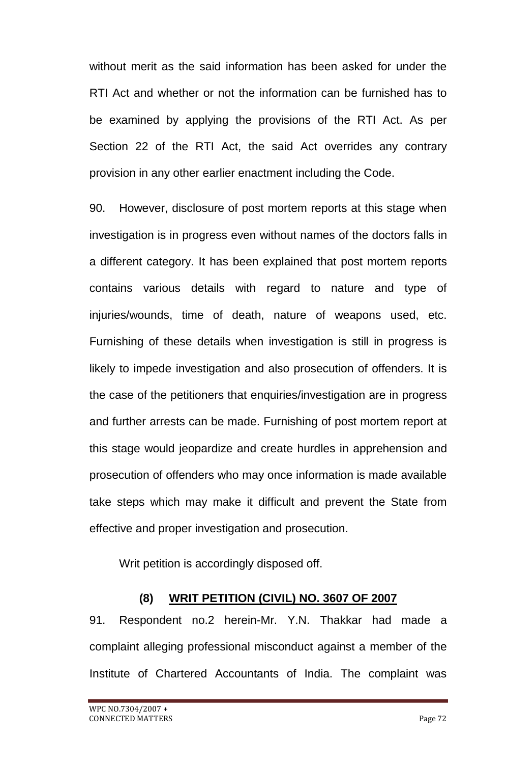without merit as the said information has been asked for under the RTI Act and whether or not the information can be furnished has to be examined by applying the provisions of the RTI Act. As per Section 22 of the RTI Act, the said Act overrides any contrary provision in any other earlier enactment including the Code.

90. However, disclosure of post mortem reports at this stage when investigation is in progress even without names of the doctors falls in a different category. It has been explained that post mortem reports contains various details with regard to nature and type of injuries/wounds, time of death, nature of weapons used, etc. Furnishing of these details when investigation is still in progress is likely to impede investigation and also prosecution of offenders. It is the case of the petitioners that enquiries/investigation are in progress and further arrests can be made. Furnishing of post mortem report at this stage would jeopardize and create hurdles in apprehension and prosecution of offenders who may once information is made available take steps which may make it difficult and prevent the State from effective and proper investigation and prosecution.

Writ petition is accordingly disposed off.

### (8) <u>WRIT PETITION (CIVIL) NO. 3607 OF 2007</u>

91. Respondent no.2 herein-Mr. Y.N. Thakkar had made a complaint alleging professional misconduct against a member of the Institute of Chartered Accountants of India. The complaint was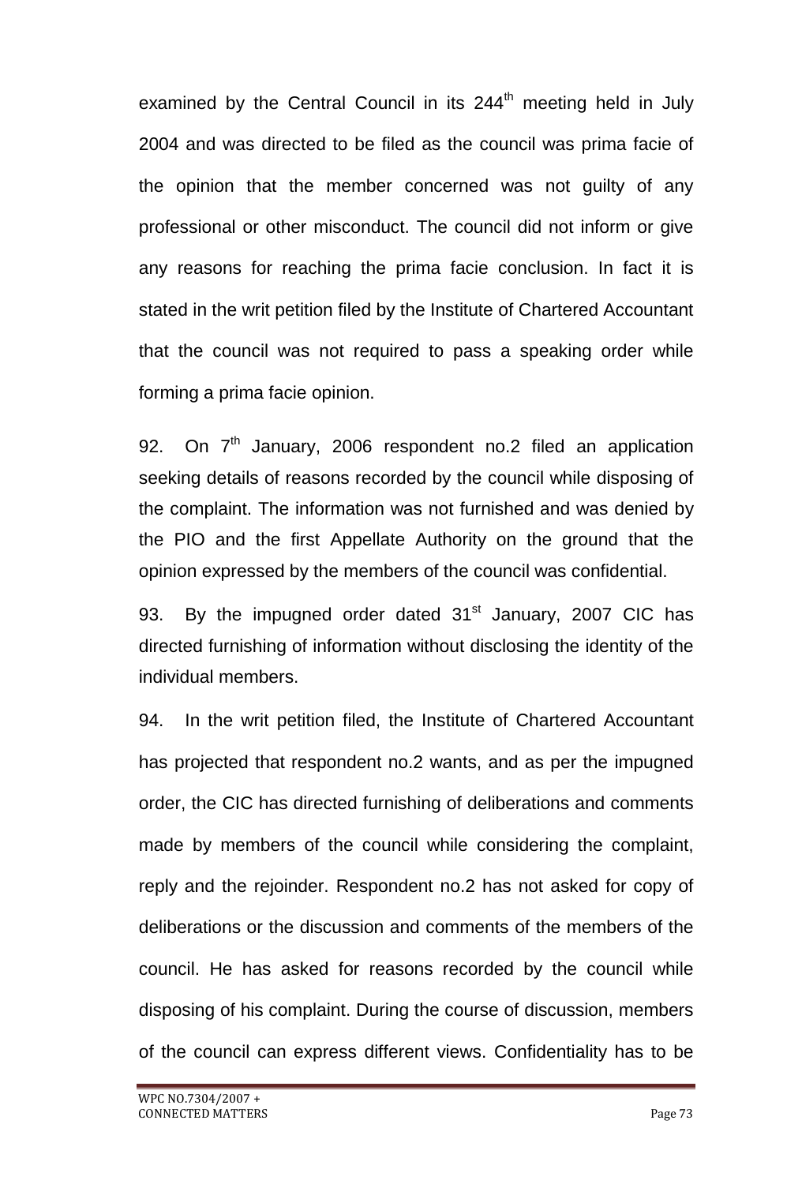examined by the Central Council in its 244th meeting held in July 2004 and was directed to be filed as the council was prima facie of the opinion that the member concerned was not guilty of any professional or other misconduct. The council did not inform or give any reasons for reaching the prima facie conclusion. In fact it is stated in the writ petition filed by the Institute of Chartered Accountant that the council was not required to pass a speaking order while forming a prima facie opinion.

92. On 7th January, 2006 respondent no.2 filed an application seeking details of reasons recorded by the council while disposing of the complaint. The information was not furnished and was denied by the PIO and the first Appellate Authority on the ground that the opinion expressed by the members of the council was confidential.

93. By the impugned order dated 31st January, 2007 CIC has directed furnishing of information without disclosing the identity of the individual members.

94. In the writ petition filed, the Institute of Chartered Accountant has projected that respondent no.2 wants, and as per the impugned order, the CIC has directed furnishing of deliberations and comments made by members of the council while considering the complaint, reply and the rejoinder. Respondent no.2 has not asked for copy of deliberations or the discussion and comments of the members of the council. He has asked for reasons recorded by the council while disposing of his complaint. During the course of discussion, members of the council can express different views. Confidentiality has to be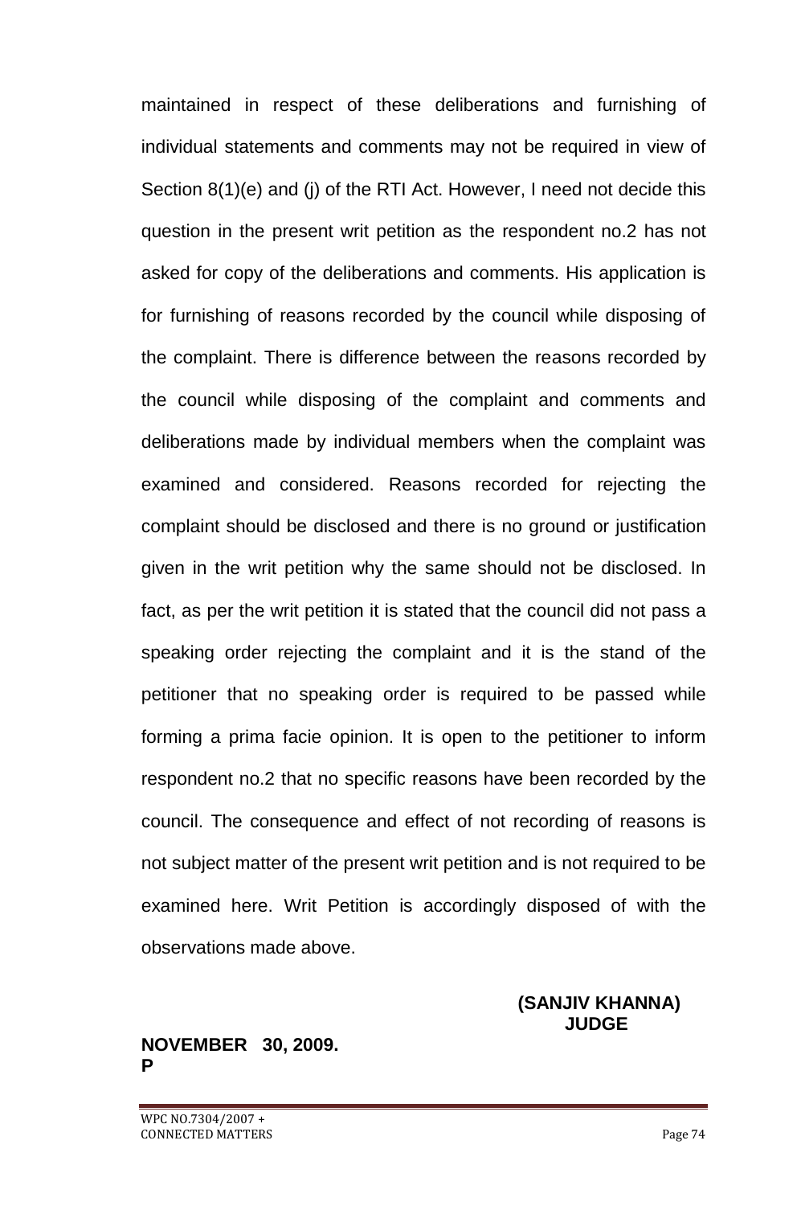maintained in respect of these deliberations and furnishing of individual statements and comments may not be required in view of Section 8(1)(e) and (j) of the RTI Act. However, I need not decide this question in the present writ petition as the respondent no.2 has not asked for copy of the deliberations and comments. His application is for furnishing of reasons recorded by the council while disposing of the complaint. There is difference between the reasons recorded by the council while disposing of the complaint and comments and deliberations made by individual members when the complaint was examined and considered. Reasons recorded for rejecting the complaint should be disclosed and there is no ground or justification given in the writ petition why the same should not be disclosed. In fact, as per the writ petition it is stated that the council did not pass a speaking order rejecting the complaint and it is the stand of the petitioner that no speaking order is required to be passed while forming a prima facie opinion. It is open to the petitioner to inform respondent no.2 that no specific reasons have been recorded by the council. The consequence and effect of not recording of reasons is not subject matter of the present writ petition and is not required to be examined here. Writ Petition is accordingly disposed of with the observations made above.

**(SANJIV KHANNA)**
**JUDGE**

**NOVEMBER 30, 2009.**
**P**